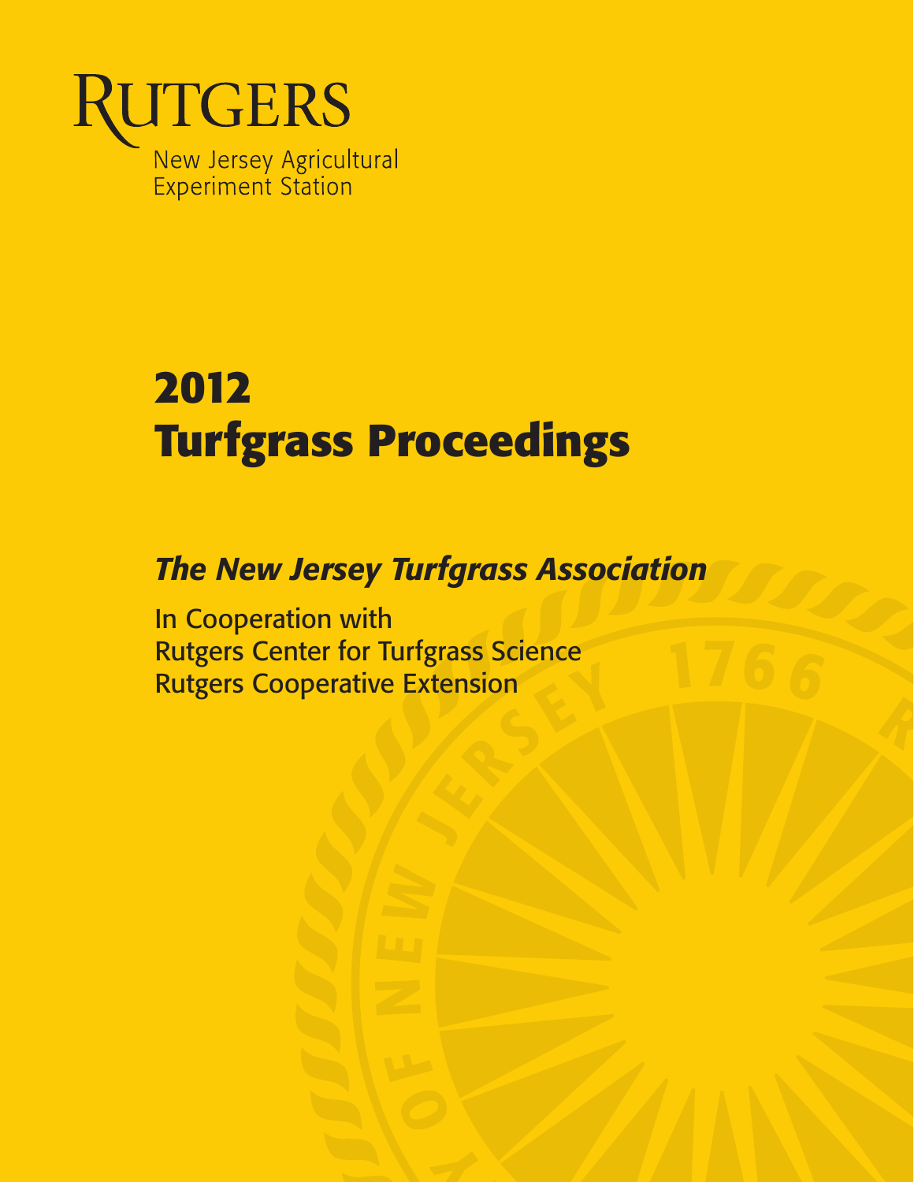RUTGERS

New Jersey Agricultural Experiment Station

# 2012 Turfgrass Proceedings

***The New Jersey Turfgrass Association***

In Cooperation with
Rutgers Center for Turfgrass Science
Rutgers Cooperative Extension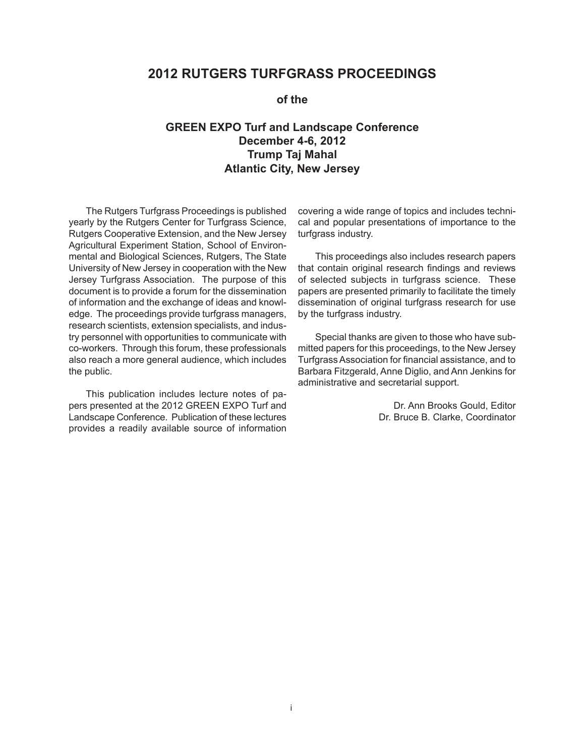# 2012 RUTGERS TURFGRASS PROCEEDINGS

**of the**

## GREEN EXPO Turf and Landscape Conference
## December 4-6, 2012
## Trump Taj Mahal
## Atlantic City, New Jersey

The Rutgers Turfgrass Proceedings is published yearly by the Rutgers Center for Turfgrass Science, Rutgers Cooperative Extension, and the New Jersey Agricultural Experiment Station, School of Environmental and Biological Sciences, Rutgers, The State University of New Jersey in cooperation with the New Jersey Turfgrass Association. The purpose of this document is to provide a forum for the dissemination of information and the exchange of ideas and knowledge. The proceedings provide turfgrass managers, research scientists, extension specialists, and industry personnel with opportunities to communicate with co-workers. Through this forum, these professionals also reach a more general audience, which includes the public.

This publication includes lecture notes of papers presented at the 2012 GREEN EXPO Turf and Landscape Conference. Publication of these lectures provides a readily available source of information covering a wide range of topics and includes technical and popular presentations of importance to the turfgrass industry.

This proceedings also includes research papers that contain original research findings and reviews of selected subjects in turfgrass science. These papers are presented primarily to facilitate the timely dissemination of original turfgrass research for use by the turfgrass industry.

Special thanks are given to those who have submitted papers for this proceedings, to the New Jersey Turfgrass Association for financial assistance, and to Barbara Fitzgerald, Anne Diglio, and Ann Jenkins for administrative and secretarial support.

Dr. Ann Brooks Gould, Editor
Dr. Bruce B. Clarke, Coordinator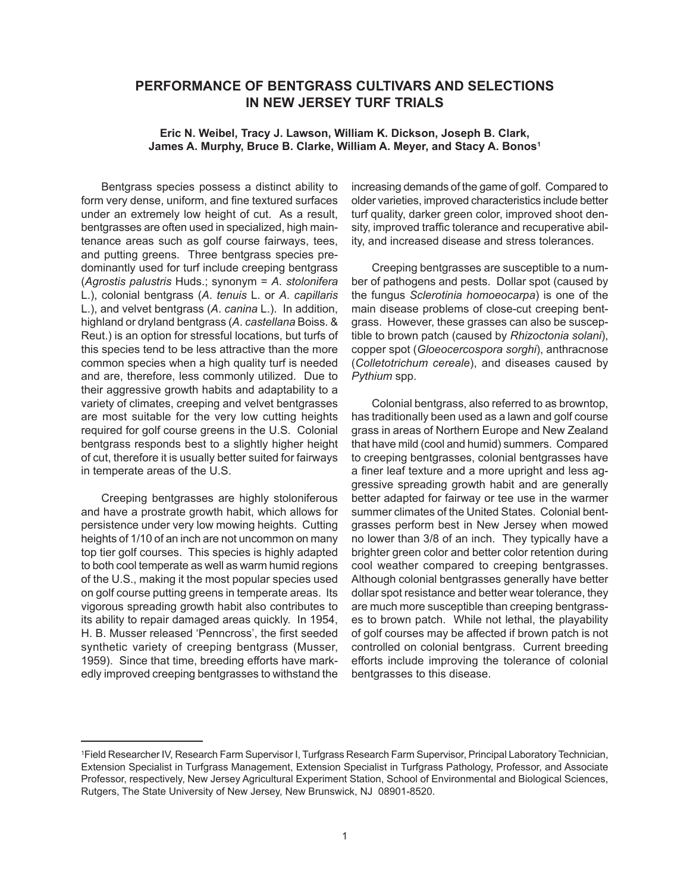# PERFORMANCE OF BENTGRASS CULTIVARS AND SELECTIONS IN NEW JERSEY TURF TRIALS

**Eric N. Weibel, Tracy J. Lawson, William K. Dickson, Joseph B. Clark, James A. Murphy, Bruce B. Clarke, William A. Meyer, and Stacy A. Bonos[1]**

Bentgrass species possess a distinct ability to form very dense, uniform, and fine textured surfaces under an extremely low height of cut. As a result, bentgrasses are often used in specialized, high maintenance areas such as golf course fairways, tees, and putting greens. Three bentgrass species predominantly used for turf include creeping bentgrass (*Agrostis palustris* Huds.; synonym = *A. stolonifera* L.), colonial bentgrass (*A. tenuis* L. or *A. capillaris* L.), and velvet bentgrass (*A. canina* L.). In addition, highland or dryland bentgrass (*A. castellana* Boiss. & Reut.) is an option for stressful locations, but turfs of this species tend to be less attractive than the more common species when a high quality turf is needed and are, therefore, less commonly utilized. Due to their aggressive growth habits and adaptability to a variety of climates, creeping and velvet bentgrasses are most suitable for the very low cutting heights required for golf course greens in the U.S. Colonial bentgrass responds best to a slightly higher height of cut, therefore it is usually better suited for fairways in temperate areas of the U.S.

Creeping bentgrasses are highly stoloniferous and have a prostrate growth habit, which allows for persistence under very low mowing heights. Cutting heights of 1/10 of an inch are not uncommon on many top tier golf courses. This species is highly adapted to both cool temperate as well as warm humid regions of the U.S., making it the most popular species used on golf course putting greens in temperate areas. Its vigorous spreading growth habit also contributes to its ability to repair damaged areas quickly. In 1954, H. B. Musser released 'Penncross', the first seeded synthetic variety of creeping bentgrass (Musser, 1959). Since that time, breeding efforts have markedly improved creeping bentgrasses to withstand the increasing demands of the game of golf. Compared to older varieties, improved characteristics include better turf quality, darker green color, improved shoot density, improved traffic tolerance and recuperative ability, and increased disease and stress tolerances.

Creeping bentgrasses are susceptible to a number of pathogens and pests. Dollar spot (caused by the fungus *Sclerotinia homoeocarpa*) is one of the main disease problems of close-cut creeping bentgrass. However, these grasses can also be susceptible to brown patch (caused by *Rhizoctonia solani*), copper spot (*Gloeocercospora sorghi*), anthracnose (*Colletotrichum cereale*), and diseases caused by *Pythium* spp.

Colonial bentgrass, also referred to as browntop, has traditionally been used as a lawn and golf course grass in areas of Northern Europe and New Zealand that have mild (cool and humid) summers. Compared to creeping bentgrasses, colonial bentgrasses have a finer leaf texture and a more upright and less aggressive spreading growth habit and are generally better adapted for fairway or tee use in the warmer summer climates of the United States. Colonial bentgrasses perform best in New Jersey when mowed no lower than 3/8 of an inch. They typically have a brighter green color and better color retention during cool weather compared to creeping bentgrasses. Although colonial bentgrasses generally have better dollar spot resistance and better wear tolerance, they are much more susceptible than creeping bentgrasses to brown patch. While not lethal, the playability of golf courses may be affected if brown patch is not controlled on colonial bentgrass. Current breeding efforts include improving the tolerance of colonial bentgrasses to this disease.

---

[1] Field Researcher IV, Research Farm Supervisor I, Turfgrass Research Farm Supervisor, Principal Laboratory Technician, Extension Specialist in Turfgrass Management, Extension Specialist in Turfgrass Pathology, Professor, and Associate Professor, respectively, New Jersey Agricultural Experiment Station, School of Environmental and Biological Sciences, Rutgers, The State University of New Jersey, New Brunswick, NJ 08901-8520.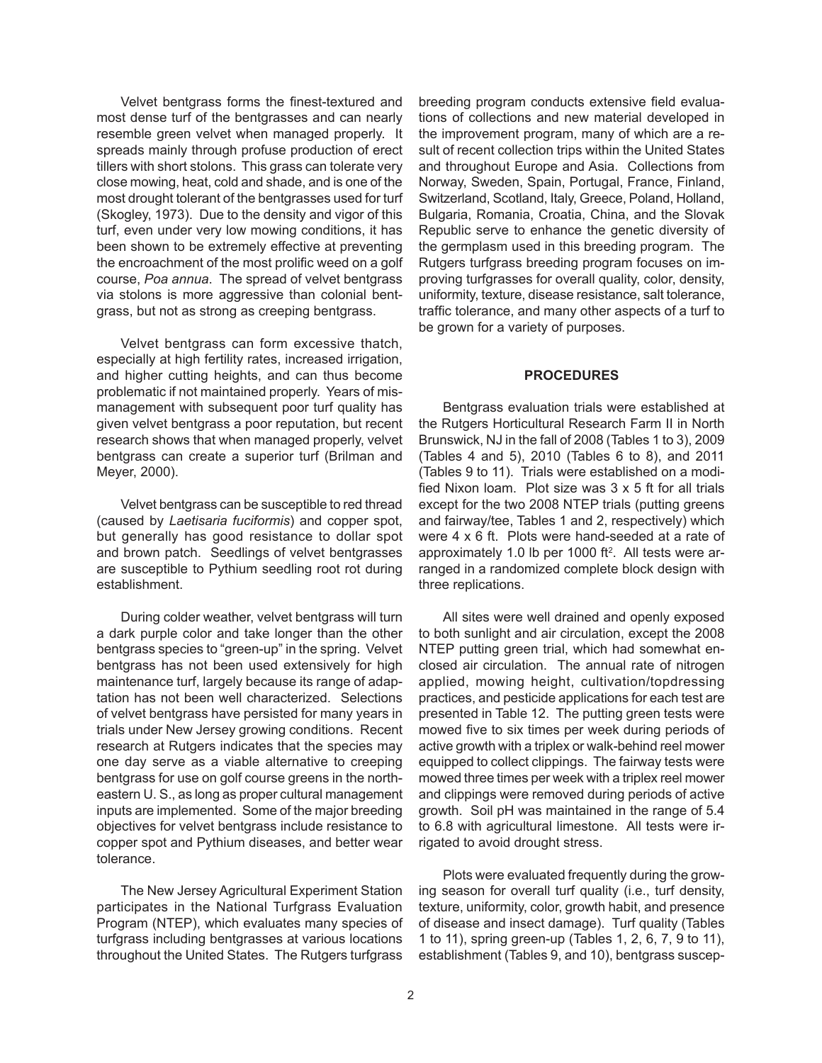Velvet bentgrass forms the finest-textured and most dense turf of the bentgrasses and can nearly resemble green velvet when managed properly. It spreads mainly through profuse production of erect tillers with short stolons. This grass can tolerate very close mowing, heat, cold and shade, and is one of the most drought tolerant of the bentgrasses used for turf (Skogley, 1973). Due to the density and vigor of this turf, even under very low mowing conditions, it has been shown to be extremely effective at preventing the encroachment of the most prolific weed on a golf course, *Poa annua*. The spread of velvet bentgrass via stolons is more aggressive than colonial bentgrass, but not as strong as creeping bentgrass.

Velvet bentgrass can form excessive thatch, especially at high fertility rates, increased irrigation, and higher cutting heights, and can thus become problematic if not maintained properly. Years of mismanagement with subsequent poor turf quality has given velvet bentgrass a poor reputation, but recent research shows that when managed properly, velvet bentgrass can create a superior turf (Brilman and Meyer, 2000).

Velvet bentgrass can be susceptible to red thread (caused by *Laetisaria fuciformis*) and copper spot, but generally has good resistance to dollar spot and brown patch. Seedlings of velvet bentgrasses are susceptible to Pythium seedling root rot during establishment.

During colder weather, velvet bentgrass will turn a dark purple color and take longer than the other bentgrass species to "green-up" in the spring. Velvet bentgrass has not been used extensively for high maintenance turf, largely because its range of adaptation has not been well characterized. Selections of velvet bentgrass have persisted for many years in trials under New Jersey growing conditions. Recent research at Rutgers indicates that the species may one day serve as a viable alternative to creeping bentgrass for use on golf course greens in the northeastern U. S., as long as proper cultural management inputs are implemented. Some of the major breeding objectives for velvet bentgrass include resistance to copper spot and Pythium diseases, and better wear tolerance.

The New Jersey Agricultural Experiment Station participates in the National Turfgrass Evaluation Program (NTEP), which evaluates many species of turfgrass including bentgrasses at various locations throughout the United States. The Rutgers turfgrass breeding program conducts extensive field evaluations of collections and new material developed in the improvement program, many of which are a result of recent collection trips within the United States and throughout Europe and Asia. Collections from Norway, Sweden, Spain, Portugal, France, Finland, Switzerland, Scotland, Italy, Greece, Poland, Holland, Bulgaria, Romania, Croatia, China, and the Slovak Republic serve to enhance the genetic diversity of the germplasm used in this breeding program. The Rutgers turfgrass breeding program focuses on improving turfgrasses for overall quality, color, density, uniformity, texture, disease resistance, salt tolerance, traffic tolerance, and many other aspects of a turf to be grown for a variety of purposes.

## PROCEDURES

Bentgrass evaluation trials were established at the Rutgers Horticultural Research Farm II in North Brunswick, NJ in the fall of 2008 (Tables 1 to 3), 2009 (Tables 4 and 5), 2010 (Tables 6 to 8), and 2011 (Tables 9 to 11). Trials were established on a modified Nixon loam. Plot size was 3 x 5 ft for all trials except for the two 2008 NTEP trials (putting greens and fairway/tee, Tables 1 and 2, respectively) which were 4 x 6 ft. Plots were hand-seeded at a rate of approximately 1.0 lb per 1000 ft$^2$. All tests were arranged in a randomized complete block design with three replications.

All sites were well drained and openly exposed to both sunlight and air circulation, except the 2008 NTEP putting green trial, which had somewhat enclosed air circulation. The annual rate of nitrogen applied, mowing height, cultivation/topdressing practices, and pesticide applications for each test are presented in Table 12. The putting green tests were mowed five to six times per week during periods of active growth with a triplex or walk-behind reel mower equipped to collect clippings. The fairway tests were mowed three times per week with a triplex reel mower and clippings were removed during periods of active growth. Soil pH was maintained in the range of 5.4 to 6.8 with agricultural limestone. All tests were irrigated to avoid drought stress.

Plots were evaluated frequently during the growing season for overall turf quality (i.e., turf density, texture, uniformity, color, growth habit, and presence of disease and insect damage). Turf quality (Tables 1 to 11), spring green-up (Tables 1, 2, 6, 7, 9 to 11), establishment (Tables 9, and 10), bentgrass suscep-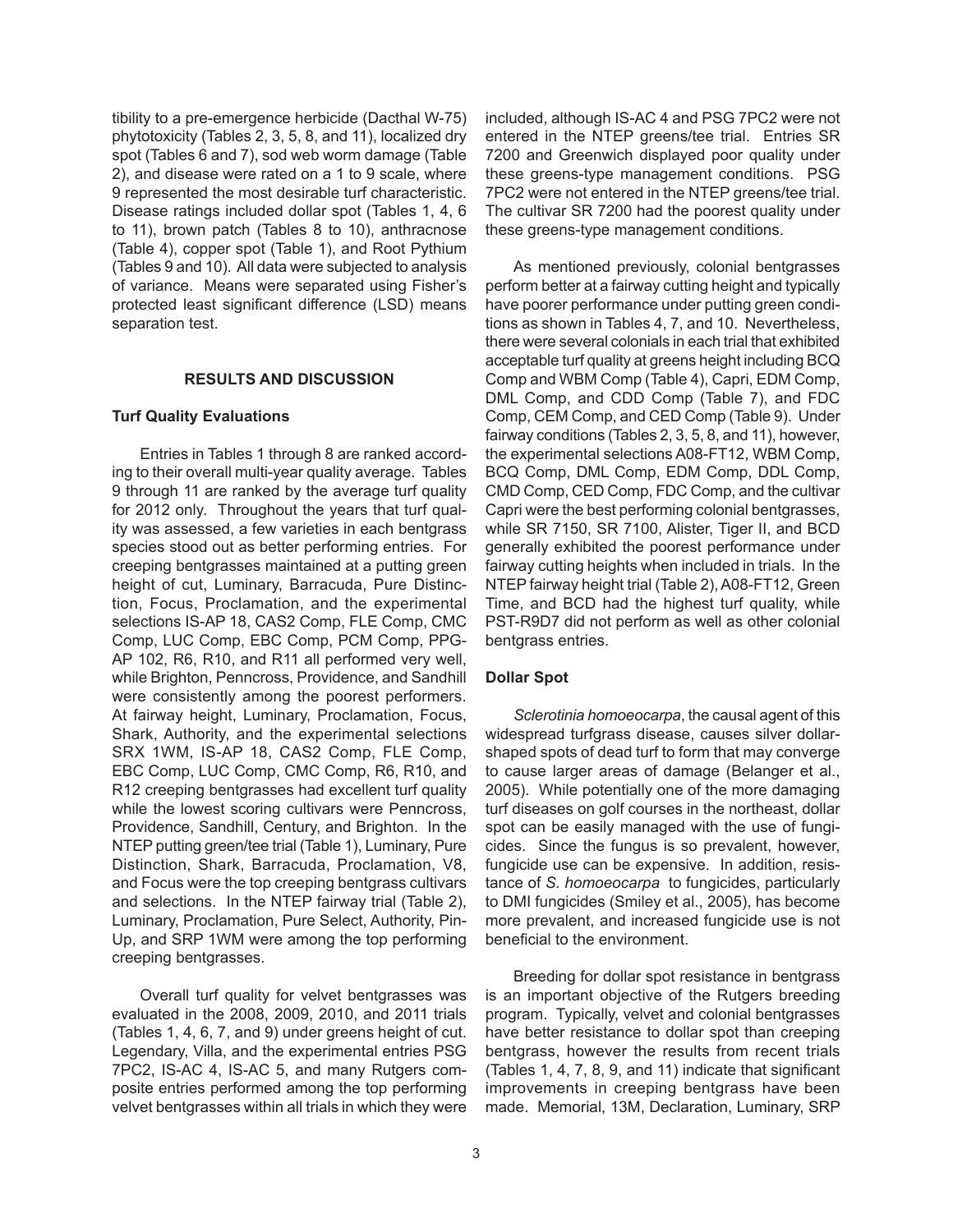tibility to a pre-emergence herbicide (Dacthal W-75) phytotoxicity (Tables 2, 3, 5, 8, and 11), localized dry spot (Tables 6 and 7), sod web worm damage (Table 2), and disease were rated on a 1 to 9 scale, where 9 represented the most desirable turf characteristic. Disease ratings included dollar spot (Tables 1, 4, 6 to 11), brown patch (Tables 8 to 10), anthracnose (Table 4), copper spot (Table 1), and Root Pythium (Tables 9 and 10). All data were subjected to analysis of variance. Means were separated using Fisher's protected least significant difference (LSD) means separation test.

## RESULTS AND DISCUSSION

### Turf Quality Evaluations

Entries in Tables 1 through 8 are ranked according to their overall multi-year quality average. Tables 9 through 11 are ranked by the average turf quality for 2012 only. Throughout the years that turf quality was assessed, a few varieties in each bentgrass species stood out as better performing entries. For creeping bentgrasses maintained at a putting green height of cut, Luminary, Barracuda, Pure Distinction, Focus, Proclamation, and the experimental selections IS-AP 18, CAS2 Comp, FLE Comp, CMC Comp, LUC Comp, EBC Comp, PCM Comp, PPG-AP 102, R6, R10, and R11 all performed very well, while Brighton, Penncross, Providence, and Sandhill were consistently among the poorest performers. At fairway height, Luminary, Proclamation, Focus, Shark, Authority, and the experimental selections SRX 1WM, IS-AP 18, CAS2 Comp, FLE Comp, EBC Comp, LUC Comp, CMC Comp, R6, R10, and R12 creeping bentgrasses had excellent turf quality while the lowest scoring cultivars were Penncross, Providence, Sandhill, Century, and Brighton. In the NTEP putting green/tee trial (Table 1), Luminary, Pure Distinction, Shark, Barracuda, Proclamation, V8, and Focus were the top creeping bentgrass cultivars and selections. In the NTEP fairway trial (Table 2), Luminary, Proclamation, Pure Select, Authority, Pin-Up, and SRP 1WM were among the top performing creeping bentgrasses.

Overall turf quality for velvet bentgrasses was evaluated in the 2008, 2009, 2010, and 2011 trials (Tables 1, 4, 6, 7, and 9) under greens height of cut. Legendary, Villa, and the experimental entries PSG 7PC2, IS-AC 4, IS-AC 5, and many Rutgers composite entries performed among the top performing velvet bentgrasses within all trials in which they were included, although IS-AC 4 and PSG 7PC2 were not entered in the NTEP greens/tee trial. Entries SR 7200 and Greenwich displayed poor quality under these greens-type management conditions. PSG 7PC2 were not entered in the NTEP greens/tee trial. The cultivar SR 7200 had the poorest quality under these greens-type management conditions.

As mentioned previously, colonial bentgrasses perform better at a fairway cutting height and typically have poorer performance under putting green conditions as shown in Tables 4, 7, and 10. Nevertheless, there were several colonials in each trial that exhibited acceptable turf quality at greens height including BCQ Comp and WBM Comp (Table 4), Capri, EDM Comp, DML Comp, and CDD Comp (Table 7), and FDC Comp, CEM Comp, and CED Comp (Table 9). Under fairway conditions (Tables 2, 3, 5, 8, and 11), however, the experimental selections A08-FT12, WBM Comp, BCQ Comp, DML Comp, EDM Comp, DDL Comp, CMD Comp, CED Comp, FDC Comp, and the cultivar Capri were the best performing colonial bentgrasses, while SR 7150, SR 7100, Alister, Tiger II, and BCD generally exhibited the poorest performance under fairway cutting heights when included in trials. In the NTEP fairway height trial (Table 2), A08-FT12, Green Time, and BCD had the highest turf quality, while PST-R9D7 did not perform as well as other colonial bentgrass entries.

### Dollar Spot

*Sclerotinia homoeocarpa*, the causal agent of this widespread turfgrass disease, causes silver dollar-shaped spots of dead turf to form that may converge to cause larger areas of damage (Belanger et al., 2005). While potentially one of the more damaging turf diseases on golf courses in the northeast, dollar spot can be easily managed with the use of fungicides. Since the fungus is so prevalent, however, fungicide use can be expensive. In addition, resistance of *S. homoeocarpa* to fungicides, particularly to DMI fungicides (Smiley et al., 2005), has become more prevalent, and increased fungicide use is not beneficial to the environment.

Breeding for dollar spot resistance in bentgrass is an important objective of the Rutgers breeding program. Typically, velvet and colonial bentgrasses have better resistance to dollar spot than creeping bentgrass, however the results from recent trials (Tables 1, 4, 7, 8, 9, and 11) indicate that significant improvements in creeping bentgrass have been made. Memorial, 13M, Declaration, Luminary, SRP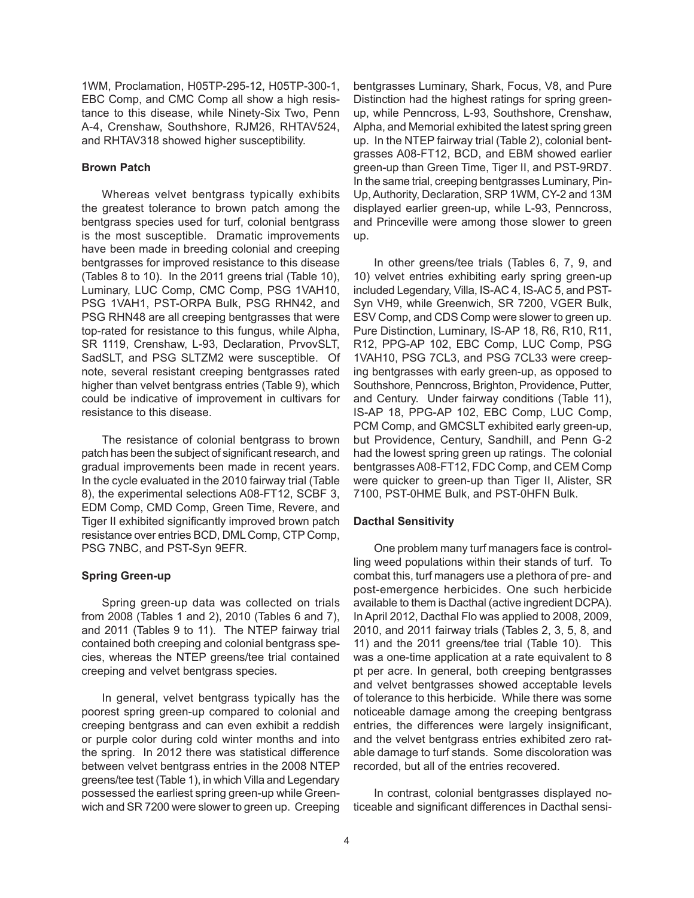1WM, Proclamation, H05TP-295-12, H05TP-300-1, EBC Comp, and CMC Comp all show a high resistance to this disease, while Ninety-Six Two, Penn A-4, Crenshaw, Southshore, RJM26, RHTAV524, and RHTAV318 showed higher susceptibility.

### Brown Patch

Whereas velvet bentgrass typically exhibits the greatest tolerance to brown patch among the bentgrass species used for turf, colonial bentgrass is the most susceptible. Dramatic improvements have been made in breeding colonial and creeping bentgrasses for improved resistance to this disease (Tables 8 to 10). In the 2011 greens trial (Table 10), Luminary, LUC Comp, CMC Comp, PSG 1VAH10, PSG 1VAH1, PST-ORPA Bulk, PSG RHN42, and PSG RHN48 are all creeping bentgrasses that were top-rated for resistance to this fungus, while Alpha, SR 1119, Crenshaw, L-93, Declaration, PrvovSLT, SadSLT, and PSG SLTZM2 were susceptible. Of note, several resistant creeping bentgrasses rated higher than velvet bentgrass entries (Table 9), which could be indicative of improvement in cultivars for resistance to this disease.

The resistance of colonial bentgrass to brown patch has been the subject of significant research, and gradual improvements been made in recent years. In the cycle evaluated in the 2010 fairway trial (Table 8), the experimental selections A08-FT12, SCBF 3, EDM Comp, CMD Comp, Green Time, Revere, and Tiger II exhibited significantly improved brown patch resistance over entries BCD, DML Comp, CTP Comp, PSG 7NBC, and PST-Syn 9EFR.

### Spring Green-up

Spring green-up data was collected on trials from 2008 (Tables 1 and 2), 2010 (Tables 6 and 7), and 2011 (Tables 9 to 11). The NTEP fairway trial contained both creeping and colonial bentgrass species, whereas the NTEP greens/tee trial contained creeping and velvet bentgrass species.

In general, velvet bentgrass typically has the poorest spring green-up compared to colonial and creeping bentgrass and can even exhibit a reddish or purple color during cold winter months and into the spring. In 2012 there was statistical difference between velvet bentgrass entries in the 2008 NTEP greens/tee test (Table 1), in which Villa and Legendary possessed the earliest spring green-up while Greenwich and SR 7200 were slower to green up. Creeping bentgrasses Luminary, Shark, Focus, V8, and Pure Distinction had the highest ratings for spring green-up, while Penncross, L-93, Southshore, Crenshaw, Alpha, and Memorial exhibited the latest spring green up. In the NTEP fairway trial (Table 2), colonial bentgrasses A08-FT12, BCD, and EBM showed earlier green-up than Green Time, Tiger II, and PST-9RD7. In the same trial, creeping bentgrasses Luminary, Pin-Up, Authority, Declaration, SRP 1WM, CY-2 and 13M displayed earlier green-up, while L-93, Penncross, and Princeville were among those slower to green up.

In other greens/tee trials (Tables 6, 7, 9, and 10) velvet entries exhibiting early spring green-up included Legendary, Villa, IS-AC 4, IS-AC 5, and PST-Syn VH9, while Greenwich, SR 7200, VGER Bulk, ESV Comp, and CDS Comp were slower to green up. Pure Distinction, Luminary, IS-AP 18, R6, R10, R11, R12, PPG-AP 102, EBC Comp, LUC Comp, PSG 1VAH10, PSG 7CL3, and PSG 7CL33 were creeping bentgrasses with early green-up, as opposed to Southshore, Penncross, Brighton, Providence, Putter, and Century. Under fairway conditions (Table 11), IS-AP 18, PPG-AP 102, EBC Comp, LUC Comp, PCM Comp, and GMCSLT exhibited early green-up, but Providence, Century, Sandhill, and Penn G-2 had the lowest spring green up ratings. The colonial bentgrasses A08-FT12, FDC Comp, and CEM Comp were quicker to green-up than Tiger II, Alister, SR 7100, PST-0HME Bulk, and PST-0HFN Bulk.

### Dacthal Sensitivity

One problem many turf managers face is controlling weed populations within their stands of turf. To combat this, turf managers use a plethora of pre- and post-emergence herbicides. One such herbicide available to them is Dacthal (active ingredient DCPA). In April 2012, Dacthal Flo was applied to 2008, 2009, 2010, and 2011 fairway trials (Tables 2, 3, 5, 8, and 11) and the 2011 greens/tee trial (Table 10). This was a one-time application at a rate equivalent to 8 pt per acre. In general, both creeping bentgrasses and velvet bentgrasses showed acceptable levels of tolerance to this herbicide. While there was some noticeable damage among the creeping bentgrass entries, the differences were largely insignificant, and the velvet bentgrass entries exhibited zero ratable damage to turf stands. Some discoloration was recorded, but all of the entries recovered.

In contrast, colonial bentgrasses displayed noticeable and significant differences in Dacthal sensi-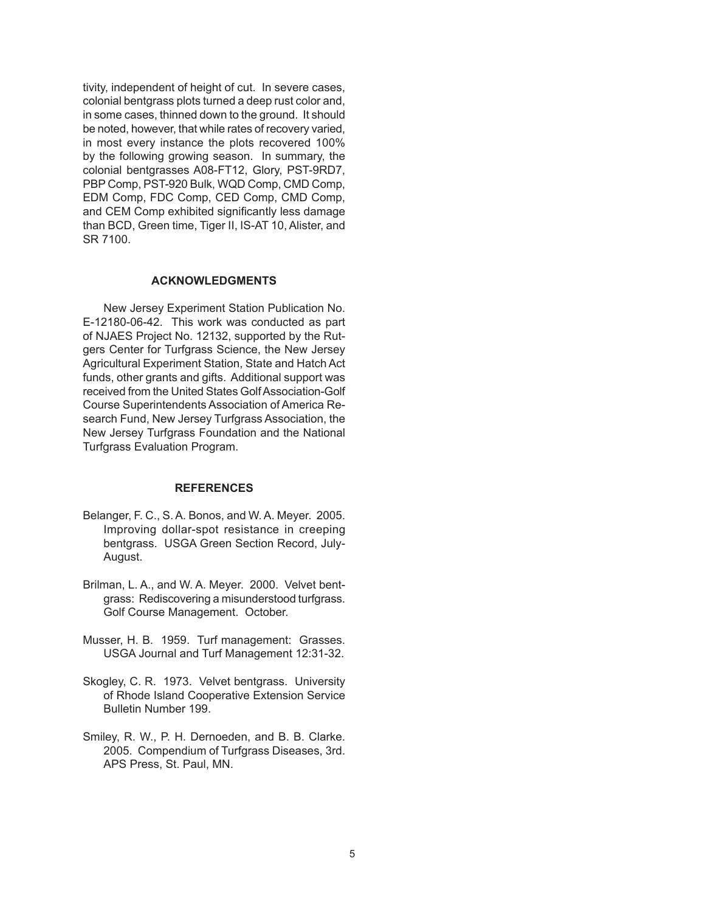tivity, independent of height of cut. In severe cases, colonial bentgrass plots turned a deep rust color and, in some cases, thinned down to the ground. It should be noted, however, that while rates of recovery varied, in most every instance the plots recovered 100% by the following growing season. In summary, the colonial bentgrasses A08-FT12, Glory, PST-9RD7, PBP Comp, PST-920 Bulk, WQD Comp, CMD Comp, EDM Comp, FDC Comp, CED Comp, CMD Comp, and CEM Comp exhibited significantly less damage than BCD, Green time, Tiger II, IS-AT 10, Alister, and SR 7100.

## ACKNOWLEDGMENTS

New Jersey Experiment Station Publication No. E-12180-06-42. This work was conducted as part of NJAES Project No. 12132, supported by the Rutgers Center for Turfgrass Science, the New Jersey Agricultural Experiment Station, State and Hatch Act funds, other grants and gifts. Additional support was received from the United States Golf Association-Golf Course Superintendents Association of America Research Fund, New Jersey Turfgrass Association, the New Jersey Turfgrass Foundation and the National Turfgrass Evaluation Program.

## REFERENCES

Belanger, F. C., S. A. Bonos, and W. A. Meyer. 2005. Improving dollar-spot resistance in creeping bentgrass. USGA Green Section Record, July-August.

Brilman, L. A., and W. A. Meyer. 2000. Velvet bentgrass: Rediscovering a misunderstood turfgrass. Golf Course Management. October.

Musser, H. B. 1959. Turf management: Grasses. USGA Journal and Turf Management 12:31-32.

Skogley, C. R. 1973. Velvet bentgrass. University of Rhode Island Cooperative Extension Service Bulletin Number 199.

Smiley, R. W., P. H. Dernoeden, and B. B. Clarke. 2005. Compendium of Turfgrass Diseases, 3rd. APS Press, St. Paul, MN.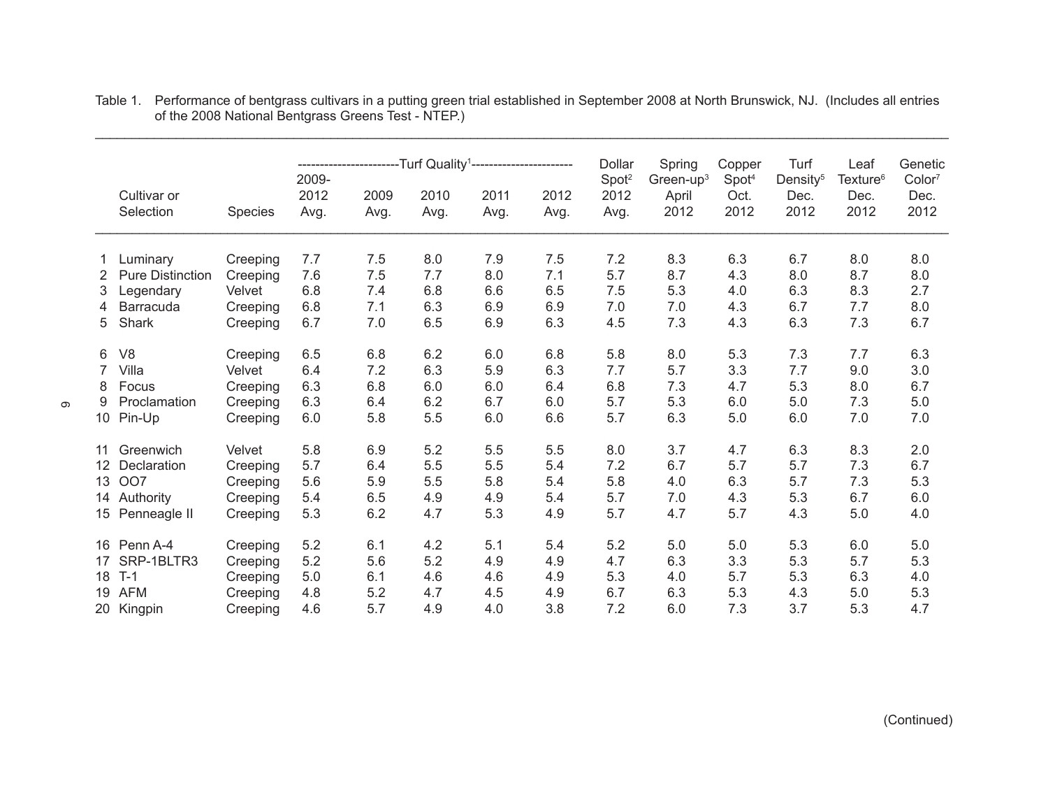Table 1. Performance of bentgrass cultivars in a putting green trial established in September 2008 at North Brunswick, NJ. (Includes all entries of the 2008 National Bentgrass Greens Test - NTEP.)

| | | | Turf Quality[1] | | | | | Dollar Spot[2] | Spring Green-up[3] | Copper Spot[4] | Turf Density[5] | Leaf Texture[6] | Genetic Color[7] |
|---|---|---|---|---|---|---|---|---|---|---|---|---|---|
| | Cultivar or Selection | Species | 2009-2012 Avg. | 2009 Avg. | 2010 Avg. | 2011 Avg. | 2012 Avg. | 2012 Avg. | April 2012 | Oct. 2012 | Dec. 2012 | Dec. 2012 | Dec. 2012 |
| 1 | Luminary | Creeping | 7.7 | 7.5 | 8.0 | 7.9 | 7.5 | 7.2 | 8.3 | 6.3 | 6.7 | 8.0 | 8.0 |
| 2 | Pure Distinction | Creeping | 7.6 | 7.5 | 7.7 | 8.0 | 7.1 | 5.7 | 8.7 | 4.3 | 8.0 | 8.7 | 8.0 |
| 3 | Legendary | Velvet | 6.8 | 7.4 | 6.8 | 6.6 | 6.5 | 7.5 | 5.3 | 4.0 | 6.3 | 8.3 | 2.7 |
| 4 | Barracuda | Creeping | 6.8 | 7.1 | 6.3 | 6.9 | 6.9 | 7.0 | 7.0 | 4.3 | 6.7 | 7.7 | 8.0 |
| 5 | Shark | Creeping | 6.7 | 7.0 | 6.5 | 6.9 | 6.3 | 4.5 | 7.3 | 4.3 | 6.3 | 7.3 | 6.7 |
| 6 | V8 | Creeping | 6.5 | 6.8 | 6.2 | 6.0 | 6.8 | 5.8 | 8.0 | 5.3 | 7.3 | 7.7 | 6.3 |
| 7 | Villa | Velvet | 6.4 | 7.2 | 6.3 | 5.9 | 6.3 | 7.7 | 5.7 | 3.3 | 7.7 | 9.0 | 3.0 |
| 8 | Focus | Creeping | 6.3 | 6.8 | 6.0 | 6.0 | 6.4 | 6.8 | 7.3 | 4.7 | 5.3 | 8.0 | 6.7 |
| 9 | Proclamation | Creeping | 6.3 | 6.4 | 6.2 | 6.7 | 6.0 | 5.7 | 5.3 | 6.0 | 5.0 | 7.3 | 5.0 |
| 10 | Pin-Up | Creeping | 6.0 | 5.8 | 5.5 | 6.0 | 6.6 | 5.7 | 6.3 | 5.0 | 6.0 | 7.0 | 7.0 |
| 11 | Greenwich | Velvet | 5.8 | 6.9 | 5.2 | 5.5 | 5.5 | 8.0 | 3.7 | 4.7 | 6.3 | 8.3 | 2.0 |
| 12 | Declaration | Creeping | 5.7 | 6.4 | 5.5 | 5.5 | 5.4 | 7.2 | 6.7 | 5.7 | 5.7 | 7.3 | 6.7 |
| 13 | OO7 | Creeping | 5.6 | 5.9 | 5.5 | 5.8 | 5.4 | 5.8 | 4.0 | 6.3 | 5.7 | 7.3 | 5.3 |
| 14 | Authority | Creeping | 5.4 | 6.5 | 4.9 | 4.9 | 5.4 | 5.7 | 7.0 | 4.3 | 5.3 | 6.7 | 6.0 |
| 15 | Penneagle II | Creeping | 5.3 | 6.2 | 4.7 | 5.3 | 4.9 | 5.7 | 4.7 | 5.7 | 4.3 | 5.0 | 4.0 |
| 16 | Penn A-4 | Creeping | 5.2 | 6.1 | 4.2 | 5.1 | 5.4 | 5.2 | 5.0 | 5.0 | 5.3 | 6.0 | 5.0 |
| 17 | SRP-1BLTR3 | Creeping | 5.2 | 5.6 | 5.2 | 4.9 | 4.9 | 4.7 | 6.3 | 3.3 | 5.3 | 5.7 | 5.3 |
| 18 | T-1 | Creeping | 5.0 | 6.1 | 4.6 | 4.6 | 4.9 | 5.3 | 4.0 | 5.7 | 5.3 | 6.3 | 4.0 |
| 19 | AFM | Creeping | 4.8 | 5.2 | 4.7 | 4.5 | 4.9 | 6.7 | 6.3 | 5.3 | 4.3 | 5.0 | 5.3 |
| 20 | Kingpin | Creeping | 4.6 | 5.7 | 4.9 | 4.0 | 3.8 | 7.2 | 6.0 | 7.3 | 3.7 | 5.3 | 4.7 |

(Continued)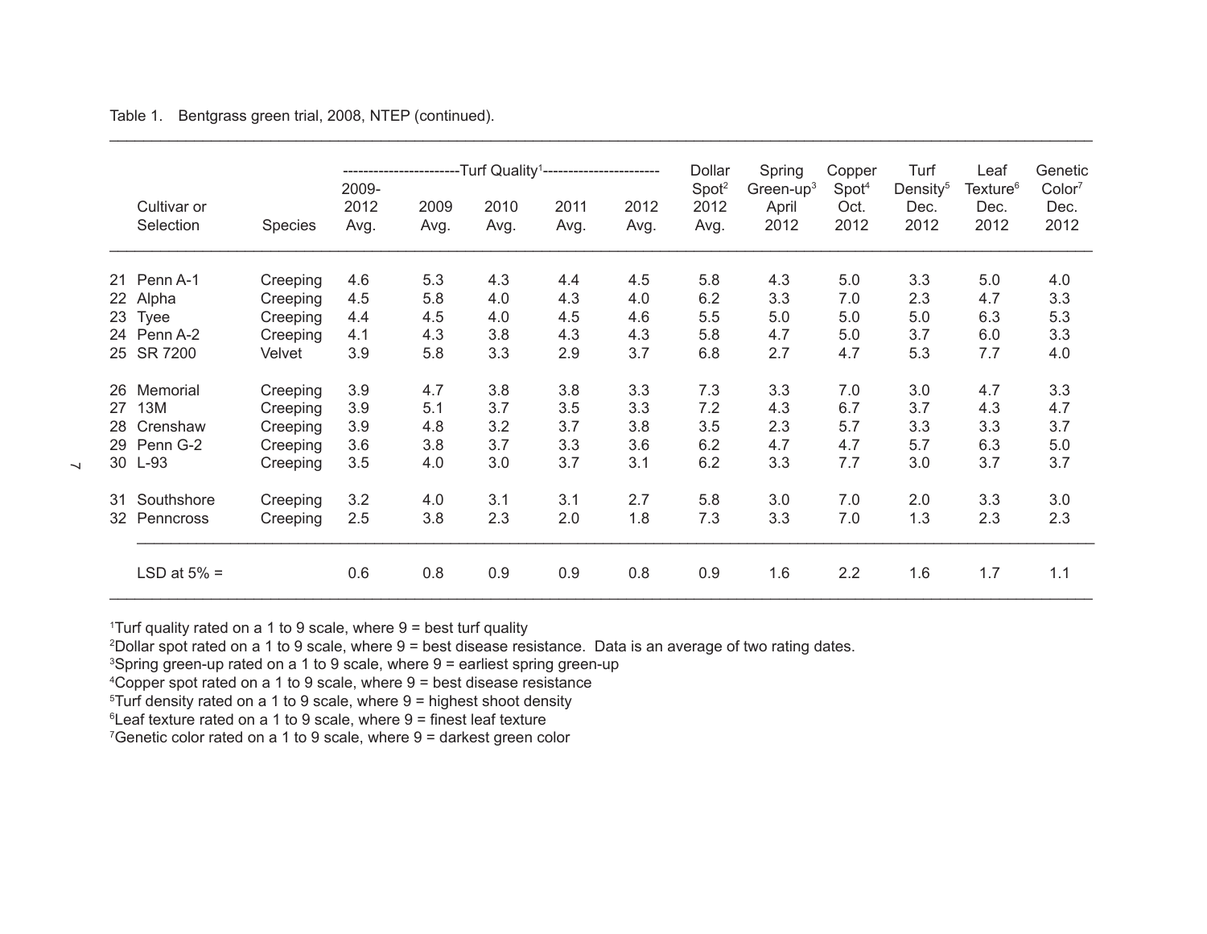Table 1. Bentgrass green trial, 2008, NTEP (continued).

| | Cultivar or Selection | Species | Turf Quality[1] 2009-2012 Avg. | Turf Quality[1] 2009 Avg. | Turf Quality[1] 2010 Avg. | Turf Quality[1] 2011 Avg. | Turf Quality[1] 2012 Avg. | Dollar Spot[2] 2012 Avg. | Spring Green-up[3] April 2012 | Copper Spot[4] Oct. 2012 | Turf Density[5] Dec. 2012 | Leaf Texture[6] Dec. 2012 | Genetic Color[7] Dec. 2012 |
|---|---|---|---|---|---|---|---|---|---|---|---|---|---|
| 21 | Penn A-1 | Creeping | 4.6 | 5.3 | 4.3 | 4.4 | 4.5 | 5.8 | 4.3 | 5.0 | 3.3 | 5.0 | 4.0 |
| 22 | Alpha | Creeping | 4.5 | 5.8 | 4.0 | 4.3 | 4.0 | 6.2 | 3.3 | 7.0 | 2.3 | 4.7 | 3.3 |
| 23 | Tyee | Creeping | 4.4 | 4.5 | 4.0 | 4.5 | 4.6 | 5.5 | 5.0 | 5.0 | 5.0 | 6.3 | 5.3 |
| 24 | Penn A-2 | Creeping | 4.1 | 4.3 | 3.8 | 4.3 | 4.3 | 5.8 | 4.7 | 5.0 | 3.7 | 6.0 | 3.3 |
| 25 | SR 7200 | Velvet | 3.9 | 5.8 | 3.3 | 2.9 | 3.7 | 6.8 | 2.7 | 4.7 | 5.3 | 7.7 | 4.0 |
| 26 | Memorial | Creeping | 3.9 | 4.7 | 3.8 | 3.8 | 3.3 | 7.3 | 3.3 | 7.0 | 3.0 | 4.7 | 3.3 |
| 27 | 13M | Creeping | 3.9 | 5.1 | 3.7 | 3.5 | 3.3 | 7.2 | 4.3 | 6.7 | 3.7 | 4.3 | 4.7 |
| 28 | Crenshaw | Creeping | 3.9 | 4.8 | 3.2 | 3.7 | 3.8 | 3.5 | 2.3 | 5.7 | 3.3 | 3.3 | 3.7 |
| 29 | Penn G-2 | Creeping | 3.6 | 3.8 | 3.7 | 3.3 | 3.6 | 6.2 | 4.7 | 4.7 | 5.7 | 6.3 | 5.0 |
| 30 | L-93 | Creeping | 3.5 | 4.0 | 3.0 | 3.7 | 3.1 | 6.2 | 3.3 | 7.7 | 3.0 | 3.7 | 3.7 |
| 31 | Southshore | Creeping | 3.2 | 4.0 | 3.1 | 3.1 | 2.7 | 5.8 | 3.0 | 7.0 | 2.0 | 3.3 | 3.0 |
| 32 | Penncross | Creeping | 2.5 | 3.8 | 2.3 | 2.0 | 1.8 | 7.3 | 3.3 | 7.0 | 1.3 | 2.3 | 2.3 |
| | LSD at 5% = | | 0.6 | 0.8 | 0.9 | 0.9 | 0.8 | 0.9 | 1.6 | 2.2 | 1.6 | 1.7 | 1.1 |

[1]Turf quality rated on a 1 to 9 scale, where 9 = best turf quality
[2]Dollar spot rated on a 1 to 9 scale, where 9 = best disease resistance. Data is an average of two rating dates.
[3]Spring green-up rated on a 1 to 9 scale, where 9 = earliest spring green-up
[4]Copper spot rated on a 1 to 9 scale, where 9 = best disease resistance
[5]Turf density rated on a 1 to 9 scale, where 9 = highest shoot density
[6]Leaf texture rated on a 1 to 9 scale, where 9 = finest leaf texture
[7]Genetic color rated on a 1 to 9 scale, where 9 = darkest green color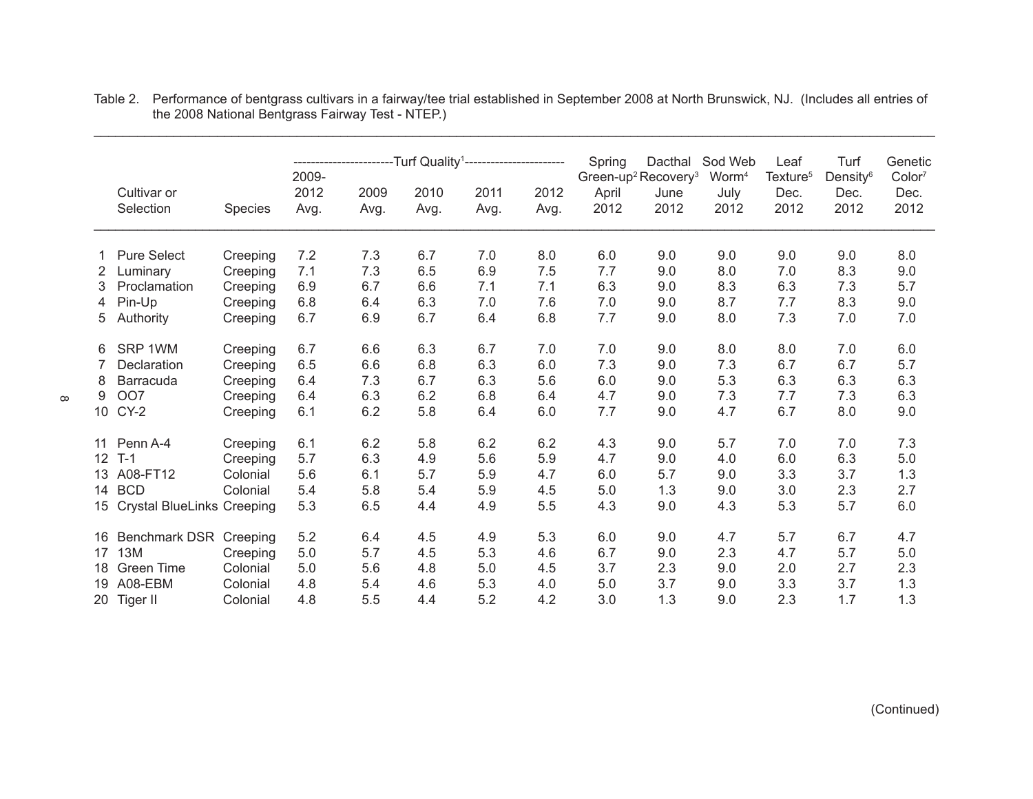Table 2. Performance of bentgrass cultivars in a fairway/tee trial established in September 2008 at North Brunswick, NJ. (Includes all entries of the 2008 National Bentgrass Fairway Test - NTEP.)

| | Cultivar or Selection | Species | Turf Quality[1] 2009-2012 Avg. | 2009 Avg. | 2010 Avg. | 2011 Avg. | 2012 Avg. | Spring Green-up[2] April 2012 | Dacthal Recovery[3] June 2012 | Sod Web Worm[4] July 2012 | Leaf Texture[5] Dec. 2012 | Turf Density[6] Dec. 2012 | Genetic Color[7] Dec. 2012 |
|---|---|---|---|---|---|---|---|---|---|---|---|---|---|
| 1 | Pure Select | Creeping | 7.2 | 7.3 | 6.7 | 7.0 | 8.0 | 6.0 | 9.0 | 9.0 | 9.0 | 9.0 | 8.0 |
| 2 | Luminary | Creeping | 7.1 | 7.3 | 6.5 | 6.9 | 7.5 | 7.7 | 9.0 | 8.0 | 7.0 | 8.3 | 9.0 |
| 3 | Proclamation | Creeping | 6.9 | 6.7 | 6.6 | 7.1 | 7.1 | 6.3 | 9.0 | 8.3 | 6.3 | 7.3 | 5.7 |
| 4 | Pin-Up | Creeping | 6.8 | 6.4 | 6.3 | 7.0 | 7.6 | 7.0 | 9.0 | 8.7 | 7.7 | 8.3 | 9.0 |
| 5 | Authority | Creeping | 6.7 | 6.9 | 6.7 | 6.4 | 6.8 | 7.7 | 9.0 | 8.0 | 7.3 | 7.0 | 7.0 |
| 6 | SRP 1WM | Creeping | 6.7 | 6.6 | 6.3 | 6.7 | 7.0 | 7.0 | 9.0 | 8.0 | 8.0 | 7.0 | 6.0 |
| 7 | Declaration | Creeping | 6.5 | 6.6 | 6.8 | 6.3 | 6.0 | 7.3 | 9.0 | 7.3 | 6.7 | 6.7 | 5.7 |
| 8 | Barracuda | Creeping | 6.4 | 7.3 | 6.7 | 6.3 | 5.6 | 6.0 | 9.0 | 5.3 | 6.3 | 6.3 | 6.3 |
| 9 | OO7 | Creeping | 6.4 | 6.3 | 6.2 | 6.8 | 6.4 | 4.7 | 9.0 | 7.3 | 7.7 | 7.3 | 6.3 |
| 10 | CY-2 | Creeping | 6.1 | 6.2 | 5.8 | 6.4 | 6.0 | 7.7 | 9.0 | 4.7 | 6.7 | 8.0 | 9.0 |
| 11 | Penn A-4 | Creeping | 6.1 | 6.2 | 5.8 | 6.2 | 6.2 | 4.3 | 9.0 | 5.7 | 7.0 | 7.0 | 7.3 |
| 12 | T-1 | Creeping | 5.7 | 6.3 | 4.9 | 5.6 | 5.9 | 4.7 | 9.0 | 4.0 | 6.0 | 6.3 | 5.0 |
| 13 | A08-FT12 | Colonial | 5.6 | 6.1 | 5.7 | 5.9 | 4.7 | 6.0 | 5.7 | 9.0 | 3.3 | 3.7 | 1.3 |
| 14 | BCD | Colonial | 5.4 | 5.8 | 5.4 | 5.9 | 4.5 | 5.0 | 1.3 | 9.0 | 3.0 | 2.3 | 2.7 |
| 15 | Crystal BlueLinks | Creeping | 5.3 | 6.5 | 4.4 | 4.9 | 5.5 | 4.3 | 9.0 | 4.3 | 5.3 | 5.7 | 6.0 |
| 16 | Benchmark DSR | Creeping | 5.2 | 6.4 | 4.5 | 4.9 | 5.3 | 6.0 | 9.0 | 4.7 | 5.7 | 6.7 | 4.7 |
| 17 | 13M | Creeping | 5.0 | 5.7 | 4.5 | 5.3 | 4.6 | 6.7 | 9.0 | 2.3 | 4.7 | 5.7 | 5.0 |
| 18 | Green Time | Colonial | 5.0 | 5.6 | 4.8 | 5.0 | 4.5 | 3.7 | 2.3 | 9.0 | 2.0 | 2.7 | 2.3 |
| 19 | A08-EBM | Colonial | 4.8 | 5.4 | 4.6 | 5.3 | 4.0 | 5.0 | 3.7 | 9.0 | 3.3 | 3.7 | 1.3 |
| 20 | Tiger II | Colonial | 4.8 | 5.5 | 4.4 | 5.2 | 4.2 | 3.0 | 1.3 | 9.0 | 2.3 | 1.7 | 1.3 |

(Continued)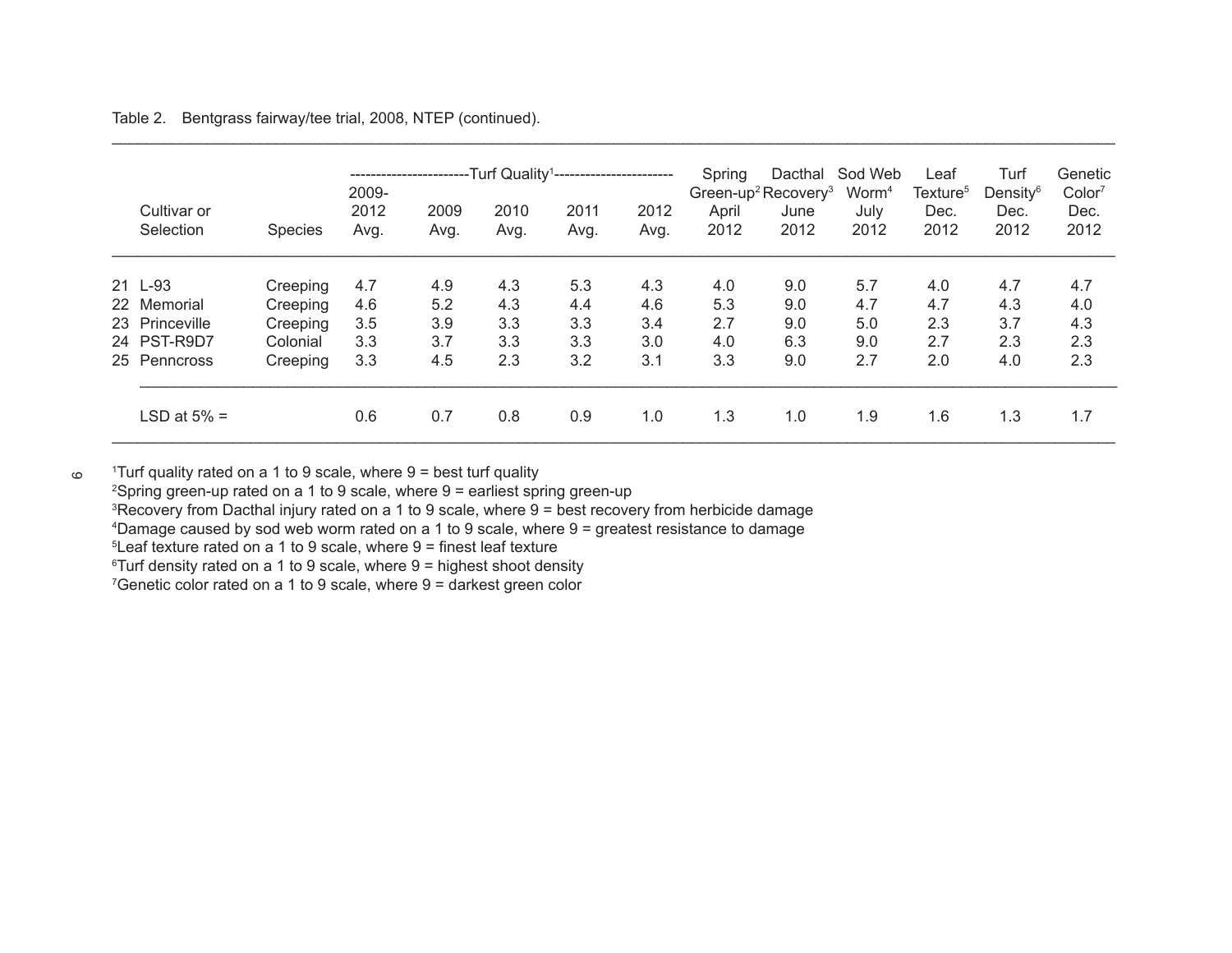Table 2. Bentgrass fairway/tee trial, 2008, NTEP (continued).

| | Cultivar or Selection | Species | Turf Quality[1] 2009-2012 Avg. | 2009 Avg. | 2010 Avg. | 2011 Avg. | 2012 Avg. | Spring Green-up[2] April 2012 | Dacthal Recovery[3] June 2012 | Sod Web Worm[4] July 2012 | Leaf Texture[5] Dec. 2012 | Turf Density[6] Dec. 2012 | Genetic Color[7] Dec. 2012 |
|---|---|---|---|---|---|---|---|---|---|---|---|---|---|
| 21 | L-93 | Creeping | 4.7 | 4.9 | 4.3 | 5.3 | 4.3 | 4.0 | 9.0 | 5.7 | 4.0 | 4.7 | 4.7 |
| 22 | Memorial | Creeping | 4.6 | 5.2 | 4.3 | 4.4 | 4.6 | 5.3 | 9.0 | 4.7 | 4.7 | 4.3 | 4.0 |
| 23 | Princeville | Creeping | 3.5 | 3.9 | 3.3 | 3.3 | 3.4 | 2.7 | 9.0 | 5.0 | 2.3 | 3.7 | 4.3 |
| 24 | PST-R9D7 | Colonial | 3.3 | 3.7 | 3.3 | 3.3 | 3.0 | 4.0 | 6.3 | 9.0 | 2.7 | 2.3 | 2.3 |
| 25 | Penncross | Creeping | 3.3 | 4.5 | 2.3 | 3.2 | 3.1 | 3.3 | 9.0 | 2.7 | 2.0 | 4.0 | 2.3 |
| | LSD at 5% = | | 0.6 | 0.7 | 0.8 | 0.9 | 1.0 | 1.3 | 1.0 | 1.9 | 1.6 | 1.3 | 1.7 |

[1]Turf quality rated on a 1 to 9 scale, where 9 = best turf quality
[2]Spring green-up rated on a 1 to 9 scale, where 9 = earliest spring green-up
[3]Recovery from Dacthal injury rated on a 1 to 9 scale, where 9 = best recovery from herbicide damage
[4]Damage caused by sod web worm rated on a 1 to 9 scale, where 9 = greatest resistance to damage
[5]Leaf texture rated on a 1 to 9 scale, where 9 = finest leaf texture
[6]Turf density rated on a 1 to 9 scale, where 9 = highest shoot density
[7]Genetic color rated on a 1 to 9 scale, where 9 = darkest green color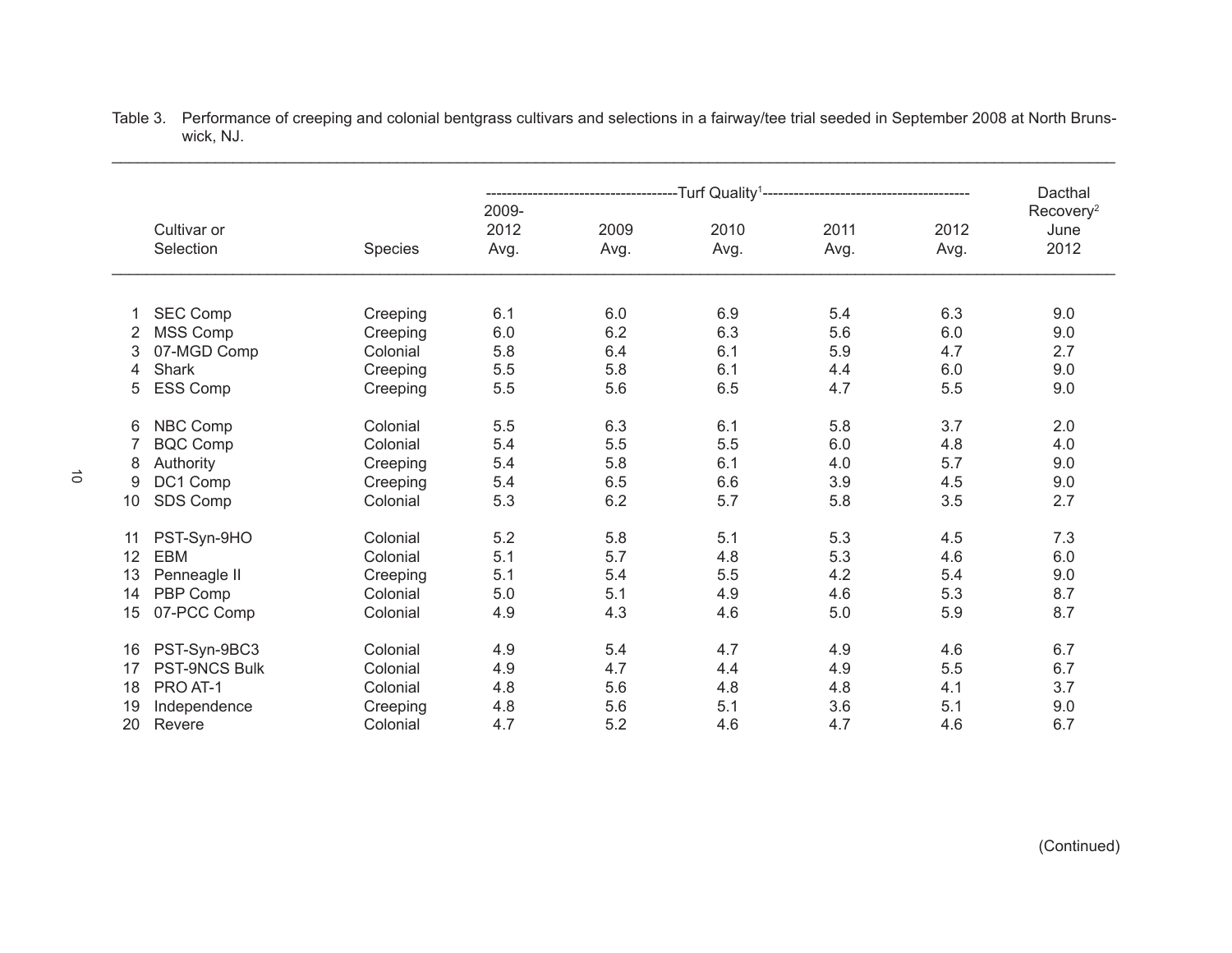Table 3. Performance of creeping and colonial bentgrass cultivars and selections in a fairway/tee trial seeded in September 2008 at North Brunswick, NJ.

| | Cultivar or Selection | Species | Turf Quality[1] 2009-2012 Avg. | 2009 Avg. | 2010 Avg. | 2011 Avg. | 2012 Avg. | Dacthal Recovery[2] June 2012 |
|---|---|---|---|---|---|---|---|---|
| 1 | SEC Comp | Creeping | 6.1 | 6.0 | 6.9 | 5.4 | 6.3 | 9.0 |
| 2 | MSS Comp | Creeping | 6.0 | 6.2 | 6.3 | 5.6 | 6.0 | 9.0 |
| 3 | 07-MGD Comp | Colonial | 5.8 | 6.4 | 6.1 | 5.9 | 4.7 | 2.7 |
| 4 | Shark | Creeping | 5.5 | 5.8 | 6.1 | 4.4 | 6.0 | 9.0 |
| 5 | ESS Comp | Creeping | 5.5 | 5.6 | 6.5 | 4.7 | 5.5 | 9.0 |
| 6 | NBC Comp | Colonial | 5.5 | 6.3 | 6.1 | 5.8 | 3.7 | 2.0 |
| 7 | BQC Comp | Colonial | 5.4 | 5.5 | 5.5 | 6.0 | 4.8 | 4.0 |
| 8 | Authority | Creeping | 5.4 | 5.8 | 6.1 | 4.0 | 5.7 | 9.0 |
| 9 | DC1 Comp | Creeping | 5.4 | 6.5 | 6.6 | 3.9 | 4.5 | 9.0 |
| 10 | SDS Comp | Colonial | 5.3 | 6.2 | 5.7 | 5.8 | 3.5 | 2.7 |
| 11 | PST-Syn-9HO | Colonial | 5.2 | 5.8 | 5.1 | 5.3 | 4.5 | 7.3 |
| 12 | EBM | Colonial | 5.1 | 5.7 | 4.8 | 5.3 | 4.6 | 6.0 |
| 13 | Penneagle II | Creeping | 5.1 | 5.4 | 5.5 | 4.2 | 5.4 | 9.0 |
| 14 | PBP Comp | Colonial | 5.0 | 5.1 | 4.9 | 4.6 | 5.3 | 8.7 |
| 15 | 07-PCC Comp | Colonial | 4.9 | 4.3 | 4.6 | 5.0 | 5.9 | 8.7 |
| 16 | PST-Syn-9BC3 | Colonial | 4.9 | 5.4 | 4.7 | 4.9 | 4.6 | 6.7 |
| 17 | PST-9NCS Bulk | Colonial | 4.9 | 4.7 | 4.4 | 4.9 | 5.5 | 6.7 |
| 18 | PRO AT-1 | Colonial | 4.8 | 5.6 | 4.8 | 4.8 | 4.1 | 3.7 |
| 19 | Independence | Creeping | 4.8 | 5.6 | 5.1 | 3.6 | 5.1 | 9.0 |
| 20 | Revere | Colonial | 4.7 | 5.2 | 4.6 | 4.7 | 4.6 | 6.7 |

(Continued)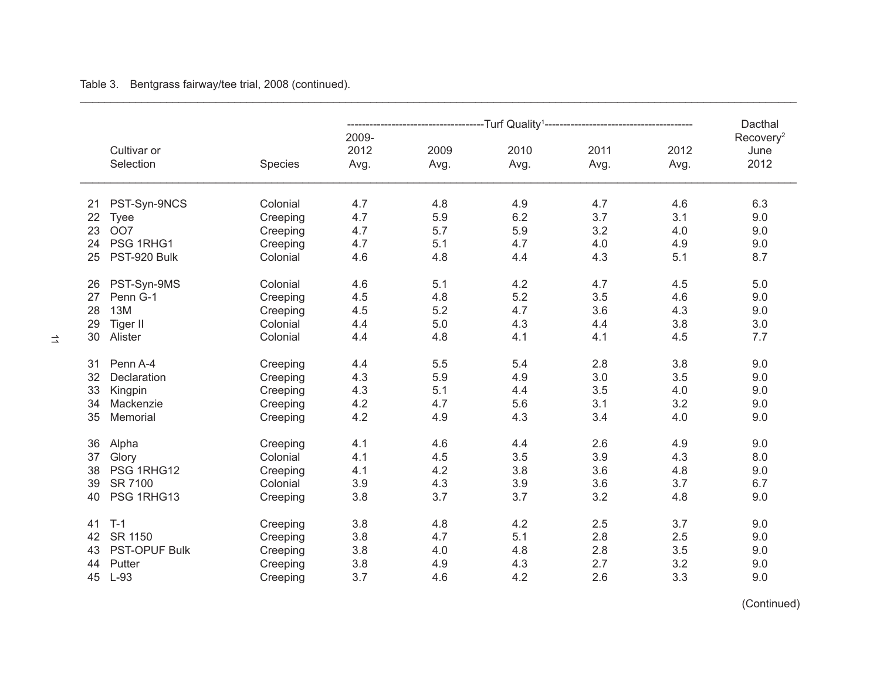Table 3. Bentgrass fairway/tee trial, 2008 (continued).

| | Cultivar or Selection | Species | Turf Quality[1] 2009-2012 Avg. | 2009 Avg. | 2010 Avg. | 2011 Avg. | 2012 Avg. | Dacthal Recovery[2] June 2012 |
|---|---|---|---|---|---|---|---|---|
| 21 | PST-Syn-9NCS | Colonial | 4.7 | 4.8 | 4.9 | 4.7 | 4.6 | 6.3 |
| 22 | Tyee | Creeping | 4.7 | 5.9 | 6.2 | 3.7 | 3.1 | 9.0 |
| 23 | OO7 | Creeping | 4.7 | 5.7 | 5.9 | 3.2 | 4.0 | 9.0 |
| 24 | PSG 1RHG1 | Creeping | 4.7 | 5.1 | 4.7 | 4.0 | 4.9 | 9.0 |
| 25 | PST-920 Bulk | Colonial | 4.6 | 4.8 | 4.4 | 4.3 | 5.1 | 8.7 |
| 26 | PST-Syn-9MS | Colonial | 4.6 | 5.1 | 4.2 | 4.7 | 4.5 | 5.0 |
| 27 | Penn G-1 | Creeping | 4.5 | 4.8 | 5.2 | 3.5 | 4.6 | 9.0 |
| 28 | 13M | Creeping | 4.5 | 5.2 | 4.7 | 3.6 | 4.3 | 9.0 |
| 29 | Tiger II | Colonial | 4.4 | 5.0 | 4.3 | 4.4 | 3.8 | 3.0 |
| 30 | Alister | Colonial | 4.4 | 4.8 | 4.1 | 4.1 | 4.5 | 7.7 |
| 31 | Penn A-4 | Creeping | 4.4 | 5.5 | 5.4 | 2.8 | 3.8 | 9.0 |
| 32 | Declaration | Creeping | 4.3 | 5.9 | 4.9 | 3.0 | 3.5 | 9.0 |
| 33 | Kingpin | Creeping | 4.3 | 5.1 | 4.4 | 3.5 | 4.0 | 9.0 |
| 34 | Mackenzie | Creeping | 4.2 | 4.7 | 5.6 | 3.1 | 3.2 | 9.0 |
| 35 | Memorial | Creeping | 4.2 | 4.9 | 4.3 | 3.4 | 4.0 | 9.0 |
| 36 | Alpha | Creeping | 4.1 | 4.6 | 4.4 | 2.6 | 4.9 | 9.0 |
| 37 | Glory | Colonial | 4.1 | 4.5 | 3.5 | 3.9 | 4.3 | 8.0 |
| 38 | PSG 1RHG12 | Creeping | 4.1 | 4.2 | 3.8 | 3.6 | 4.8 | 9.0 |
| 39 | SR 7100 | Colonial | 3.9 | 4.3 | 3.9 | 3.6 | 3.7 | 6.7 |
| 40 | PSG 1RHG13 | Creeping | 3.8 | 3.7 | 3.7 | 3.2 | 4.8 | 9.0 |
| 41 | T-1 | Creeping | 3.8 | 4.8 | 4.2 | 2.5 | 3.7 | 9.0 |
| 42 | SR 1150 | Creeping | 3.8 | 4.7 | 5.1 | 2.8 | 2.5 | 9.0 |
| 43 | PST-OPUF Bulk | Creeping | 3.8 | 4.0 | 4.8 | 2.8 | 3.5 | 9.0 |
| 44 | Putter | Creeping | 3.8 | 4.9 | 4.3 | 2.7 | 3.2 | 9.0 |
| 45 | L-93 | Creeping | 3.7 | 4.6 | 4.2 | 2.6 | 3.3 | 9.0 |

(Continued)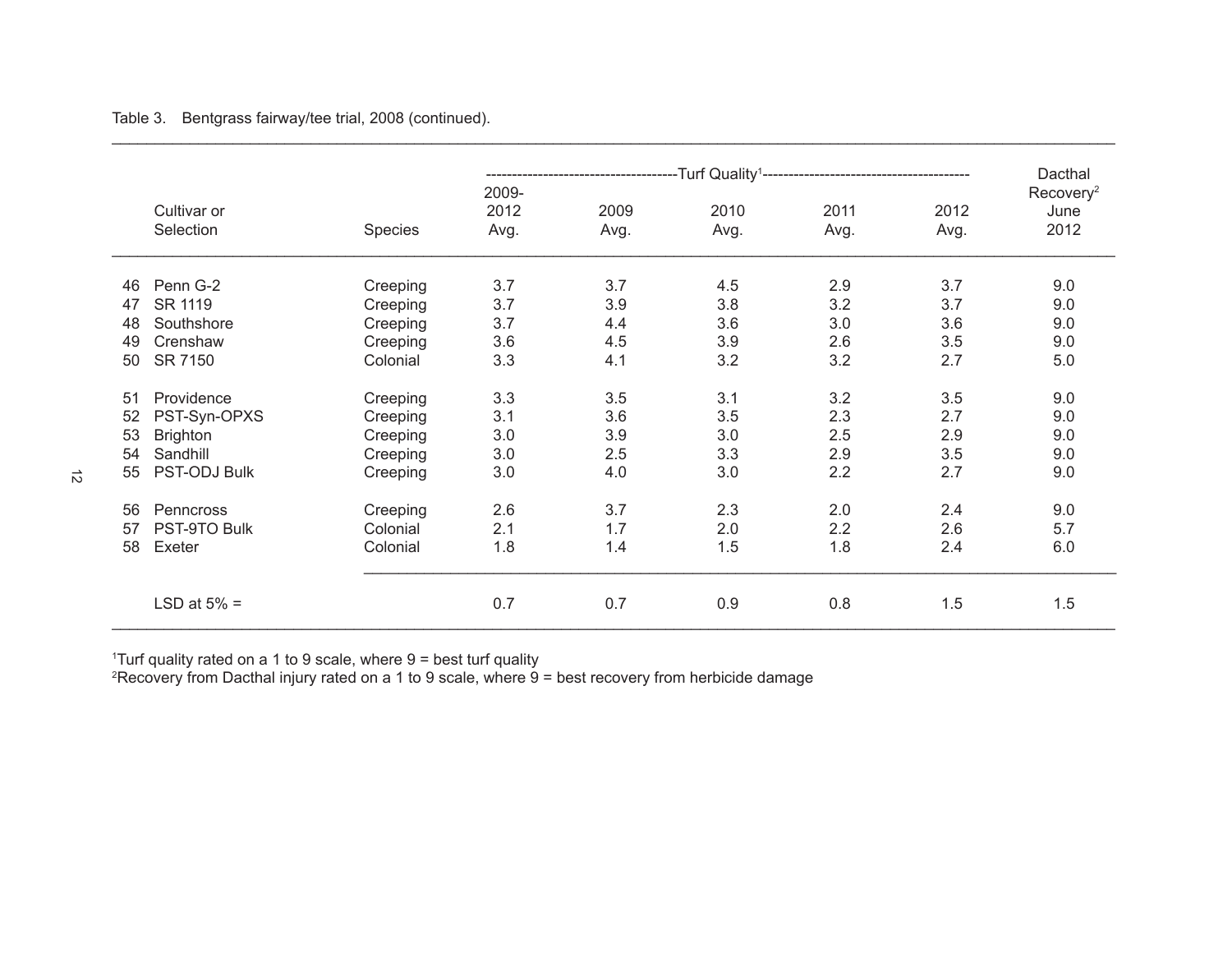Table 3. Bentgrass fairway/tee trial, 2008 (continued).

| | Cultivar or Selection | Species | Turf Quality[1] 2009-2012 Avg. | 2009 Avg. | 2010 Avg. | 2011 Avg. | 2012 Avg. | Dacthal Recovery[2] June 2012 |
|---|---|---|---|---|---|---|---|---|
| 46 | Penn G-2 | Creeping | 3.7 | 3.7 | 4.5 | 2.9 | 3.7 | 9.0 |
| 47 | SR 1119 | Creeping | 3.7 | 3.9 | 3.8 | 3.2 | 3.7 | 9.0 |
| 48 | Southshore | Creeping | 3.7 | 4.4 | 3.6 | 3.0 | 3.6 | 9.0 |
| 49 | Crenshaw | Creeping | 3.6 | 4.5 | 3.9 | 2.6 | 3.5 | 9.0 |
| 50 | SR 7150 | Colonial | 3.3 | 4.1 | 3.2 | 3.2 | 2.7 | 5.0 |
| 51 | Providence | Creeping | 3.3 | 3.5 | 3.1 | 3.2 | 3.5 | 9.0 |
| 52 | PST-Syn-OPXS | Creeping | 3.1 | 3.6 | 3.5 | 2.3 | 2.7 | 9.0 |
| 53 | Brighton | Creeping | 3.0 | 3.9 | 3.0 | 2.5 | 2.9 | 9.0 |
| 54 | Sandhill | Creeping | 3.0 | 2.5 | 3.3 | 2.9 | 3.5 | 9.0 |
| 55 | PST-ODJ Bulk | Creeping | 3.0 | 4.0 | 3.0 | 2.2 | 2.7 | 9.0 |
| 56 | Penncross | Creeping | 2.6 | 3.7 | 2.3 | 2.0 | 2.4 | 9.0 |
| 57 | PST-9TO Bulk | Colonial | 2.1 | 1.7 | 2.0 | 2.2 | 2.6 | 5.7 |
| 58 | Exeter | Colonial | 1.8 | 1.4 | 1.5 | 1.8 | 2.4 | 6.0 |
| | LSD at 5% = | | 0.7 | 0.7 | 0.9 | 0.8 | 1.5 | 1.5 |

[1]Turf quality rated on a 1 to 9 scale, where 9 = best turf quality
[2]Recovery from Dacthal injury rated on a 1 to 9 scale, where 9 = best recovery from herbicide damage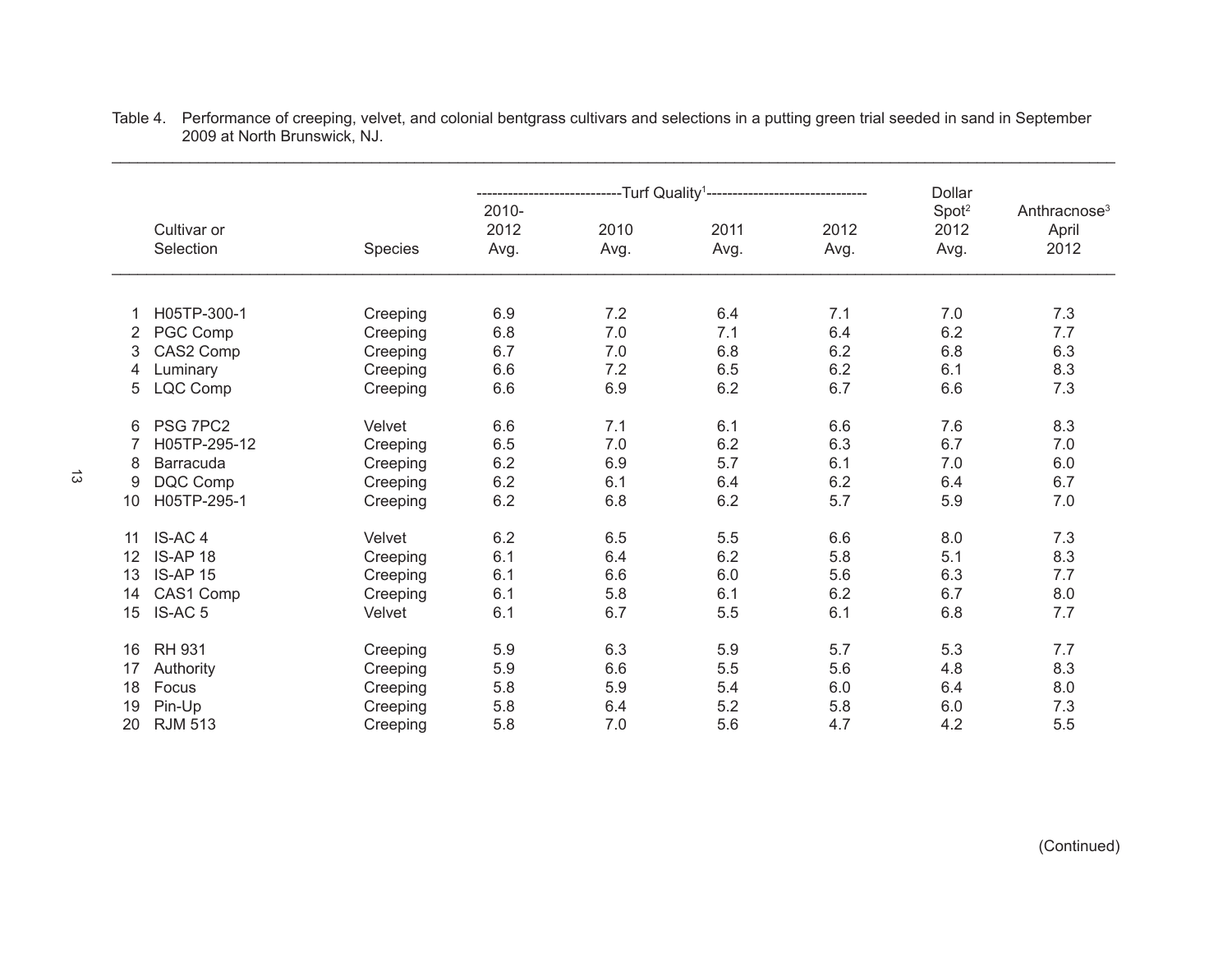Table 4. Performance of creeping, velvet, and colonial bentgrass cultivars and selections in a putting green trial seeded in sand in September 2009 at North Brunswick, NJ.

| | Cultivar or Selection | Species | Turf Quality[1] 2010-2012 Avg. | 2010 Avg. | 2011 Avg. | 2012 Avg. | Dollar Spot[2] 2012 Avg. | Anthracnose[3] April 2012 |
|---|---|---|---|---|---|---|---|---|
| 1 | H05TP-300-1 | Creeping | 6.9 | 7.2 | 6.4 | 7.1 | 7.0 | 7.3 |
| 2 | PGC Comp | Creeping | 6.8 | 7.0 | 7.1 | 6.4 | 6.2 | 7.7 |
| 3 | CAS2 Comp | Creeping | 6.7 | 7.0 | 6.8 | 6.2 | 6.8 | 6.3 |
| 4 | Luminary | Creeping | 6.6 | 7.2 | 6.5 | 6.2 | 6.1 | 8.3 |
| 5 | LQC Comp | Creeping | 6.6 | 6.9 | 6.2 | 6.7 | 6.6 | 7.3 |
| 6 | PSG 7PC2 | Velvet | 6.6 | 7.1 | 6.1 | 6.6 | 7.6 | 8.3 |
| 7 | H05TP-295-12 | Creeping | 6.5 | 7.0 | 6.2 | 6.3 | 6.7 | 7.0 |
| 8 | Barracuda | Creeping | 6.2 | 6.9 | 5.7 | 6.1 | 7.0 | 6.0 |
| 9 | DQC Comp | Creeping | 6.2 | 6.1 | 6.4 | 6.2 | 6.4 | 6.7 |
| 10 | H05TP-295-1 | Creeping | 6.2 | 6.8 | 6.2 | 5.7 | 5.9 | 7.0 |
| 11 | IS-AC 4 | Velvet | 6.2 | 6.5 | 5.5 | 6.6 | 8.0 | 7.3 |
| 12 | IS-AP 18 | Creeping | 6.1 | 6.4 | 6.2 | 5.8 | 5.1 | 8.3 |
| 13 | IS-AP 15 | Creeping | 6.1 | 6.6 | 6.0 | 5.6 | 6.3 | 7.7 |
| 14 | CAS1 Comp | Creeping | 6.1 | 5.8 | 6.1 | 6.2 | 6.7 | 8.0 |
| 15 | IS-AC 5 | Velvet | 6.1 | 6.7 | 5.5 | 6.1 | 6.8 | 7.7 |
| 16 | RH 931 | Creeping | 5.9 | 6.3 | 5.9 | 5.7 | 5.3 | 7.7 |
| 17 | Authority | Creeping | 5.9 | 6.6 | 5.5 | 5.6 | 4.8 | 8.3 |
| 18 | Focus | Creeping | 5.8 | 5.9 | 5.4 | 6.0 | 6.4 | 8.0 |
| 19 | Pin-Up | Creeping | 5.8 | 6.4 | 5.2 | 5.8 | 6.0 | 7.3 |
| 20 | RJM 513 | Creeping | 5.8 | 7.0 | 5.6 | 4.7 | 4.2 | 5.5 |

(Continued)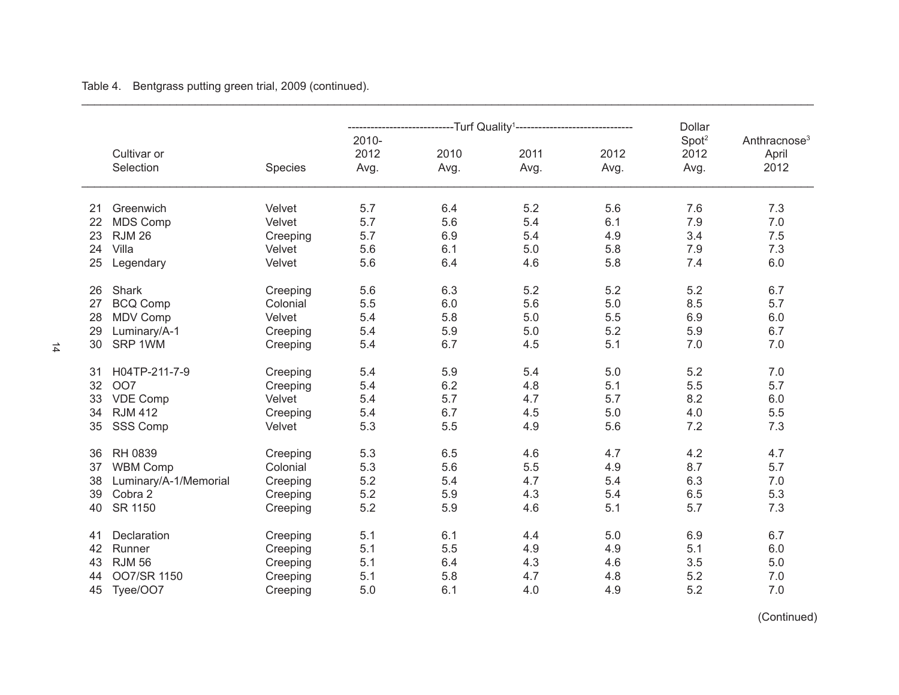Table 4. Bentgrass putting green trial, 2009 (continued).

| | Cultivar or Selection | Species | Turf Quality[1] 2010-2012 Avg. | 2010 Avg. | 2011 Avg. | 2012 Avg. | Dollar Spot[2] 2012 Avg. | Anthracnose[3] April 2012 |
|---|---|---|---|---|---|---|---|---|
| 21 | Greenwich | Velvet | 5.7 | 6.4 | 5.2 | 5.6 | 7.6 | 7.3 |
| 22 | MDS Comp | Velvet | 5.7 | 5.6 | 5.4 | 6.1 | 7.9 | 7.0 |
| 23 | RJM 26 | Creeping | 5.7 | 6.9 | 5.4 | 4.9 | 3.4 | 7.5 |
| 24 | Villa | Velvet | 5.6 | 6.1 | 5.0 | 5.8 | 7.9 | 7.3 |
| 25 | Legendary | Velvet | 5.6 | 6.4 | 4.6 | 5.8 | 7.4 | 6.0 |
| 26 | Shark | Creeping | 5.6 | 6.3 | 5.2 | 5.2 | 5.2 | 6.7 |
| 27 | BCQ Comp | Colonial | 5.5 | 6.0 | 5.6 | 5.0 | 8.5 | 5.7 |
| 28 | MDV Comp | Velvet | 5.4 | 5.8 | 5.0 | 5.5 | 6.9 | 6.0 |
| 29 | Luminary/A-1 | Creeping | 5.4 | 5.9 | 5.0 | 5.2 | 5.9 | 6.7 |
| 30 | SRP 1WM | Creeping | 5.4 | 6.7 | 4.5 | 5.1 | 7.0 | 7.0 |
| 31 | H04TP-211-7-9 | Creeping | 5.4 | 5.9 | 5.4 | 5.0 | 5.2 | 7.0 |
| 32 | OO7 | Creeping | 5.4 | 6.2 | 4.8 | 5.1 | 5.5 | 5.7 |
| 33 | VDE Comp | Velvet | 5.4 | 5.7 | 4.7 | 5.7 | 8.2 | 6.0 |
| 34 | RJM 412 | Creeping | 5.4 | 6.7 | 4.5 | 5.0 | 4.0 | 5.5 |
| 35 | SSS Comp | Velvet | 5.3 | 5.5 | 4.9 | 5.6 | 7.2 | 7.3 |
| 36 | RH 0839 | Creeping | 5.3 | 6.5 | 4.6 | 4.7 | 4.2 | 4.7 |
| 37 | WBM Comp | Colonial | 5.3 | 5.6 | 5.5 | 4.9 | 8.7 | 5.7 |
| 38 | Luminary/A-1/Memorial | Creeping | 5.2 | 5.4 | 4.7 | 5.4 | 6.3 | 7.0 |
| 39 | Cobra 2 | Creeping | 5.2 | 5.9 | 4.3 | 5.4 | 6.5 | 5.3 |
| 40 | SR 1150 | Creeping | 5.2 | 5.9 | 4.6 | 5.1 | 5.7 | 7.3 |
| 41 | Declaration | Creeping | 5.1 | 6.1 | 4.4 | 5.0 | 6.9 | 6.7 |
| 42 | Runner | Creeping | 5.1 | 5.5 | 4.9 | 4.9 | 5.1 | 6.0 |
| 43 | RJM 56 | Creeping | 5.1 | 6.4 | 4.3 | 4.6 | 3.5 | 5.0 |
| 44 | OO7/SR 1150 | Creeping | 5.1 | 5.8 | 4.7 | 4.8 | 5.2 | 7.0 |
| 45 | Tyee/OO7 | Creeping | 5.0 | 6.1 | 4.0 | 4.9 | 5.2 | 7.0 |

(Continued)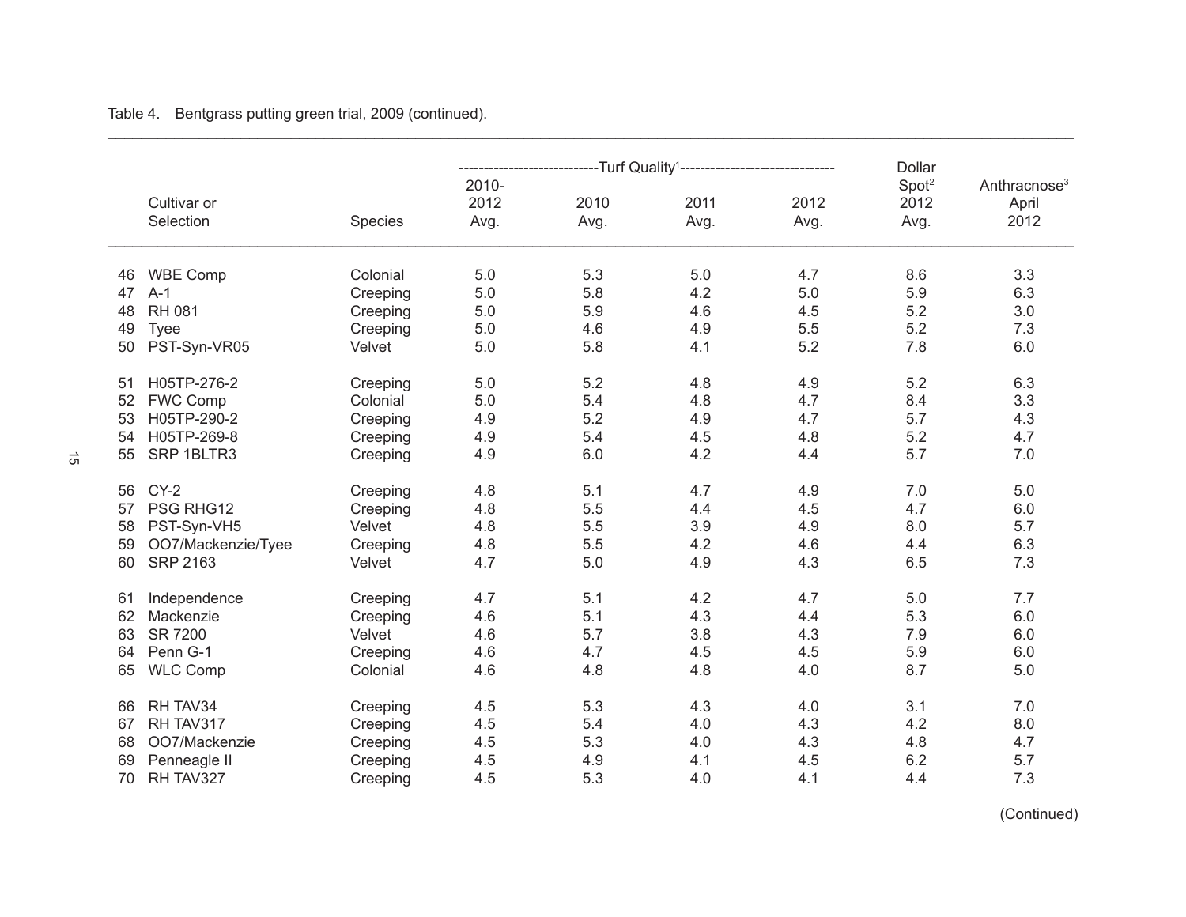Table 4. Bentgrass putting green trial, 2009 (continued).

| | Cultivar or Selection | Species | Turf Quality[1] 2010-2012 Avg. | Turf Quality[1] 2010 Avg. | Turf Quality[1] 2011 Avg. | Turf Quality[1] 2012 Avg. | Dollar Spot[2] 2012 Avg. | Anthracnose[3] April 2012 |
|---|---|---|---|---|---|---|---|---|
| 46 | WBE Comp | Colonial | 5.0 | 5.3 | 5.0 | 4.7 | 8.6 | 3.3 |
| 47 | A-1 | Creeping | 5.0 | 5.8 | 4.2 | 5.0 | 5.9 | 6.3 |
| 48 | RH 081 | Creeping | 5.0 | 5.9 | 4.6 | 4.5 | 5.2 | 3.0 |
| 49 | Tyee | Creeping | 5.0 | 4.6 | 4.9 | 5.5 | 5.2 | 7.3 |
| 50 | PST-Syn-VR05 | Velvet | 5.0 | 5.8 | 4.1 | 5.2 | 7.8 | 6.0 |
| 51 | H05TP-276-2 | Creeping | 5.0 | 5.2 | 4.8 | 4.9 | 5.2 | 6.3 |
| 52 | FWC Comp | Colonial | 5.0 | 5.4 | 4.8 | 4.7 | 8.4 | 3.3 |
| 53 | H05TP-290-2 | Creeping | 4.9 | 5.2 | 4.9 | 4.7 | 5.7 | 4.3 |
| 54 | H05TP-269-8 | Creeping | 4.9 | 5.4 | 4.5 | 4.8 | 5.2 | 4.7 |
| 55 | SRP 1BLTR3 | Creeping | 4.9 | 6.0 | 4.2 | 4.4 | 5.7 | 7.0 |
| 56 | CY-2 | Creeping | 4.8 | 5.1 | 4.7 | 4.9 | 7.0 | 5.0 |
| 57 | PSG RHG12 | Creeping | 4.8 | 5.5 | 4.4 | 4.5 | 4.7 | 6.0 |
| 58 | PST-Syn-VH5 | Velvet | 4.8 | 5.5 | 3.9 | 4.9 | 8.0 | 5.7 |
| 59 | OO7/Mackenzie/Tyee | Creeping | 4.8 | 5.5 | 4.2 | 4.6 | 4.4 | 6.3 |
| 60 | SRP 2163 | Velvet | 4.7 | 5.0 | 4.9 | 4.3 | 6.5 | 7.3 |
| 61 | Independence | Creeping | 4.7 | 5.1 | 4.2 | 4.7 | 5.0 | 7.7 |
| 62 | Mackenzie | Creeping | 4.6 | 5.1 | 4.3 | 4.4 | 5.3 | 6.0 |
| 63 | SR 7200 | Velvet | 4.6 | 5.7 | 3.8 | 4.3 | 7.9 | 6.0 |
| 64 | Penn G-1 | Creeping | 4.6 | 4.7 | 4.5 | 4.5 | 5.9 | 6.0 |
| 65 | WLC Comp | Colonial | 4.6 | 4.8 | 4.8 | 4.0 | 8.7 | 5.0 |
| 66 | RH TAV34 | Creeping | 4.5 | 5.3 | 4.3 | 4.0 | 3.1 | 7.0 |
| 67 | RH TAV317 | Creeping | 4.5 | 5.4 | 4.0 | 4.3 | 4.2 | 8.0 |
| 68 | OO7/Mackenzie | Creeping | 4.5 | 5.3 | 4.0 | 4.3 | 4.8 | 4.7 |
| 69 | Penneagle II | Creeping | 4.5 | 4.9 | 4.1 | 4.5 | 6.2 | 5.7 |
| 70 | RH TAV327 | Creeping | 4.5 | 5.3 | 4.0 | 4.1 | 4.4 | 7.3 |

(Continued)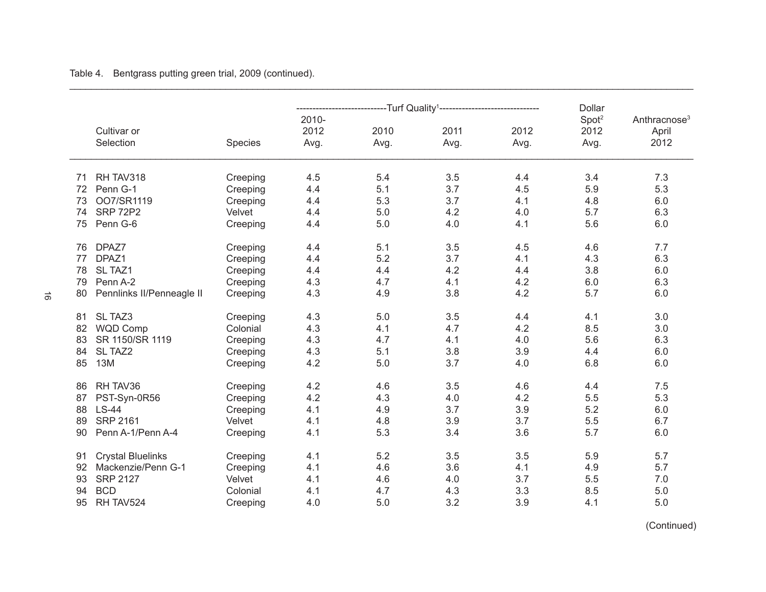Table 4. Bentgrass putting green trial, 2009 (continued).

| | Cultivar or Selection | Species | Turf Quality[1] 2010-2012 Avg. | Turf Quality[1] 2010 Avg. | Turf Quality[1] 2011 Avg. | Turf Quality[1] 2012 Avg. | Dollar Spot[2] 2012 Avg. | Anthracnose[3] April 2012 |
|---|---|---|---|---|---|---|---|---|
| 71 | RH TAV318 | Creeping | 4.5 | 5.4 | 3.5 | 4.4 | 3.4 | 7.3 |
| 72 | Penn G-1 | Creeping | 4.4 | 5.1 | 3.7 | 4.5 | 5.9 | 5.3 |
| 73 | OO7/SR1119 | Creeping | 4.4 | 5.3 | 3.7 | 4.1 | 4.8 | 6.0 |
| 74 | SRP 72P2 | Velvet | 4.4 | 5.0 | 4.2 | 4.0 | 5.7 | 6.3 |
| 75 | Penn G-6 | Creeping | 4.4 | 5.0 | 4.0 | 4.1 | 5.6 | 6.0 |
| 76 | DPAZ7 | Creeping | 4.4 | 5.1 | 3.5 | 4.5 | 4.6 | 7.7 |
| 77 | DPAZ1 | Creeping | 4.4 | 5.2 | 3.7 | 4.1 | 4.3 | 6.3 |
| 78 | SL TAZ1 | Creeping | 4.4 | 4.4 | 4.2 | 4.4 | 3.8 | 6.0 |
| 79 | Penn A-2 | Creeping | 4.3 | 4.7 | 4.1 | 4.2 | 6.0 | 6.3 |
| 80 | Pennlinks II/Penneagle II | Creeping | 4.3 | 4.9 | 3.8 | 4.2 | 5.7 | 6.0 |
| 81 | SL TAZ3 | Creeping | 4.3 | 5.0 | 3.5 | 4.4 | 4.1 | 3.0 |
| 82 | WQD Comp | Colonial | 4.3 | 4.1 | 4.7 | 4.2 | 8.5 | 3.0 |
| 83 | SR 1150/SR 1119 | Creeping | 4.3 | 4.7 | 4.1 | 4.0 | 5.6 | 6.3 |
| 84 | SL TAZ2 | Creeping | 4.3 | 5.1 | 3.8 | 3.9 | 4.4 | 6.0 |
| 85 | 13M | Creeping | 4.2 | 5.0 | 3.7 | 4.0 | 6.8 | 6.0 |
| 86 | RH TAV36 | Creeping | 4.2 | 4.6 | 3.5 | 4.6 | 4.4 | 7.5 |
| 87 | PST-Syn-0R56 | Creeping | 4.2 | 4.3 | 4.0 | 4.2 | 5.5 | 5.3 |
| 88 | LS-44 | Creeping | 4.1 | 4.9 | 3.7 | 3.9 | 5.2 | 6.0 |
| 89 | SRP 2161 | Velvet | 4.1 | 4.8 | 3.9 | 3.7 | 5.5 | 6.7 |
| 90 | Penn A-1/Penn A-4 | Creeping | 4.1 | 5.3 | 3.4 | 3.6 | 5.7 | 6.0 |
| 91 | Crystal Bluelinks | Creeping | 4.1 | 5.2 | 3.5 | 3.5 | 5.9 | 5.7 |
| 92 | Mackenzie/Penn G-1 | Creeping | 4.1 | 4.6 | 3.6 | 4.1 | 4.9 | 5.7 |
| 93 | SRP 2127 | Velvet | 4.1 | 4.6 | 4.0 | 3.7 | 5.5 | 7.0 |
| 94 | BCD | Colonial | 4.1 | 4.7 | 4.3 | 3.3 | 8.5 | 5.0 |
| 95 | RH TAV524 | Creeping | 4.0 | 5.0 | 3.2 | 3.9 | 4.1 | 5.0 |

(Continued)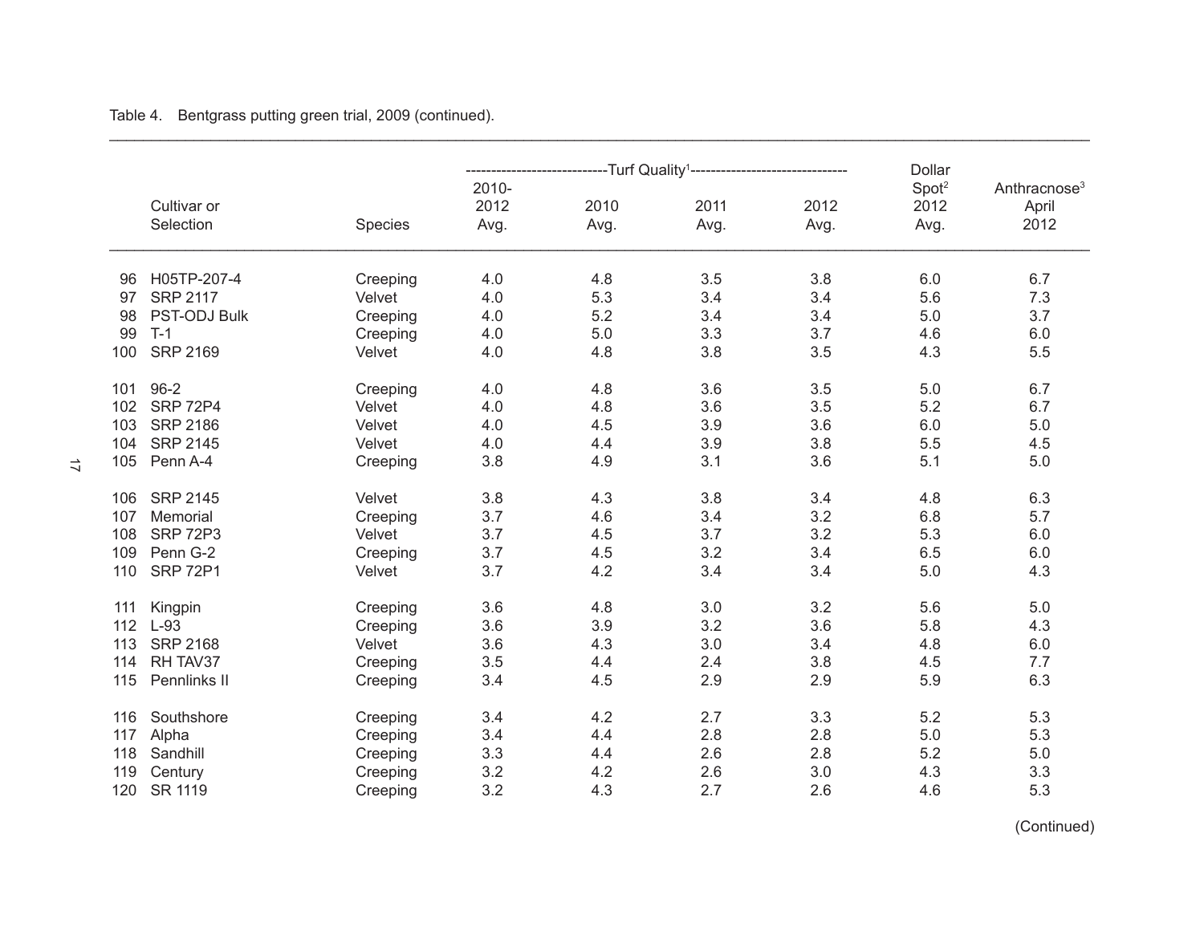Table 4. Bentgrass putting green trial, 2009 (continued).

| | Cultivar or Selection | Species | Turf Quality[1] 2010-2012 Avg. | 2010 Avg. | 2011 Avg. | 2012 Avg. | Dollar Spot[2] 2012 Avg. | Anthracnose[3] April 2012 |
|---|---|---|---|---|---|---|---|---|
| 96 | H05TP-207-4 | Creeping | 4.0 | 4.8 | 3.5 | 3.8 | 6.0 | 6.7 |
| 97 | SRP 2117 | Velvet | 4.0 | 5.3 | 3.4 | 3.4 | 5.6 | 7.3 |
| 98 | PST-ODJ Bulk | Creeping | 4.0 | 5.2 | 3.4 | 3.4 | 5.0 | 3.7 |
| 99 | T-1 | Creeping | 4.0 | 5.0 | 3.3 | 3.7 | 4.6 | 6.0 |
| 100 | SRP 2169 | Velvet | 4.0 | 4.8 | 3.8 | 3.5 | 4.3 | 5.5 |
| 101 | 96-2 | Creeping | 4.0 | 4.8 | 3.6 | 3.5 | 5.0 | 6.7 |
| 102 | SRP 72P4 | Velvet | 4.0 | 4.8 | 3.6 | 3.5 | 5.2 | 6.7 |
| 103 | SRP 2186 | Velvet | 4.0 | 4.5 | 3.9 | 3.6 | 6.0 | 5.0 |
| 104 | SRP 2145 | Velvet | 4.0 | 4.4 | 3.9 | 3.8 | 5.5 | 4.5 |
| 105 | Penn A-4 | Creeping | 3.8 | 4.9 | 3.1 | 3.6 | 5.1 | 5.0 |
| 106 | SRP 2145 | Velvet | 3.8 | 4.3 | 3.8 | 3.4 | 4.8 | 6.3 |
| 107 | Memorial | Creeping | 3.7 | 4.6 | 3.4 | 3.2 | 6.8 | 5.7 |
| 108 | SRP 72P3 | Velvet | 3.7 | 4.5 | 3.7 | 3.2 | 5.3 | 6.0 |
| 109 | Penn G-2 | Creeping | 3.7 | 4.5 | 3.2 | 3.4 | 6.5 | 6.0 |
| 110 | SRP 72P1 | Velvet | 3.7 | 4.2 | 3.4 | 3.4 | 5.0 | 4.3 |
| 111 | Kingpin | Creeping | 3.6 | 4.8 | 3.0 | 3.2 | 5.6 | 5.0 |
| 112 | L-93 | Creeping | 3.6 | 3.9 | 3.2 | 3.6 | 5.8 | 4.3 |
| 113 | SRP 2168 | Velvet | 3.6 | 4.3 | 3.0 | 3.4 | 4.8 | 6.0 |
| 114 | RH TAV37 | Creeping | 3.5 | 4.4 | 2.4 | 3.8 | 4.5 | 7.7 |
| 115 | Pennlinks II | Creeping | 3.4 | 4.5 | 2.9 | 2.9 | 5.9 | 6.3 |
| 116 | Southshore | Creeping | 3.4 | 4.2 | 2.7 | 3.3 | 5.2 | 5.3 |
| 117 | Alpha | Creeping | 3.4 | 4.4 | 2.8 | 2.8 | 5.0 | 5.3 |
| 118 | Sandhill | Creeping | 3.3 | 4.4 | 2.6 | 2.8 | 5.2 | 5.0 |
| 119 | Century | Creeping | 3.2 | 4.2 | 2.6 | 3.0 | 4.3 | 3.3 |
| 120 | SR 1119 | Creeping | 3.2 | 4.3 | 2.7 | 2.6 | 4.6 | 5.3 |

(Continued)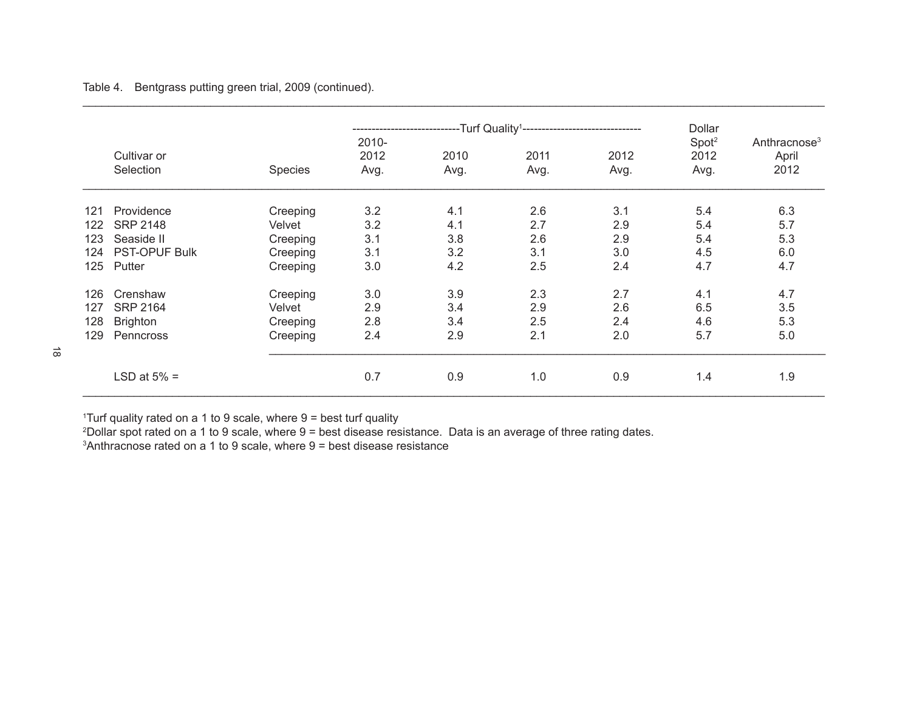Table 4. Bentgrass putting green trial, 2009 (continued).

| | Cultivar or Selection | Species | Turf Quality[1] 2010-2012 Avg. | 2010 Avg. | 2011 Avg. | 2012 Avg. | Dollar Spot[2] 2012 Avg. | Anthracnose[3] April 2012 |
|---|---|---|---|---|---|---|---|---|
| 121 | Providence | Creeping | 3.2 | 4.1 | 2.6 | 3.1 | 5.4 | 6.3 |
| 122 | SRP 2148 | Velvet | 3.2 | 4.1 | 2.7 | 2.9 | 5.4 | 5.7 |
| 123 | Seaside II | Creeping | 3.1 | 3.8 | 2.6 | 2.9 | 5.4 | 5.3 |
| 124 | PST-OPUF Bulk | Creeping | 3.1 | 3.2 | 3.1 | 3.0 | 4.5 | 6.0 |
| 125 | Putter | Creeping | 3.0 | 4.2 | 2.5 | 2.4 | 4.7 | 4.7 |
| 126 | Crenshaw | Creeping | 3.0 | 3.9 | 2.3 | 2.7 | 4.1 | 4.7 |
| 127 | SRP 2164 | Velvet | 2.9 | 3.4 | 2.9 | 2.6 | 6.5 | 3.5 |
| 128 | Brighton | Creeping | 2.8 | 3.4 | 2.5 | 2.4 | 4.6 | 5.3 |
| 129 | Penncross | Creeping | 2.4 | 2.9 | 2.1 | 2.0 | 5.7 | 5.0 |
| | LSD at 5% = | | 0.7 | 0.9 | 1.0 | 0.9 | 1.4 | 1.9 |

[1]Turf quality rated on a 1 to 9 scale, where 9 = best turf quality
[2]Dollar spot rated on a 1 to 9 scale, where 9 = best disease resistance. Data is an average of three rating dates.
[3]Anthracnose rated on a 1 to 9 scale, where 9 = best disease resistance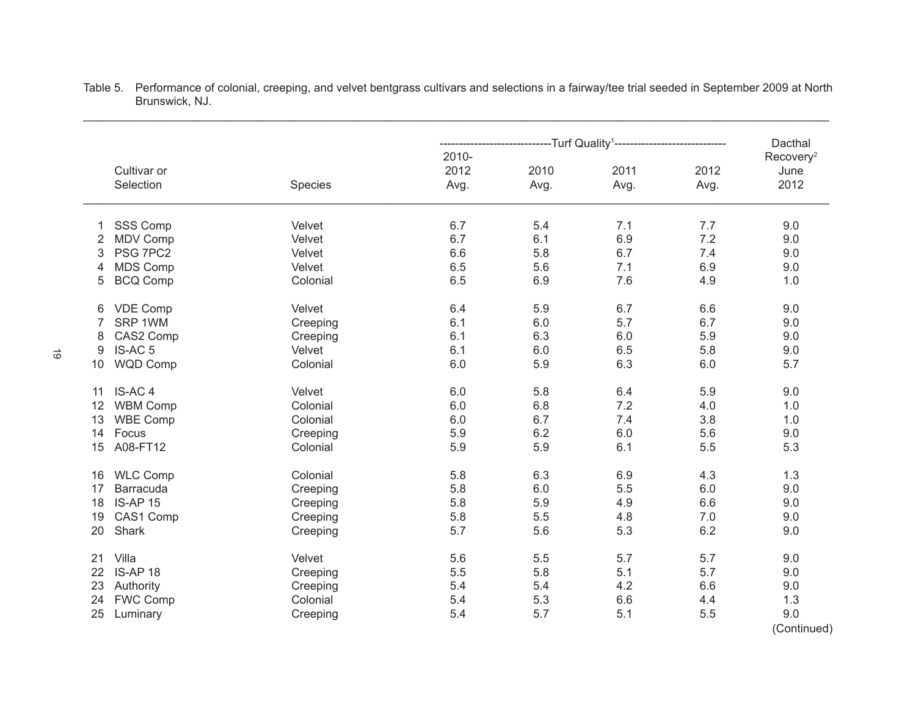Table 5. Performance of colonial, creeping, and velvet bentgrass cultivars and selections in a fairway/tee trial seeded in September 2009 at North Brunswick, NJ.

| | Cultivar or Selection | Species | Turf Quality[1] 2010-2012 Avg. | 2010 Avg. | 2011 Avg. | 2012 Avg. | Dacthal Recovery[2] June 2012 |
|---|---|---|---|---|---|---|---|
| 1 | SSS Comp | Velvet | 6.7 | 5.4 | 7.1 | 7.7 | 9.0 |
| 2 | MDV Comp | Velvet | 6.7 | 6.1 | 6.9 | 7.2 | 9.0 |
| 3 | PSG 7PC2 | Velvet | 6.6 | 5.8 | 6.7 | 7.4 | 9.0 |
| 4 | MDS Comp | Velvet | 6.5 | 5.6 | 7.1 | 6.9 | 9.0 |
| 5 | BCQ Comp | Colonial | 6.5 | 6.9 | 7.6 | 4.9 | 1.0 |
| 6 | VDE Comp | Velvet | 6.4 | 5.9 | 6.7 | 6.6 | 9.0 |
| 7 | SRP 1WM | Creeping | 6.1 | 6.0 | 5.7 | 6.7 | 9.0 |
| 8 | CAS2 Comp | Creeping | 6.1 | 6.3 | 6.0 | 5.9 | 9.0 |
| 9 | IS-AC 5 | Velvet | 6.1 | 6.0 | 6.5 | 5.8 | 9.0 |
| 10 | WQD Comp | Colonial | 6.0 | 5.9 | 6.3 | 6.0 | 5.7 |
| 11 | IS-AC 4 | Velvet | 6.0 | 5.8 | 6.4 | 5.9 | 9.0 |
| 12 | WBM Comp | Colonial | 6.0 | 6.8 | 7.2 | 4.0 | 1.0 |
| 13 | WBE Comp | Colonial | 6.0 | 6.7 | 7.4 | 3.8 | 1.0 |
| 14 | Focus | Creeping | 5.9 | 6.2 | 6.0 | 5.6 | 9.0 |
| 15 | A08-FT12 | Colonial | 5.9 | 5.9 | 6.1 | 5.5 | 5.3 |
| 16 | WLC Comp | Colonial | 5.8 | 6.3 | 6.9 | 4.3 | 1.3 |
| 17 | Barracuda | Creeping | 5.8 | 6.0 | 5.5 | 6.0 | 9.0 |
| 18 | IS-AP 15 | Creeping | 5.8 | 5.9 | 4.9 | 6.6 | 9.0 |
| 19 | CAS1 Comp | Creeping | 5.8 | 5.5 | 4.8 | 7.0 | 9.0 |
| 20 | Shark | Creeping | 5.7 | 5.6 | 5.3 | 6.2 | 9.0 |
| 21 | Villa | Velvet | 5.6 | 5.5 | 5.7 | 5.7 | 9.0 |
| 22 | IS-AP 18 | Creeping | 5.5 | 5.8 | 5.1 | 5.7 | 9.0 |
| 23 | Authority | Creeping | 5.4 | 5.4 | 4.2 | 6.6 | 9.0 |
| 24 | FWC Comp | Colonial | 5.4 | 5.3 | 6.6 | 4.4 | 1.3 |
| 25 | Luminary | Creeping | 5.4 | 5.7 | 5.1 | 5.5 | 9.0 |

(Continued)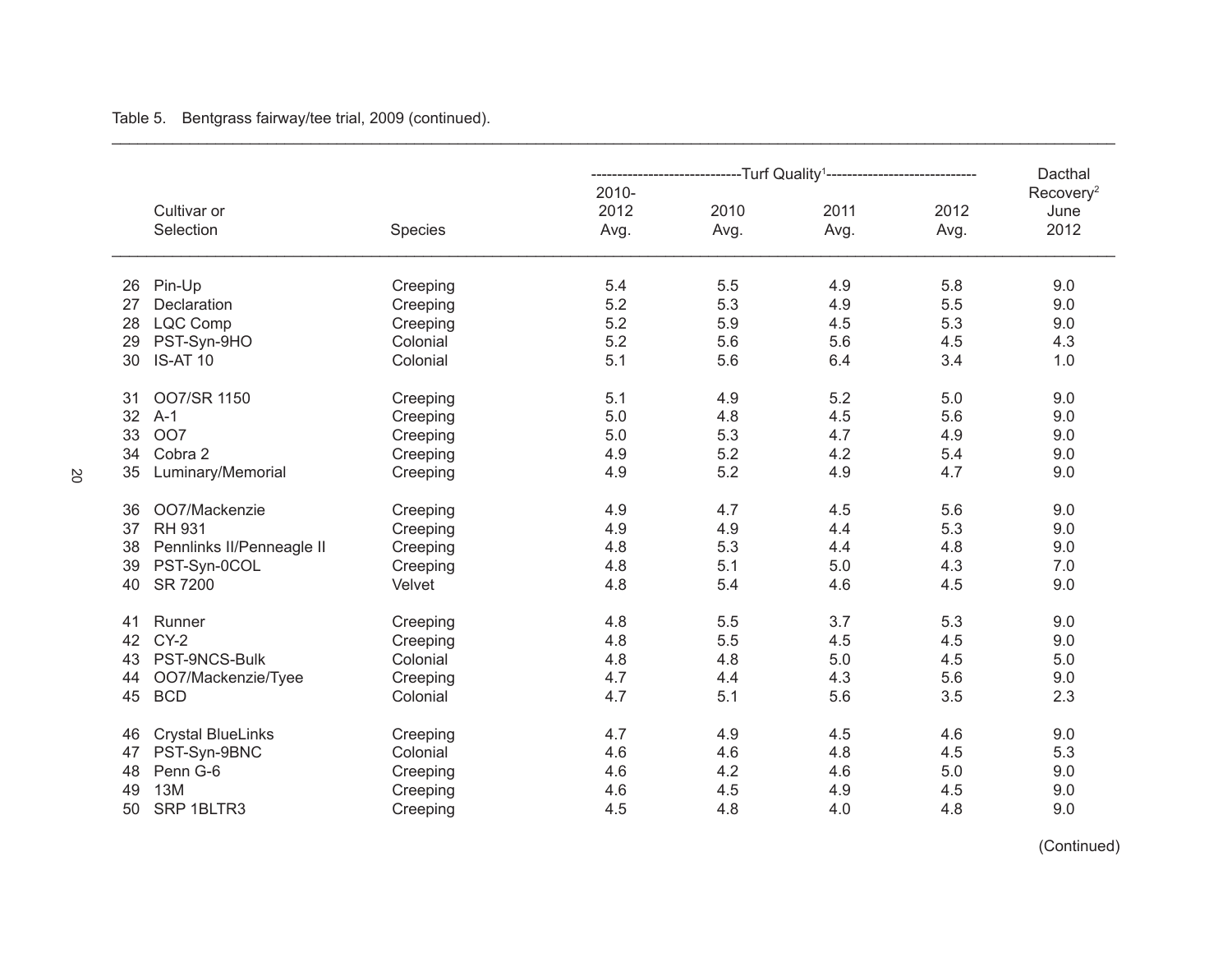Table 5. Bentgrass fairway/tee trial, 2009 (continued).

| | Cultivar or Selection | Species | Turf Quality[1] 2010-2012 Avg. | Turf Quality[1] 2010 Avg. | Turf Quality[1] 2011 Avg. | Turf Quality[1] 2012 Avg. | Dacthal Recovery[2] June 2012 |
|---|---|---|---|---|---|---|---|
| 26 | Pin-Up | Creeping | 5.4 | 5.5 | 4.9 | 5.8 | 9.0 |
| 27 | Declaration | Creeping | 5.2 | 5.3 | 4.9 | 5.5 | 9.0 |
| 28 | LQC Comp | Creeping | 5.2 | 5.9 | 4.5 | 5.3 | 9.0 |
| 29 | PST-Syn-9HO | Colonial | 5.2 | 5.6 | 5.6 | 4.5 | 4.3 |
| 30 | IS-AT 10 | Colonial | 5.1 | 5.6 | 6.4 | 3.4 | 1.0 |
| 31 | OO7/SR 1150 | Creeping | 5.1 | 4.9 | 5.2 | 5.0 | 9.0 |
| 32 | A-1 | Creeping | 5.0 | 4.8 | 4.5 | 5.6 | 9.0 |
| 33 | OO7 | Creeping | 5.0 | 5.3 | 4.7 | 4.9 | 9.0 |
| 34 | Cobra 2 | Creeping | 4.9 | 5.2 | 4.2 | 5.4 | 9.0 |
| 35 | Luminary/Memorial | Creeping | 4.9 | 5.2 | 4.9 | 4.7 | 9.0 |
| 36 | OO7/Mackenzie | Creeping | 4.9 | 4.7 | 4.5 | 5.6 | 9.0 |
| 37 | RH 931 | Creeping | 4.9 | 4.9 | 4.4 | 5.3 | 9.0 |
| 38 | Pennlinks II/Penneagle II | Creeping | 4.8 | 5.3 | 4.4 | 4.8 | 9.0 |
| 39 | PST-Syn-0COL | Creeping | 4.8 | 5.1 | 5.0 | 4.3 | 7.0 |
| 40 | SR 7200 | Velvet | 4.8 | 5.4 | 4.6 | 4.5 | 9.0 |
| 41 | Runner | Creeping | 4.8 | 5.5 | 3.7 | 5.3 | 9.0 |
| 42 | CY-2 | Creeping | 4.8 | 5.5 | 4.5 | 4.5 | 9.0 |
| 43 | PST-9NCS-Bulk | Colonial | 4.8 | 4.8 | 5.0 | 4.5 | 5.0 |
| 44 | OO7/Mackenzie/Tyee | Creeping | 4.7 | 4.4 | 4.3 | 5.6 | 9.0 |
| 45 | BCD | Colonial | 4.7 | 5.1 | 5.6 | 3.5 | 2.3 |
| 46 | Crystal BlueLinks | Creeping | 4.7 | 4.9 | 4.5 | 4.6 | 9.0 |
| 47 | PST-Syn-9BNC | Colonial | 4.6 | 4.6 | 4.8 | 4.5 | 5.3 |
| 48 | Penn G-6 | Creeping | 4.6 | 4.2 | 4.6 | 5.0 | 9.0 |
| 49 | 13M | Creeping | 4.6 | 4.5 | 4.9 | 4.5 | 9.0 |
| 50 | SRP 1BLTR3 | Creeping | 4.5 | 4.8 | 4.0 | 4.8 | 9.0 |

(Continued)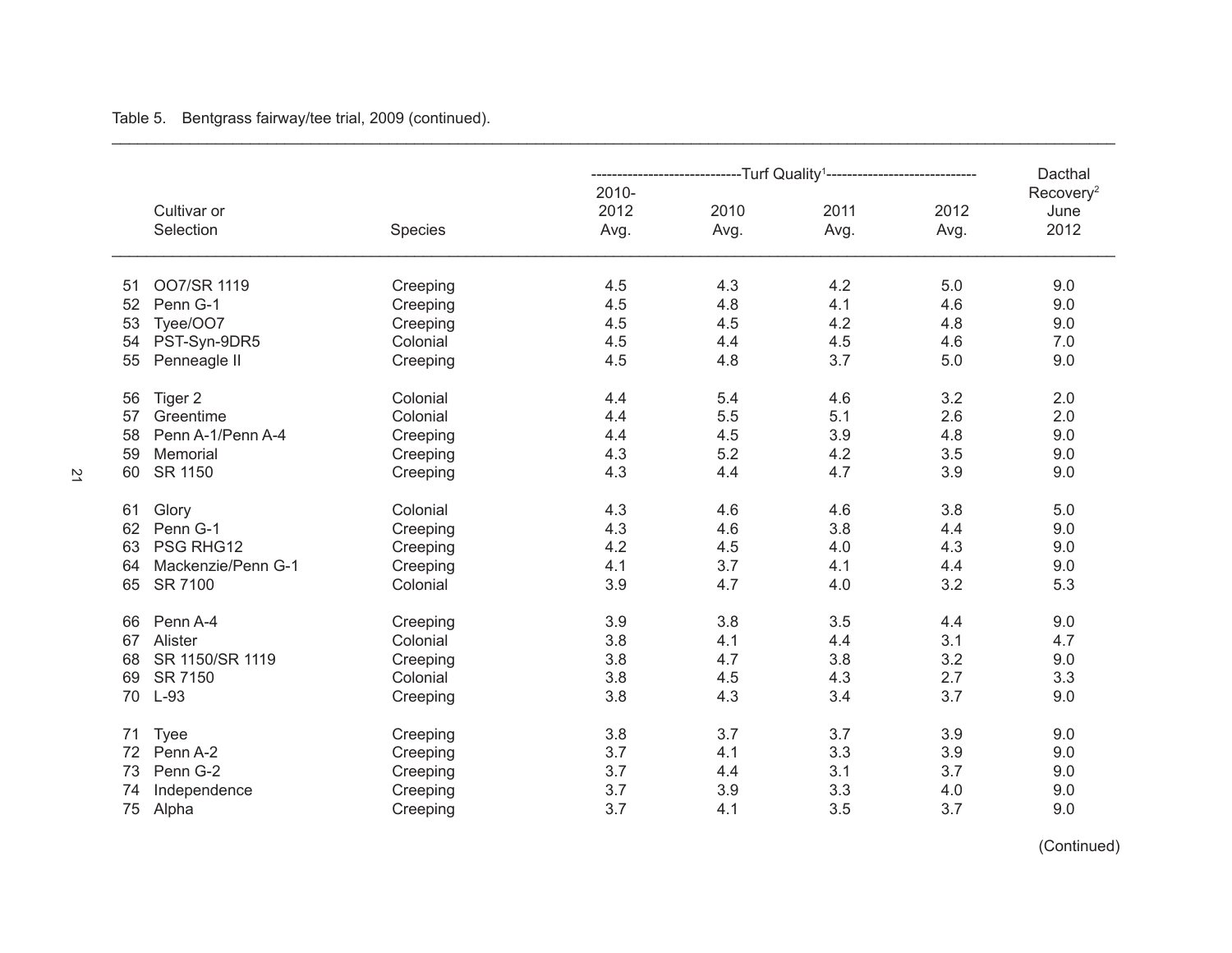Table 5. Bentgrass fairway/tee trial, 2009 (continued).

| | Cultivar or Selection | Species | Turf Quality[1] 2010-2012 Avg. | 2010 Avg. | 2011 Avg. | 2012 Avg. | Dacthal Recovery[2] June 2012 |
|---|---|---|---|---|---|---|---|
| 51 | OO7/SR 1119 | Creeping | 4.5 | 4.3 | 4.2 | 5.0 | 9.0 |
| 52 | Penn G-1 | Creeping | 4.5 | 4.8 | 4.1 | 4.6 | 9.0 |
| 53 | Tyee/OO7 | Creeping | 4.5 | 4.5 | 4.2 | 4.8 | 9.0 |
| 54 | PST-Syn-9DR5 | Colonial | 4.5 | 4.4 | 4.5 | 4.6 | 7.0 |
| 55 | Penneagle II | Creeping | 4.5 | 4.8 | 3.7 | 5.0 | 9.0 |
| 56 | Tiger 2 | Colonial | 4.4 | 5.4 | 4.6 | 3.2 | 2.0 |
| 57 | Greentime | Colonial | 4.4 | 5.5 | 5.1 | 2.6 | 2.0 |
| 58 | Penn A-1/Penn A-4 | Creeping | 4.4 | 4.5 | 3.9 | 4.8 | 9.0 |
| 59 | Memorial | Creeping | 4.3 | 5.2 | 4.2 | 3.5 | 9.0 |
| 60 | SR 1150 | Creeping | 4.3 | 4.4 | 4.7 | 3.9 | 9.0 |
| 61 | Glory | Colonial | 4.3 | 4.6 | 4.6 | 3.8 | 5.0 |
| 62 | Penn G-1 | Creeping | 4.3 | 4.6 | 3.8 | 4.4 | 9.0 |
| 63 | PSG RHG12 | Creeping | 4.2 | 4.5 | 4.0 | 4.3 | 9.0 |
| 64 | Mackenzie/Penn G-1 | Creeping | 4.1 | 3.7 | 4.1 | 4.4 | 9.0 |
| 65 | SR 7100 | Colonial | 3.9 | 4.7 | 4.0 | 3.2 | 5.3 |
| 66 | Penn A-4 | Creeping | 3.9 | 3.8 | 3.5 | 4.4 | 9.0 |
| 67 | Alister | Colonial | 3.8 | 4.1 | 4.4 | 3.1 | 4.7 |
| 68 | SR 1150/SR 1119 | Creeping | 3.8 | 4.7 | 3.8 | 3.2 | 9.0 |
| 69 | SR 7150 | Colonial | 3.8 | 4.5 | 4.3 | 2.7 | 3.3 |
| 70 | L-93 | Creeping | 3.8 | 4.3 | 3.4 | 3.7 | 9.0 |
| 71 | Tyee | Creeping | 3.8 | 3.7 | 3.7 | 3.9 | 9.0 |
| 72 | Penn A-2 | Creeping | 3.7 | 4.1 | 3.3 | 3.9 | 9.0 |
| 73 | Penn G-2 | Creeping | 3.7 | 4.4 | 3.1 | 3.7 | 9.0 |
| 74 | Independence | Creeping | 3.7 | 3.9 | 3.3 | 4.0 | 9.0 |
| 75 | Alpha | Creeping | 3.7 | 4.1 | 3.5 | 3.7 | 9.0 |

(Continued)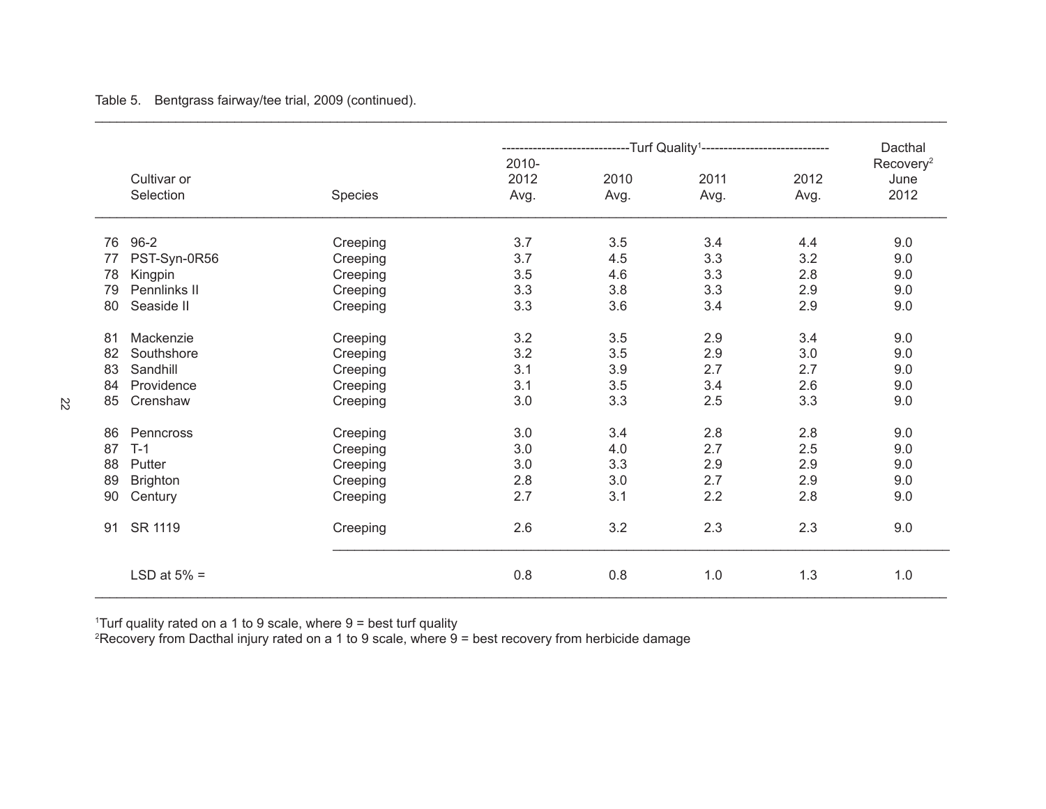Table 5. Bentgrass fairway/tee trial, 2009 (continued).

| | Cultivar or Selection | Species | Turf Quality[1] 2010-2012 Avg. | 2010 Avg. | 2011 Avg. | 2012 Avg. | Dacthal Recovery[2] June 2012 |
|---|---|---|---|---|---|---|---|
| 76 | 96-2 | Creeping | 3.7 | 3.5 | 3.4 | 4.4 | 9.0 |
| 77 | PST-Syn-0R56 | Creeping | 3.7 | 4.5 | 3.3 | 3.2 | 9.0 |
| 78 | Kingpin | Creeping | 3.5 | 4.6 | 3.3 | 2.8 | 9.0 |
| 79 | Pennlinks II | Creeping | 3.3 | 3.8 | 3.3 | 2.9 | 9.0 |
| 80 | Seaside II | Creeping | 3.3 | 3.6 | 3.4 | 2.9 | 9.0 |
| 81 | Mackenzie | Creeping | 3.2 | 3.5 | 2.9 | 3.4 | 9.0 |
| 82 | Southshore | Creeping | 3.2 | 3.5 | 2.9 | 3.0 | 9.0 |
| 83 | Sandhill | Creeping | 3.1 | 3.9 | 2.7 | 2.7 | 9.0 |
| 84 | Providence | Creeping | 3.1 | 3.5 | 3.4 | 2.6 | 9.0 |
| 85 | Crenshaw | Creeping | 3.0 | 3.3 | 2.5 | 3.3 | 9.0 |
| 86 | Penncross | Creeping | 3.0 | 3.4 | 2.8 | 2.8 | 9.0 |
| 87 | T-1 | Creeping | 3.0 | 4.0 | 2.7 | 2.5 | 9.0 |
| 88 | Putter | Creeping | 3.0 | 3.3 | 2.9 | 2.9 | 9.0 |
| 89 | Brighton | Creeping | 2.8 | 3.0 | 2.7 | 2.9 | 9.0 |
| 90 | Century | Creeping | 2.7 | 3.1 | 2.2 | 2.8 | 9.0 |
| 91 | SR 1119 | Creeping | 2.6 | 3.2 | 2.3 | 2.3 | 9.0 |
| | LSD at 5% = | | 0.8 | 0.8 | 1.0 | 1.3 | 1.0 |

[1]Turf quality rated on a 1 to 9 scale, where 9 = best turf quality
[2]Recovery from Dacthal injury rated on a 1 to 9 scale, where 9 = best recovery from herbicide damage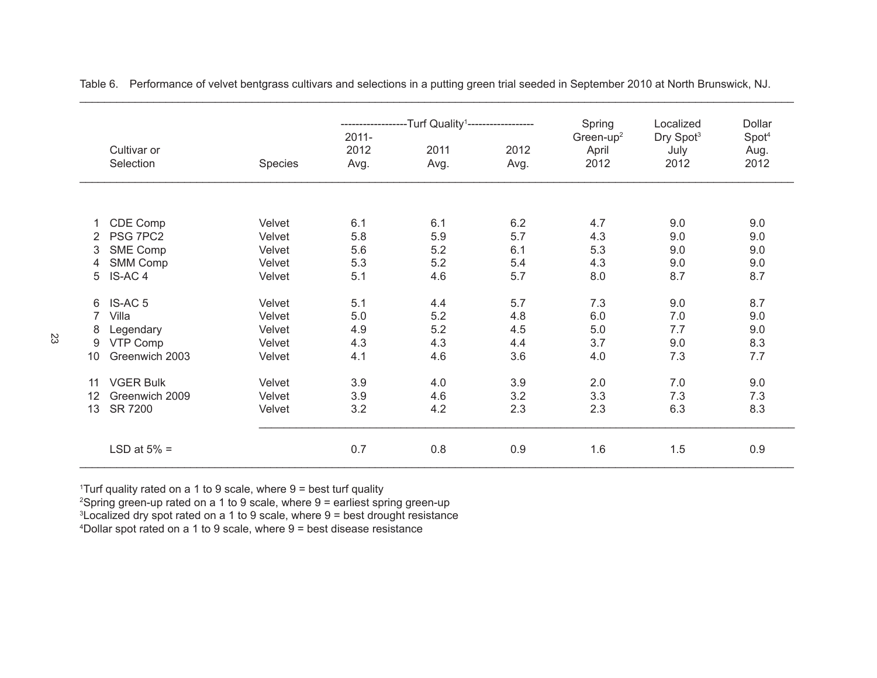Table 6. Performance of velvet bentgrass cultivars and selections in a putting green trial seeded in September 2010 at North Brunswick, NJ.

| | Cultivar or Selection | Species | Turf Quality[1] 2011-2012 Avg. | Turf Quality[1] 2011 Avg. | Turf Quality[1] 2012 Avg. | Spring Green-up[2] April 2012 | Localized Dry Spot[3] July 2012 | Dollar Spot[4] Aug. 2012 |
|---|---|---|---|---|---|---|---|---|
| 1 | CDE Comp | Velvet | 6.1 | 6.1 | 6.2 | 4.7 | 9.0 | 9.0 |
| 2 | PSG 7PC2 | Velvet | 5.8 | 5.9 | 5.7 | 4.3 | 9.0 | 9.0 |
| 3 | SME Comp | Velvet | 5.6 | 5.2 | 6.1 | 5.3 | 9.0 | 9.0 |
| 4 | SMM Comp | Velvet | 5.3 | 5.2 | 5.4 | 4.3 | 9.0 | 9.0 |
| 5 | IS-AC 4 | Velvet | 5.1 | 4.6 | 5.7 | 8.0 | 8.7 | 8.7 |
| 6 | IS-AC 5 | Velvet | 5.1 | 4.4 | 5.7 | 7.3 | 9.0 | 8.7 |
| 7 | Villa | Velvet | 5.0 | 5.2 | 4.8 | 6.0 | 7.0 | 9.0 |
| 8 | Legendary | Velvet | 4.9 | 5.2 | 4.5 | 5.0 | 7.7 | 9.0 |
| 9 | VTP Comp | Velvet | 4.3 | 4.3 | 4.4 | 3.7 | 9.0 | 8.3 |
| 10 | Greenwich 2003 | Velvet | 4.1 | 4.6 | 3.6 | 4.0 | 7.3 | 7.7 |
| 11 | VGER Bulk | Velvet | 3.9 | 4.0 | 3.9 | 2.0 | 7.0 | 9.0 |
| 12 | Greenwich 2009 | Velvet | 3.9 | 4.6 | 3.2 | 3.3 | 7.3 | 7.3 |
| 13 | SR 7200 | Velvet | 3.2 | 4.2 | 2.3 | 2.3 | 6.3 | 8.3 |
| | LSD at 5% = | | 0.7 | 0.8 | 0.9 | 1.6 | 1.5 | 0.9 |

[1]Turf quality rated on a 1 to 9 scale, where 9 = best turf quality
[2]Spring green-up rated on a 1 to 9 scale, where 9 = earliest spring green-up
[3]Localized dry spot rated on a 1 to 9 scale, where 9 = best drought resistance
[4]Dollar spot rated on a 1 to 9 scale, where 9 = best disease resistance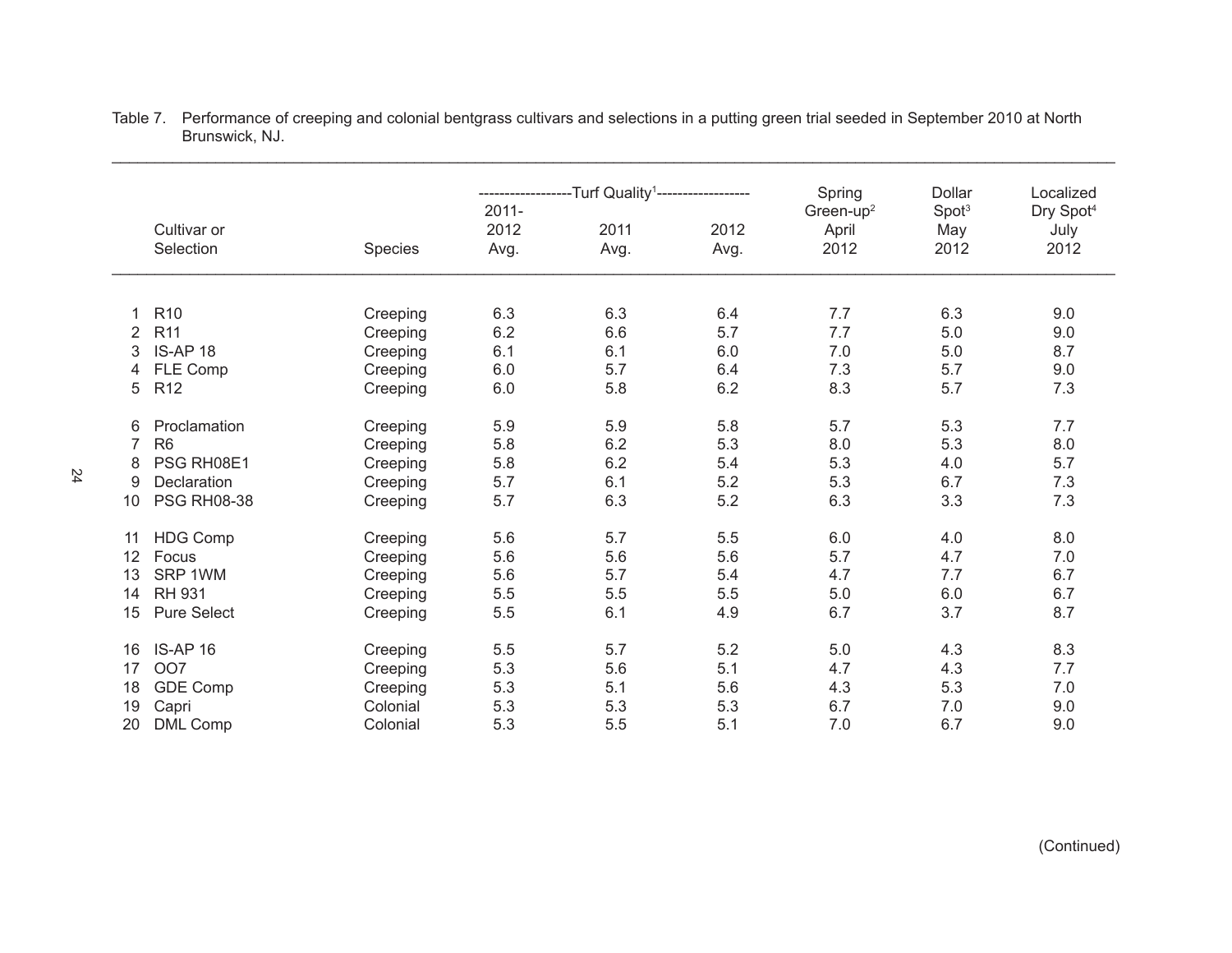Table 7. Performance of creeping and colonial bentgrass cultivars and selections in a putting green trial seeded in September 2010 at North Brunswick, NJ.

| | Cultivar or Selection | Species | Turf Quality[1] 2011-2012 Avg. | 2011 Avg. | 2012 Avg. | Spring Green-up[2] April 2012 | Dollar Spot[3] May 2012 | Localized Dry Spot[4] July 2012 |
|---|---|---|---|---|---|---|---|---|
| 1 | R10 | Creeping | 6.3 | 6.3 | 6.4 | 7.7 | 6.3 | 9.0 |
| 2 | R11 | Creeping | 6.2 | 6.6 | 5.7 | 7.7 | 5.0 | 9.0 |
| 3 | IS-AP 18 | Creeping | 6.1 | 6.1 | 6.0 | 7.0 | 5.0 | 8.7 |
| 4 | FLE Comp | Creeping | 6.0 | 5.7 | 6.4 | 7.3 | 5.7 | 9.0 |
| 5 | R12 | Creeping | 6.0 | 5.8 | 6.2 | 8.3 | 5.7 | 7.3 |
| 6 | Proclamation | Creeping | 5.9 | 5.9 | 5.8 | 5.7 | 5.3 | 7.7 |
| 7 | R6 | Creeping | 5.8 | 6.2 | 5.3 | 8.0 | 5.3 | 8.0 |
| 8 | PSG RH08E1 | Creeping | 5.8 | 6.2 | 5.4 | 5.3 | 4.0 | 5.7 |
| 9 | Declaration | Creeping | 5.7 | 6.1 | 5.2 | 5.3 | 6.7 | 7.3 |
| 10 | PSG RH08-38 | Creeping | 5.7 | 6.3 | 5.2 | 6.3 | 3.3 | 7.3 |
| 11 | HDG Comp | Creeping | 5.6 | 5.7 | 5.5 | 6.0 | 4.0 | 8.0 |
| 12 | Focus | Creeping | 5.6 | 5.6 | 5.6 | 5.7 | 4.7 | 7.0 |
| 13 | SRP 1WM | Creeping | 5.6 | 5.7 | 5.4 | 4.7 | 7.7 | 6.7 |
| 14 | RH 931 | Creeping | 5.5 | 5.5 | 5.5 | 5.0 | 6.0 | 6.7 |
| 15 | Pure Select | Creeping | 5.5 | 6.1 | 4.9 | 6.7 | 3.7 | 8.7 |
| 16 | IS-AP 16 | Creeping | 5.5 | 5.7 | 5.2 | 5.0 | 4.3 | 8.3 |
| 17 | OO7 | Creeping | 5.3 | 5.6 | 5.1 | 4.7 | 4.3 | 7.7 |
| 18 | GDE Comp | Creeping | 5.3 | 5.1 | 5.6 | 4.3 | 5.3 | 7.0 |
| 19 | Capri | Colonial | 5.3 | 5.3 | 5.3 | 6.7 | 7.0 | 9.0 |
| 20 | DML Comp | Colonial | 5.3 | 5.5 | 5.1 | 7.0 | 6.7 | 9.0 |

(Continued)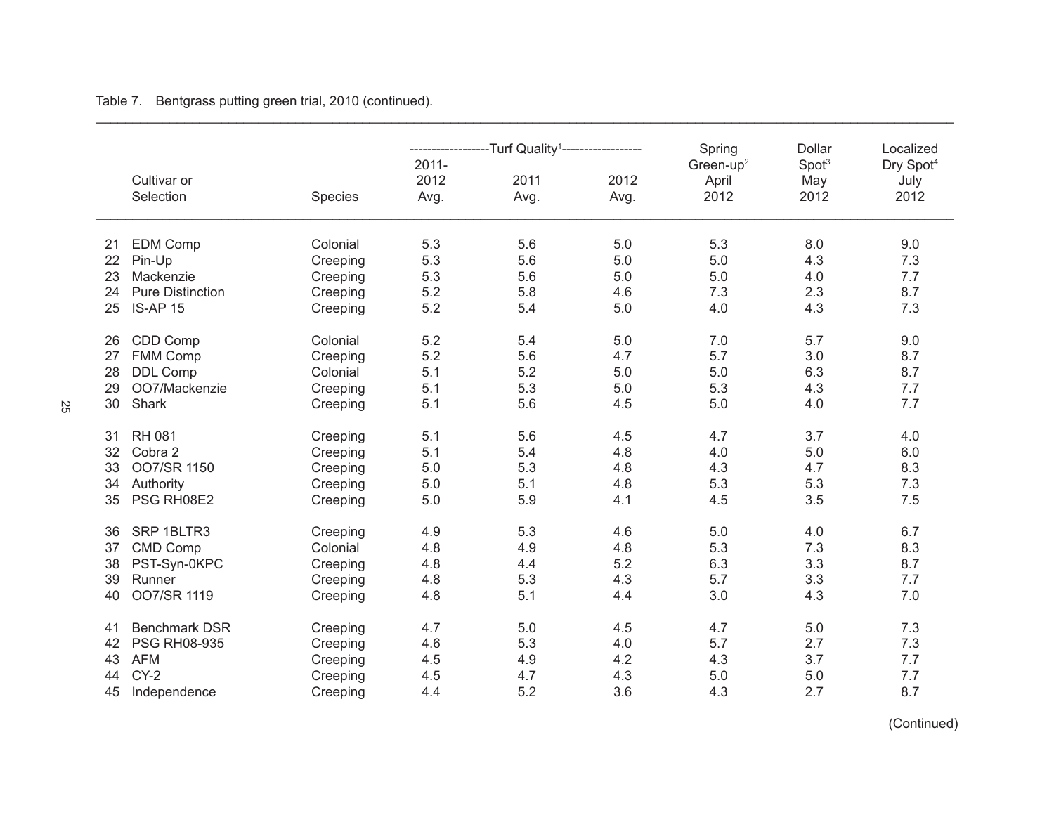Table 7. Bentgrass putting green trial, 2010 (continued).

| | Cultivar or Selection | Species | Turf Quality[1] 2011-2012 Avg. | Turf Quality[1] 2011 Avg. | Turf Quality[1] 2012 Avg. | Spring Green-up[2] April 2012 | Dollar Spot[3] May 2012 | Localized Dry Spot[4] July 2012 |
|---|---|---|---|---|---|---|---|---|
| 21 | EDM Comp | Colonial | 5.3 | 5.6 | 5.0 | 5.3 | 8.0 | 9.0 |
| 22 | Pin-Up | Creeping | 5.3 | 5.6 | 5.0 | 5.0 | 4.3 | 7.3 |
| 23 | Mackenzie | Creeping | 5.3 | 5.6 | 5.0 | 5.0 | 4.0 | 7.7 |
| 24 | Pure Distinction | Creeping | 5.2 | 5.8 | 4.6 | 7.3 | 2.3 | 8.7 |
| 25 | IS-AP 15 | Creeping | 5.2 | 5.4 | 5.0 | 4.0 | 4.3 | 7.3 |
| 26 | CDD Comp | Colonial | 5.2 | 5.4 | 5.0 | 7.0 | 5.7 | 9.0 |
| 27 | FMM Comp | Creeping | 5.2 | 5.6 | 4.7 | 5.7 | 3.0 | 8.7 |
| 28 | DDL Comp | Colonial | 5.1 | 5.2 | 5.0 | 5.0 | 6.3 | 8.7 |
| 29 | OO7/Mackenzie | Creeping | 5.1 | 5.3 | 5.0 | 5.3 | 4.3 | 7.7 |
| 30 | Shark | Creeping | 5.1 | 5.6 | 4.5 | 5.0 | 4.0 | 7.7 |
| 31 | RH 081 | Creeping | 5.1 | 5.6 | 4.5 | 4.7 | 3.7 | 4.0 |
| 32 | Cobra 2 | Creeping | 5.1 | 5.4 | 4.8 | 4.0 | 5.0 | 6.0 |
| 33 | OO7/SR 1150 | Creeping | 5.0 | 5.3 | 4.8 | 4.3 | 4.7 | 8.3 |
| 34 | Authority | Creeping | 5.0 | 5.1 | 4.8 | 5.3 | 5.3 | 7.3 |
| 35 | PSG RH08E2 | Creeping | 5.0 | 5.9 | 4.1 | 4.5 | 3.5 | 7.5 |
| 36 | SRP 1BLTR3 | Creeping | 4.9 | 5.3 | 4.6 | 5.0 | 4.0 | 6.7 |
| 37 | CMD Comp | Colonial | 4.8 | 4.9 | 4.8 | 5.3 | 7.3 | 8.3 |
| 38 | PST-Syn-0KPC | Creeping | 4.8 | 4.4 | 5.2 | 6.3 | 3.3 | 8.7 |
| 39 | Runner | Creeping | 4.8 | 5.3 | 4.3 | 5.7 | 3.3 | 7.7 |
| 40 | OO7/SR 1119 | Creeping | 4.8 | 5.1 | 4.4 | 3.0 | 4.3 | 7.0 |
| 41 | Benchmark DSR | Creeping | 4.7 | 5.0 | 4.5 | 4.7 | 5.0 | 7.3 |
| 42 | PSG RH08-935 | Creeping | 4.6 | 5.3 | 4.0 | 5.7 | 2.7 | 7.3 |
| 43 | AFM | Creeping | 4.5 | 4.9 | 4.2 | 4.3 | 3.7 | 7.7 |
| 44 | CY-2 | Creeping | 4.5 | 4.7 | 4.3 | 5.0 | 5.0 | 7.7 |
| 45 | Independence | Creeping | 4.4 | 5.2 | 3.6 | 4.3 | 2.7 | 8.7 |

(Continued)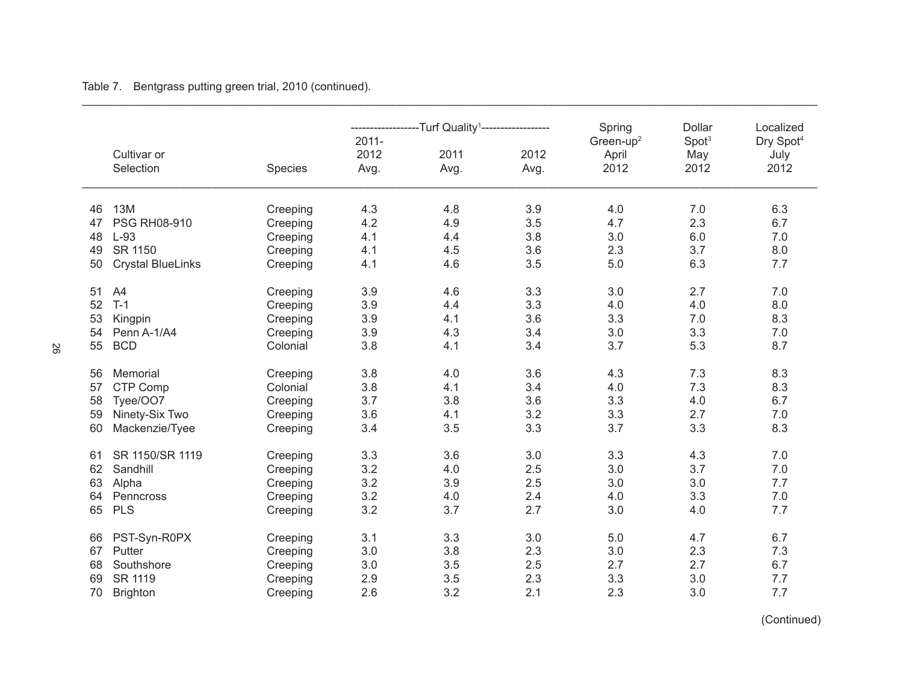Table 7. Bentgrass putting green trial, 2010 (continued).

| | Cultivar or Selection | Species | Turf Quality[1] 2011-2012 Avg. | Turf Quality[1] 2011 Avg. | Turf Quality[1] 2012 Avg. | Spring Green-up[2] April 2012 | Dollar Spot[3] May 2012 | Localized Dry Spot[4] July 2012 |
|---|---|---|---|---|---|---|---|---|
| 46 | 13M | Creeping | 4.3 | 4.8 | 3.9 | 4.0 | 7.0 | 6.3 |
| 47 | PSG RH08-910 | Creeping | 4.2 | 4.9 | 3.5 | 4.7 | 2.3 | 6.7 |
| 48 | L-93 | Creeping | 4.1 | 4.4 | 3.8 | 3.0 | 6.0 | 7.0 |
| 49 | SR 1150 | Creeping | 4.1 | 4.5 | 3.6 | 2.3 | 3.7 | 8.0 |
| 50 | Crystal BlueLinks | Creeping | 4.1 | 4.6 | 3.5 | 5.0 | 6.3 | 7.7 |
| 51 | A4 | Creeping | 3.9 | 4.6 | 3.3 | 3.0 | 2.7 | 7.0 |
| 52 | T-1 | Creeping | 3.9 | 4.4 | 3.3 | 4.0 | 4.0 | 8.0 |
| 53 | Kingpin | Creeping | 3.9 | 4.1 | 3.6 | 3.3 | 7.0 | 8.3 |
| 54 | Penn A-1/A4 | Creeping | 3.9 | 4.3 | 3.4 | 3.0 | 3.3 | 7.0 |
| 55 | BCD | Colonial | 3.8 | 4.1 | 3.4 | 3.7 | 5.3 | 8.7 |
| 56 | Memorial | Creeping | 3.8 | 4.0 | 3.6 | 4.3 | 7.3 | 8.3 |
| 57 | CTP Comp | Colonial | 3.8 | 4.1 | 3.4 | 4.0 | 7.3 | 8.3 |
| 58 | Tyee/OO7 | Creeping | 3.7 | 3.8 | 3.6 | 3.3 | 4.0 | 6.7 |
| 59 | Ninety-Six Two | Creeping | 3.6 | 4.1 | 3.2 | 3.3 | 2.7 | 7.0 |
| 60 | Mackenzie/Tyee | Creeping | 3.4 | 3.5 | 3.3 | 3.7 | 3.3 | 8.3 |
| 61 | SR 1150/SR 1119 | Creeping | 3.3 | 3.6 | 3.0 | 3.3 | 4.3 | 7.0 |
| 62 | Sandhill | Creeping | 3.2 | 4.0 | 2.5 | 3.0 | 3.7 | 7.0 |
| 63 | Alpha | Creeping | 3.2 | 3.9 | 2.5 | 3.0 | 3.0 | 7.7 |
| 64 | Penncross | Creeping | 3.2 | 4.0 | 2.4 | 4.0 | 3.3 | 7.0 |
| 65 | PLS | Creeping | 3.2 | 3.7 | 2.7 | 3.0 | 4.0 | 7.7 |
| 66 | PST-Syn-R0PX | Creeping | 3.1 | 3.3 | 3.0 | 5.0 | 4.7 | 6.7 |
| 67 | Putter | Creeping | 3.0 | 3.8 | 2.3 | 3.0 | 2.3 | 7.3 |
| 68 | Southshore | Creeping | 3.0 | 3.5 | 2.5 | 2.7 | 2.7 | 6.7 |
| 69 | SR 1119 | Creeping | 2.9 | 3.5 | 2.3 | 3.3 | 3.0 | 7.7 |
| 70 | Brighton | Creeping | 2.6 | 3.2 | 2.1 | 2.3 | 3.0 | 7.7 |

(Continued)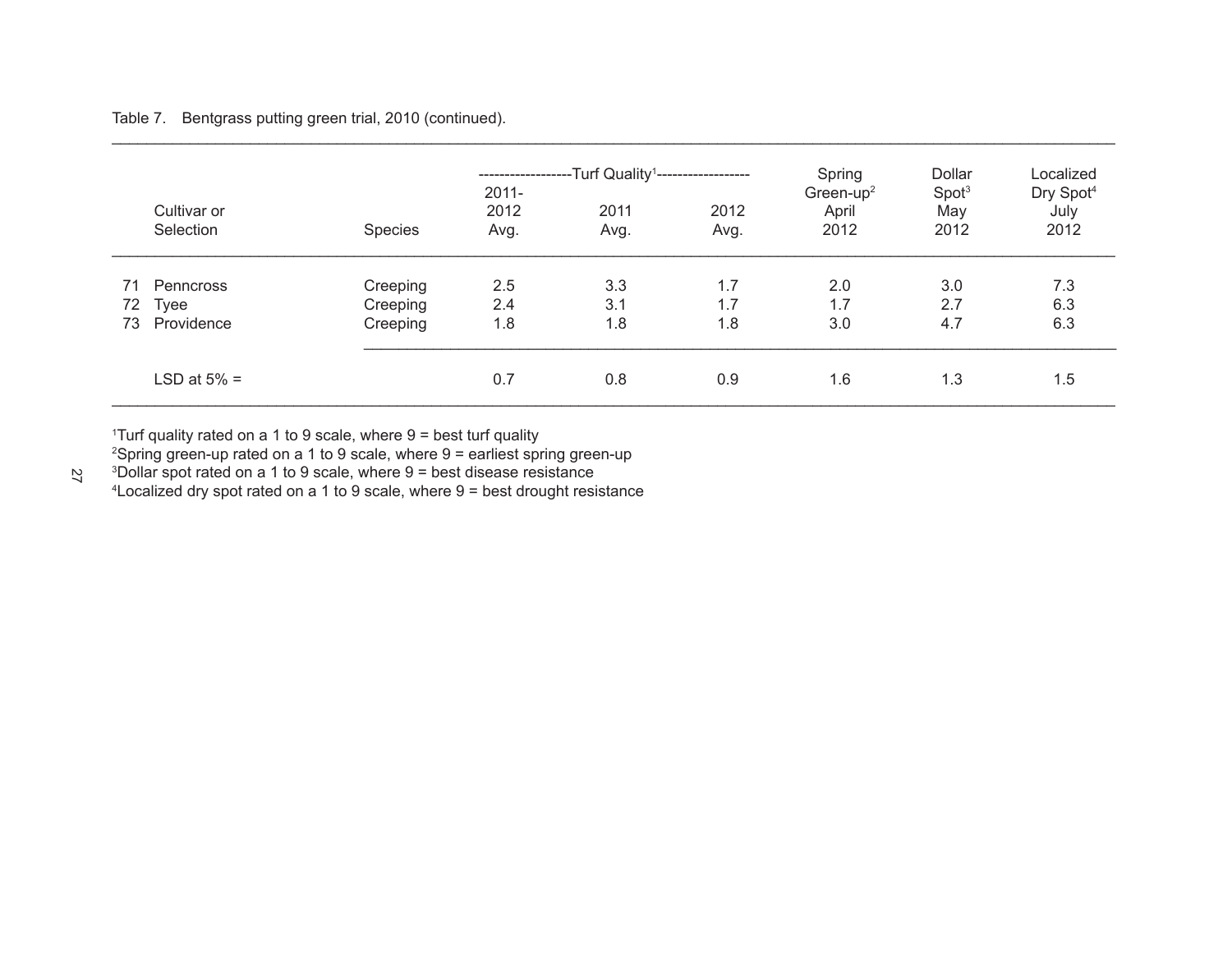Table 7. Bentgrass putting green trial, 2010 (continued).

| | Cultivar or Selection | Species | Turf Quality[1] 2011-2012 Avg. | 2011 Avg. | 2012 Avg. | Spring Green-up[2] April 2012 | Dollar Spot[3] May 2012 | Localized Dry Spot[4] July 2012 |
|---|---|---|---|---|---|---|---|---|
| 71 | Penncross | Creeping | 2.5 | 3.3 | 1.7 | 2.0 | 3.0 | 7.3 |
| 72 | Tyee | Creeping | 2.4 | 3.1 | 1.7 | 1.7 | 2.7 | 6.3 |
| 73 | Providence | Creeping | 1.8 | 1.8 | 1.8 | 3.0 | 4.7 | 6.3 |
| | LSD at 5% = | | 0.7 | 0.8 | 0.9 | 1.6 | 1.3 | 1.5 |

[1]Turf quality rated on a 1 to 9 scale, where 9 = best turf quality
[2]Spring green-up rated on a 1 to 9 scale, where 9 = earliest spring green-up
[3]Dollar spot rated on a 1 to 9 scale, where 9 = best disease resistance
[4]Localized dry spot rated on a 1 to 9 scale, where 9 = best drought resistance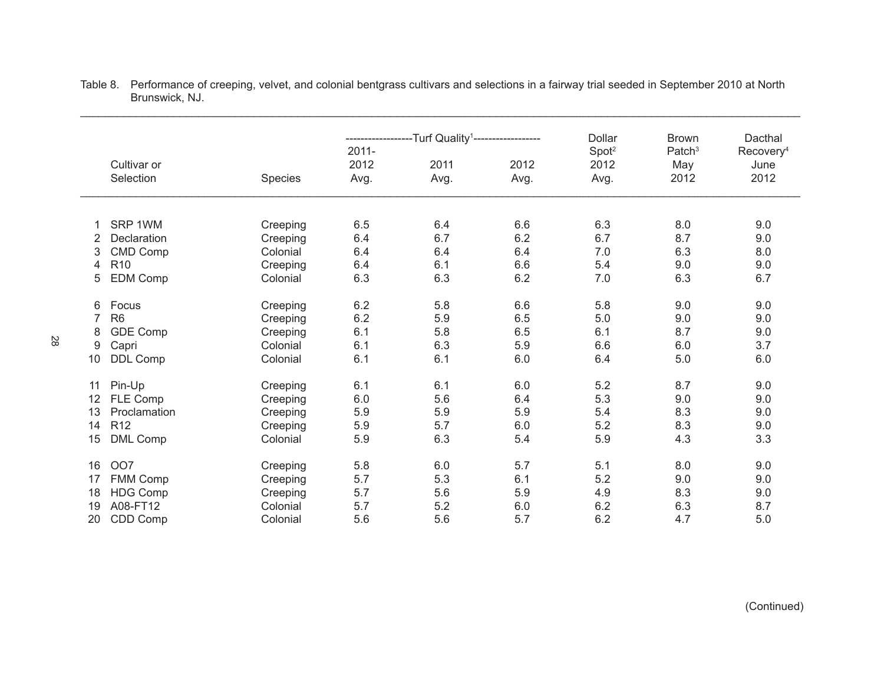Table 8. Performance of creeping, velvet, and colonial bentgrass cultivars and selections in a fairway trial seeded in September 2010 at North Brunswick, NJ.

| | Cultivar or Selection | Species | Turf Quality[1] 2011-2012 Avg. | Turf Quality[1] 2011 Avg. | Turf Quality[1] 2012 Avg. | Dollar Spot[2] 2012 Avg. | Brown Patch[3] May 2012 | Dacthal Recovery[4] June 2012 |
|---|---|---|---|---|---|---|---|---|
| 1 | SRP 1WM | Creeping | 6.5 | 6.4 | 6.6 | 6.3 | 8.0 | 9.0 |
| 2 | Declaration | Creeping | 6.4 | 6.7 | 6.2 | 6.7 | 8.7 | 9.0 |
| 3 | CMD Comp | Colonial | 6.4 | 6.4 | 6.4 | 7.0 | 6.3 | 8.0 |
| 4 | R10 | Creeping | 6.4 | 6.1 | 6.6 | 5.4 | 9.0 | 9.0 |
| 5 | EDM Comp | Colonial | 6.3 | 6.3 | 6.2 | 7.0 | 6.3 | 6.7 |
| 6 | Focus | Creeping | 6.2 | 5.8 | 6.6 | 5.8 | 9.0 | 9.0 |
| 7 | R6 | Creeping | 6.2 | 5.9 | 6.5 | 5.0 | 9.0 | 9.0 |
| 8 | GDE Comp | Creeping | 6.1 | 5.8 | 6.5 | 6.1 | 8.7 | 9.0 |
| 9 | Capri | Colonial | 6.1 | 6.3 | 5.9 | 6.6 | 6.0 | 3.7 |
| 10 | DDL Comp | Colonial | 6.1 | 6.1 | 6.0 | 6.4 | 5.0 | 6.0 |
| 11 | Pin-Up | Creeping | 6.1 | 6.1 | 6.0 | 5.2 | 8.7 | 9.0 |
| 12 | FLE Comp | Creeping | 6.0 | 5.6 | 6.4 | 5.3 | 9.0 | 9.0 |
| 13 | Proclamation | Creeping | 5.9 | 5.9 | 5.9 | 5.4 | 8.3 | 9.0 |
| 14 | R12 | Creeping | 5.9 | 5.7 | 6.0 | 5.2 | 8.3 | 9.0 |
| 15 | DML Comp | Colonial | 5.9 | 6.3 | 5.4 | 5.9 | 4.3 | 3.3 |
| 16 | OO7 | Creeping | 5.8 | 6.0 | 5.7 | 5.1 | 8.0 | 9.0 |
| 17 | FMM Comp | Creeping | 5.7 | 5.3 | 6.1 | 5.2 | 9.0 | 9.0 |
| 18 | HDG Comp | Creeping | 5.7 | 5.6 | 5.9 | 4.9 | 8.3 | 9.0 |
| 19 | A08-FT12 | Colonial | 5.7 | 5.2 | 6.0 | 6.2 | 6.3 | 8.7 |
| 20 | CDD Comp | Colonial | 5.6 | 5.6 | 5.7 | 6.2 | 4.7 | 5.0 |

(Continued)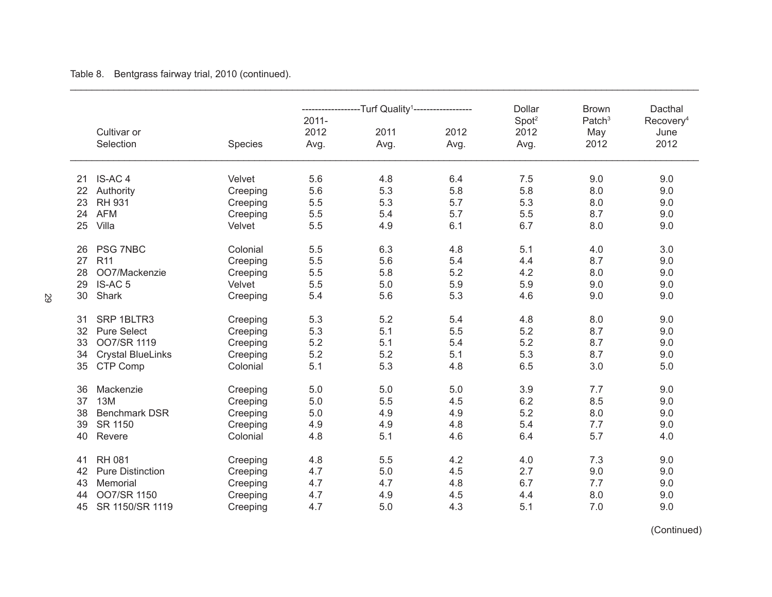Table 8. Bentgrass fairway trial, 2010 (continued).

| | Cultivar or Selection | Species | Turf Quality[1] 2011-2012 Avg. | Turf Quality[1] 2011 Avg. | Turf Quality[1] 2012 Avg. | Dollar Spot[2] 2012 Avg. | Brown Patch[3] May 2012 | Dacthal Recovery[4] June 2012 |
|---|---|---|---|---|---|---|---|---|
| 21 | IS-AC 4 | Velvet | 5.6 | 4.8 | 6.4 | 7.5 | 9.0 | 9.0 |
| 22 | Authority | Creeping | 5.6 | 5.3 | 5.8 | 5.8 | 8.0 | 9.0 |
| 23 | RH 931 | Creeping | 5.5 | 5.3 | 5.7 | 5.3 | 8.0 | 9.0 |
| 24 | AFM | Creeping | 5.5 | 5.4 | 5.7 | 5.5 | 8.7 | 9.0 |
| 25 | Villa | Velvet | 5.5 | 4.9 | 6.1 | 6.7 | 8.0 | 9.0 |
| 26 | PSG 7NBC | Colonial | 5.5 | 6.3 | 4.8 | 5.1 | 4.0 | 3.0 |
| 27 | R11 | Creeping | 5.5 | 5.6 | 5.4 | 4.4 | 8.7 | 9.0 |
| 28 | OO7/Mackenzie | Creeping | 5.5 | 5.8 | 5.2 | 4.2 | 8.0 | 9.0 |
| 29 | IS-AC 5 | Velvet | 5.5 | 5.0 | 5.9 | 5.9 | 9.0 | 9.0 |
| 30 | Shark | Creeping | 5.4 | 5.6 | 5.3 | 4.6 | 9.0 | 9.0 |
| 31 | SRP 1BLTR3 | Creeping | 5.3 | 5.2 | 5.4 | 4.8 | 8.0 | 9.0 |
| 32 | Pure Select | Creeping | 5.3 | 5.1 | 5.5 | 5.2 | 8.7 | 9.0 |
| 33 | OO7/SR 1119 | Creeping | 5.2 | 5.1 | 5.4 | 5.2 | 8.7 | 9.0 |
| 34 | Crystal BlueLinks | Creeping | 5.2 | 5.2 | 5.1 | 5.3 | 8.7 | 9.0 |
| 35 | CTP Comp | Colonial | 5.1 | 5.3 | 4.8 | 6.5 | 3.0 | 5.0 |
| 36 | Mackenzie | Creeping | 5.0 | 5.0 | 5.0 | 3.9 | 7.7 | 9.0 |
| 37 | 13M | Creeping | 5.0 | 5.5 | 4.5 | 6.2 | 8.5 | 9.0 |
| 38 | Benchmark DSR | Creeping | 5.0 | 4.9 | 4.9 | 5.2 | 8.0 | 9.0 |
| 39 | SR 1150 | Creeping | 4.9 | 4.9 | 4.8 | 5.4 | 7.7 | 9.0 |
| 40 | Revere | Colonial | 4.8 | 5.1 | 4.6 | 6.4 | 5.7 | 4.0 |
| 41 | RH 081 | Creeping | 4.8 | 5.5 | 4.2 | 4.0 | 7.3 | 9.0 |
| 42 | Pure Distinction | Creeping | 4.7 | 5.0 | 4.5 | 2.7 | 9.0 | 9.0 |
| 43 | Memorial | Creeping | 4.7 | 4.7 | 4.8 | 6.7 | 7.7 | 9.0 |
| 44 | OO7/SR 1150 | Creeping | 4.7 | 4.9 | 4.5 | 4.4 | 8.0 | 9.0 |
| 45 | SR 1150/SR 1119 | Creeping | 4.7 | 5.0 | 4.3 | 5.1 | 7.0 | 9.0 |

(Continued)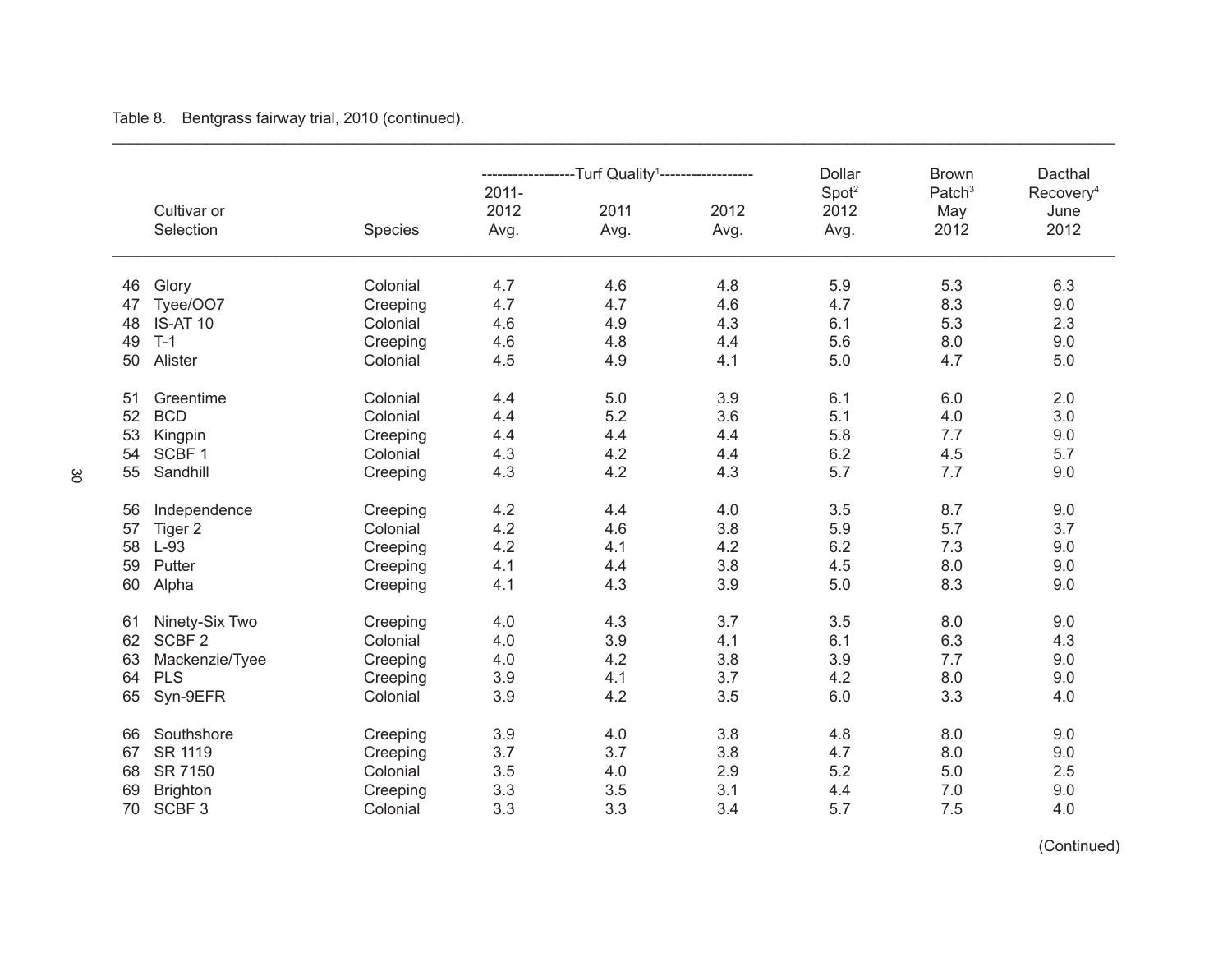Table 8. Bentgrass fairway trial, 2010 (continued).

| | Cultivar or Selection | Species | Turf Quality[1] 2011-2012 Avg. | Turf Quality[1] 2011 Avg. | Turf Quality[1] 2012 Avg. | Dollar Spot[2] 2012 Avg. | Brown Patch[3] May 2012 | Dacthal Recovery[4] June 2012 |
|---|---|---|---|---|---|---|---|---|
| 46 | Glory | Colonial | 4.7 | 4.6 | 4.8 | 5.9 | 5.3 | 6.3 |
| 47 | Tyee/OO7 | Creeping | 4.7 | 4.7 | 4.6 | 4.7 | 8.3 | 9.0 |
| 48 | IS-AT 10 | Colonial | 4.6 | 4.9 | 4.3 | 6.1 | 5.3 | 2.3 |
| 49 | T-1 | Creeping | 4.6 | 4.8 | 4.4 | 5.6 | 8.0 | 9.0 |
| 50 | Alister | Colonial | 4.5 | 4.9 | 4.1 | 5.0 | 4.7 | 5.0 |
| 51 | Greentime | Colonial | 4.4 | 5.0 | 3.9 | 6.1 | 6.0 | 2.0 |
| 52 | BCD | Colonial | 4.4 | 5.2 | 3.6 | 5.1 | 4.0 | 3.0 |
| 53 | Kingpin | Creeping | 4.4 | 4.4 | 4.4 | 5.8 | 7.7 | 9.0 |
| 54 | SCBF 1 | Colonial | 4.3 | 4.2 | 4.4 | 6.2 | 4.5 | 5.7 |
| 55 | Sandhill | Creeping | 4.3 | 4.2 | 4.3 | 5.7 | 7.7 | 9.0 |
| 56 | Independence | Creeping | 4.2 | 4.4 | 4.0 | 3.5 | 8.7 | 9.0 |
| 57 | Tiger 2 | Colonial | 4.2 | 4.6 | 3.8 | 5.9 | 5.7 | 3.7 |
| 58 | L-93 | Creeping | 4.2 | 4.1 | 4.2 | 6.2 | 7.3 | 9.0 |
| 59 | Putter | Creeping | 4.1 | 4.4 | 3.8 | 4.5 | 8.0 | 9.0 |
| 60 | Alpha | Creeping | 4.1 | 4.3 | 3.9 | 5.0 | 8.3 | 9.0 |
| 61 | Ninety-Six Two | Creeping | 4.0 | 4.3 | 3.7 | 3.5 | 8.0 | 9.0 |
| 62 | SCBF 2 | Colonial | 4.0 | 3.9 | 4.1 | 6.1 | 6.3 | 4.3 |
| 63 | Mackenzie/Tyee | Creeping | 4.0 | 4.2 | 3.8 | 3.9 | 7.7 | 9.0 |
| 64 | PLS | Creeping | 3.9 | 4.1 | 3.7 | 4.2 | 8.0 | 9.0 |
| 65 | Syn-9EFR | Colonial | 3.9 | 4.2 | 3.5 | 6.0 | 3.3 | 4.0 |
| 66 | Southshore | Creeping | 3.9 | 4.0 | 3.8 | 4.8 | 8.0 | 9.0 |
| 67 | SR 1119 | Creeping | 3.7 | 3.7 | 3.8 | 4.7 | 8.0 | 9.0 |
| 68 | SR 7150 | Colonial | 3.5 | 4.0 | 2.9 | 5.2 | 5.0 | 2.5 |
| 69 | Brighton | Creeping | 3.3 | 3.5 | 3.1 | 4.4 | 7.0 | 9.0 |
| 70 | SCBF 3 | Colonial | 3.3 | 3.3 | 3.4 | 5.7 | 7.5 | 4.0 |

(Continued)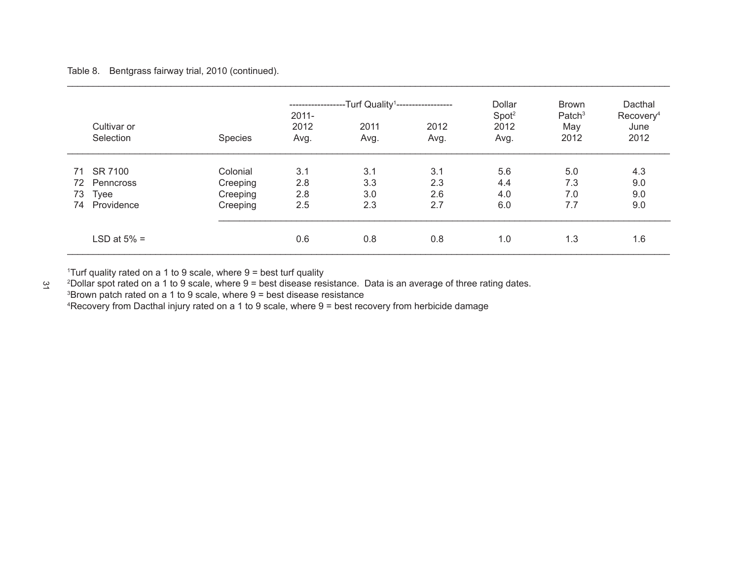Table 8. Bentgrass fairway trial, 2010 (continued).

| | Cultivar or Selection | Species | Turf Quality[1] 2011-2012 Avg. | 2011 Avg. | 2012 Avg. | Dollar Spot[2] 2012 Avg. | Brown Patch[3] May 2012 | Dacthal Recovery[4] June 2012 |
|---|---|---|---|---|---|---|---|---|
| 71 | SR 7100 | Colonial | 3.1 | 3.1 | 3.1 | 5.6 | 5.0 | 4.3 |
| 72 | Penncross | Creeping | 2.8 | 3.3 | 2.3 | 4.4 | 7.3 | 9.0 |
| 73 | Tyee | Creeping | 2.8 | 3.0 | 2.6 | 4.0 | 7.0 | 9.0 |
| 74 | Providence | Creeping | 2.5 | 2.3 | 2.7 | 6.0 | 7.7 | 9.0 |
| | LSD at 5% = | | 0.6 | 0.8 | 0.8 | 1.0 | 1.3 | 1.6 |

[1]Turf quality rated on a 1 to 9 scale, where 9 = best turf quality
[2]Dollar spot rated on a 1 to 9 scale, where 9 = best disease resistance. Data is an average of three rating dates.
[3]Brown patch rated on a 1 to 9 scale, where 9 = best disease resistance
[4]Recovery from Dacthal injury rated on a 1 to 9 scale, where 9 = best recovery from herbicide damage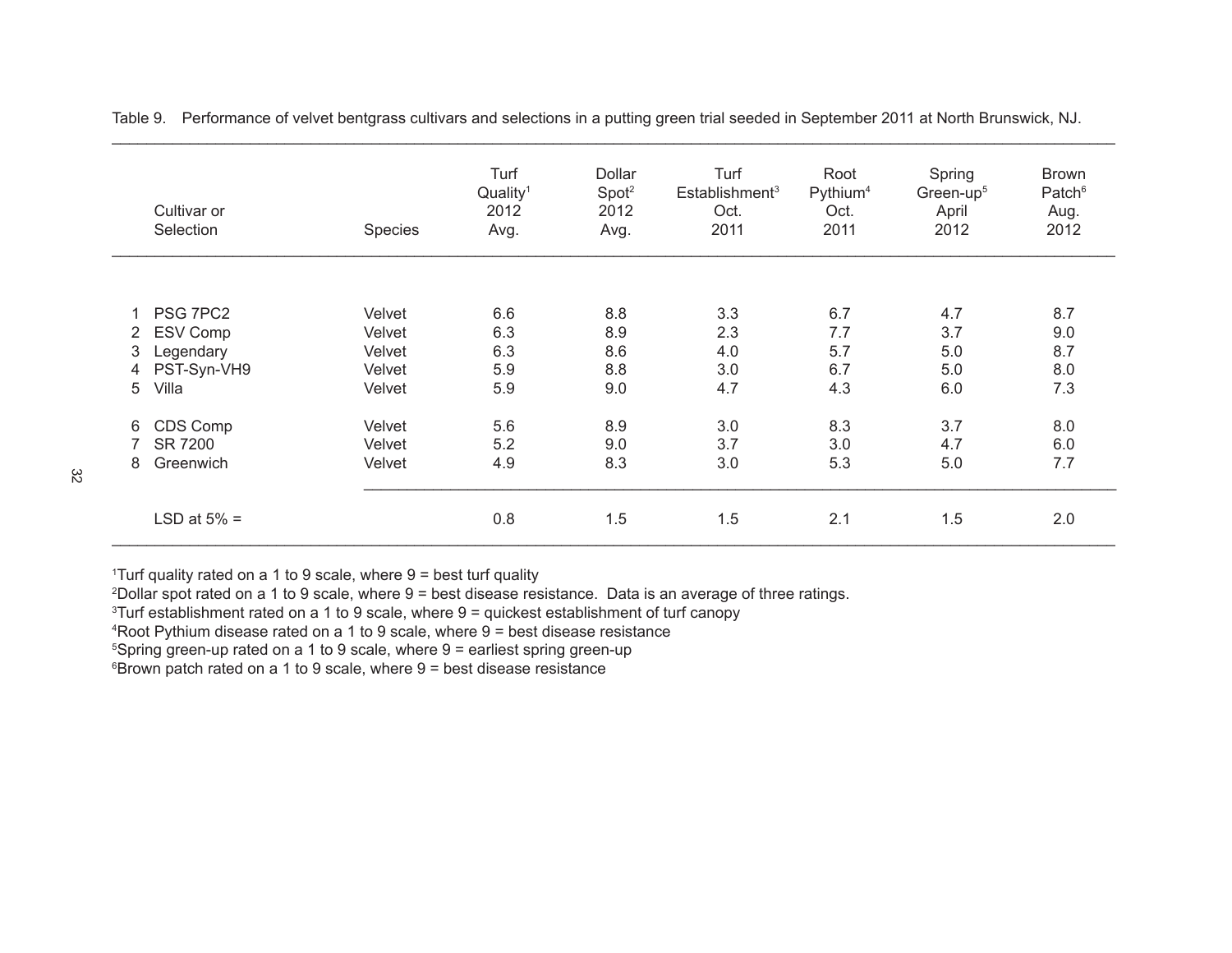Table 9. Performance of velvet bentgrass cultivars and selections in a putting green trial seeded in September 2011 at North Brunswick, NJ.

| | Cultivar or Selection | Species | Turf Quality[1] 2012 Avg. | Dollar Spot[2] 2012 Avg. | Turf Establishment[3] Oct. 2011 | Root Pythium[4] Oct. 2011 | Spring Green-up[5] April 2012 | Brown Patch[6] Aug. 2012 |
|---|---|---|---|---|---|---|---|---|
| 1 | PSG 7PC2 | Velvet | 6.6 | 8.8 | 3.3 | 6.7 | 4.7 | 8.7 |
| 2 | ESV Comp | Velvet | 6.3 | 8.9 | 2.3 | 7.7 | 3.7 | 9.0 |
| 3 | Legendary | Velvet | 6.3 | 8.6 | 4.0 | 5.7 | 5.0 | 8.7 |
| 4 | PST-Syn-VH9 | Velvet | 5.9 | 8.8 | 3.0 | 6.7 | 5.0 | 8.0 |
| 5 | Villa | Velvet | 5.9 | 9.0 | 4.7 | 4.3 | 6.0 | 7.3 |
| 6 | CDS Comp | Velvet | 5.6 | 8.9 | 3.0 | 8.3 | 3.7 | 8.0 |
| 7 | SR 7200 | Velvet | 5.2 | 9.0 | 3.7 | 3.0 | 4.7 | 6.0 |
| 8 | Greenwich | Velvet | 4.9 | 8.3 | 3.0 | 5.3 | 5.0 | 7.7 |
| | LSD at 5% = | | 0.8 | 1.5 | 1.5 | 2.1 | 1.5 | 2.0 |

[1]Turf quality rated on a 1 to 9 scale, where 9 = best turf quality
[2]Dollar spot rated on a 1 to 9 scale, where 9 = best disease resistance. Data is an average of three ratings.
[3]Turf establishment rated on a 1 to 9 scale, where 9 = quickest establishment of turf canopy
[4]Root Pythium disease rated on a 1 to 9 scale, where 9 = best disease resistance
[5]Spring green-up rated on a 1 to 9 scale, where 9 = earliest spring green-up
[6]Brown patch rated on a 1 to 9 scale, where 9 = best disease resistance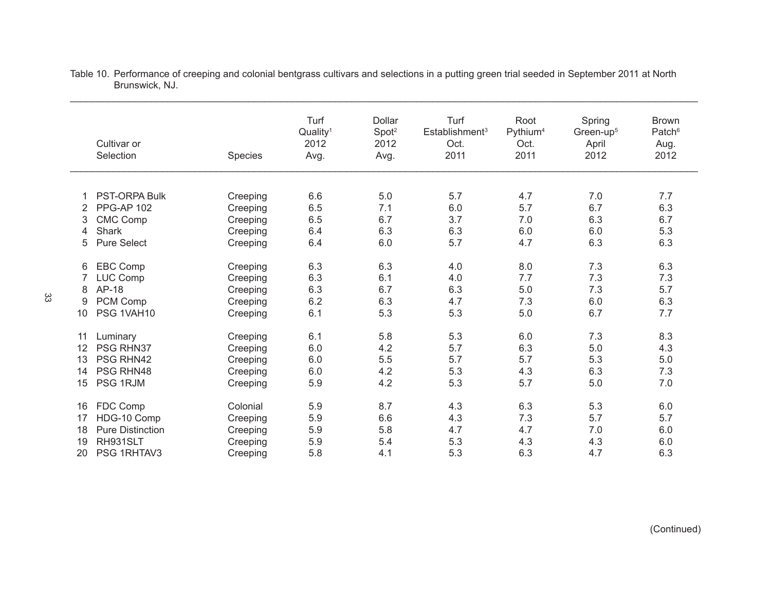Table 10. Performance of creeping and colonial bentgrass cultivars and selections in a putting green trial seeded in September 2011 at North Brunswick, NJ.

| | Cultivar or Selection | Species | Turf Quality[1] 2012 Avg. | Dollar Spot[2] 2012 Avg. | Turf Establishment[3] Oct. 2011 | Root Pythium[4] Oct. 2011 | Spring Green-up[5] April 2012 | Brown Patch[6] Aug. 2012 |
|---|---|---|---|---|---|---|---|---|
| 1 | PST-ORPA Bulk | Creeping | 6.6 | 5.0 | 5.7 | 4.7 | 7.0 | 7.7 |
| 2 | PPG-AP 102 | Creeping | 6.5 | 7.1 | 6.0 | 5.7 | 6.7 | 6.3 |
| 3 | CMC Comp | Creeping | 6.5 | 6.7 | 3.7 | 7.0 | 6.3 | 6.7 |
| 4 | Shark | Creeping | 6.4 | 6.3 | 6.3 | 6.0 | 6.0 | 5.3 |
| 5 | Pure Select | Creeping | 6.4 | 6.0 | 5.7 | 4.7 | 6.3 | 6.3 |
| 6 | EBC Comp | Creeping | 6.3 | 6.3 | 4.0 | 8.0 | 7.3 | 6.3 |
| 7 | LUC Comp | Creeping | 6.3 | 6.1 | 4.0 | 7.7 | 7.3 | 7.3 |
| 8 | AP-18 | Creeping | 6.3 | 6.7 | 6.3 | 5.0 | 7.3 | 5.7 |
| 9 | PCM Comp | Creeping | 6.2 | 6.3 | 4.7 | 7.3 | 6.0 | 6.3 |
| 10 | PSG 1VAH10 | Creeping | 6.1 | 5.3 | 5.3 | 5.0 | 6.7 | 7.7 |
| 11 | Luminary | Creeping | 6.1 | 5.8 | 5.3 | 6.0 | 7.3 | 8.3 |
| 12 | PSG RHN37 | Creeping | 6.0 | 4.2 | 5.7 | 6.3 | 5.0 | 4.3 |
| 13 | PSG RHN42 | Creeping | 6.0 | 5.5 | 5.7 | 5.7 | 5.3 | 5.0 |
| 14 | PSG RHN48 | Creeping | 6.0 | 4.2 | 5.3 | 4.3 | 6.3 | 7.3 |
| 15 | PSG 1RJM | Creeping | 5.9 | 4.2 | 5.3 | 5.7 | 5.0 | 7.0 |
| 16 | FDC Comp | Colonial | 5.9 | 8.7 | 4.3 | 6.3 | 5.3 | 6.0 |
| 17 | HDG-10 Comp | Creeping | 5.9 | 6.6 | 4.3 | 7.3 | 5.7 | 5.7 |
| 18 | Pure Distinction | Creeping | 5.9 | 5.8 | 4.7 | 4.7 | 7.0 | 6.0 |
| 19 | RH931SLT | Creeping | 5.9 | 5.4 | 5.3 | 4.3 | 4.3 | 6.0 |
| 20 | PSG 1RHTAV3 | Creeping | 5.8 | 4.1 | 5.3 | 6.3 | 4.7 | 6.3 |

(Continued)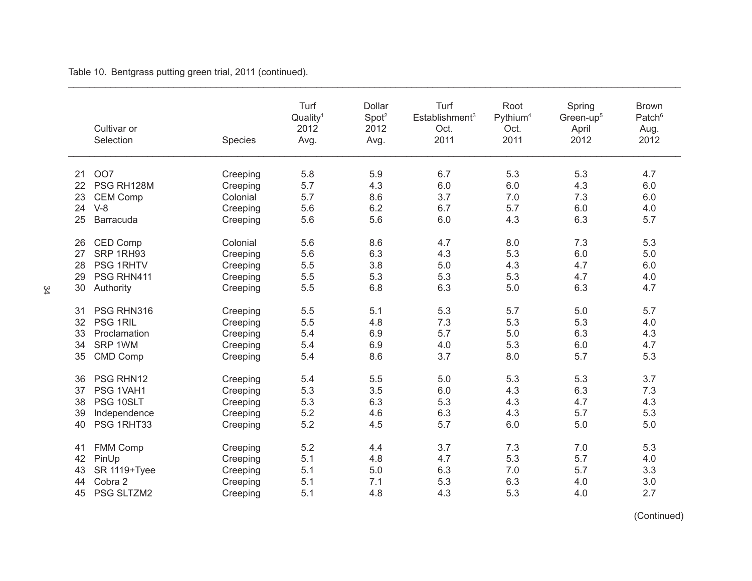Table 10. Bentgrass putting green trial, 2011 (continued).

| | Cultivar or Selection | Species | Turf Quality[1] 2012 Avg. | Dollar Spot[2] 2012 Avg. | Turf Establishment[3] Oct. 2011 | Root Pythium[4] Oct. 2011 | Spring Green-up[5] April 2012 | Brown Patch[6] Aug. 2012 |
|---|---|---|---|---|---|---|---|---|
| 21 | OO7 | Creeping | 5.8 | 5.9 | 6.7 | 5.3 | 5.3 | 4.7 |
| 22 | PSG RH128M | Creeping | 5.7 | 4.3 | 6.0 | 6.0 | 4.3 | 6.0 |
| 23 | CEM Comp | Colonial | 5.7 | 8.6 | 3.7 | 7.0 | 7.3 | 6.0 |
| 24 | V-8 | Creeping | 5.6 | 6.2 | 6.7 | 5.7 | 6.0 | 4.0 |
| 25 | Barracuda | Creeping | 5.6 | 5.6 | 6.0 | 4.3 | 6.3 | 5.7 |
| 26 | CED Comp | Colonial | 5.6 | 8.6 | 4.7 | 8.0 | 7.3 | 5.3 |
| 27 | SRP 1RH93 | Creeping | 5.6 | 6.3 | 4.3 | 5.3 | 6.0 | 5.0 |
| 28 | PSG 1RHTV | Creeping | 5.5 | 3.8 | 5.0 | 4.3 | 4.7 | 6.0 |
| 29 | PSG RHN411 | Creeping | 5.5 | 5.3 | 5.3 | 5.3 | 4.7 | 4.0 |
| 30 | Authority | Creeping | 5.5 | 6.8 | 6.3 | 5.0 | 6.3 | 4.7 |
| 31 | PSG RHN316 | Creeping | 5.5 | 5.1 | 5.3 | 5.7 | 5.0 | 5.7 |
| 32 | PSG 1RIL | Creeping | 5.5 | 4.8 | 7.3 | 5.3 | 5.3 | 4.0 |
| 33 | Proclamation | Creeping | 5.4 | 6.9 | 5.7 | 5.0 | 6.3 | 4.3 |
| 34 | SRP 1WM | Creeping | 5.4 | 6.9 | 4.0 | 5.3 | 6.0 | 4.7 |
| 35 | CMD Comp | Creeping | 5.4 | 8.6 | 3.7 | 8.0 | 5.7 | 5.3 |
| 36 | PSG RHN12 | Creeping | 5.4 | 5.5 | 5.0 | 5.3 | 5.3 | 3.7 |
| 37 | PSG 1VAH1 | Creeping | 5.3 | 3.5 | 6.0 | 4.3 | 6.3 | 7.3 |
| 38 | PSG 10SLT | Creeping | 5.3 | 6.3 | 5.3 | 4.3 | 4.7 | 4.3 |
| 39 | Independence | Creeping | 5.2 | 4.6 | 6.3 | 4.3 | 5.7 | 5.3 |
| 40 | PSG 1RHT33 | Creeping | 5.2 | 4.5 | 5.7 | 6.0 | 5.0 | 5.0 |
| 41 | FMM Comp | Creeping | 5.2 | 4.4 | 3.7 | 7.3 | 7.0 | 5.3 |
| 42 | PinUp | Creeping | 5.1 | 4.8 | 4.7 | 5.3 | 5.7 | 4.0 |
| 43 | SR 1119+Tyee | Creeping | 5.1 | 5.0 | 6.3 | 7.0 | 5.7 | 3.3 |
| 44 | Cobra 2 | Creeping | 5.1 | 7.1 | 5.3 | 6.3 | 4.0 | 3.0 |
| 45 | PSG SLTZM2 | Creeping | 5.1 | 4.8 | 4.3 | 5.3 | 4.0 | 2.7 |

(Continued)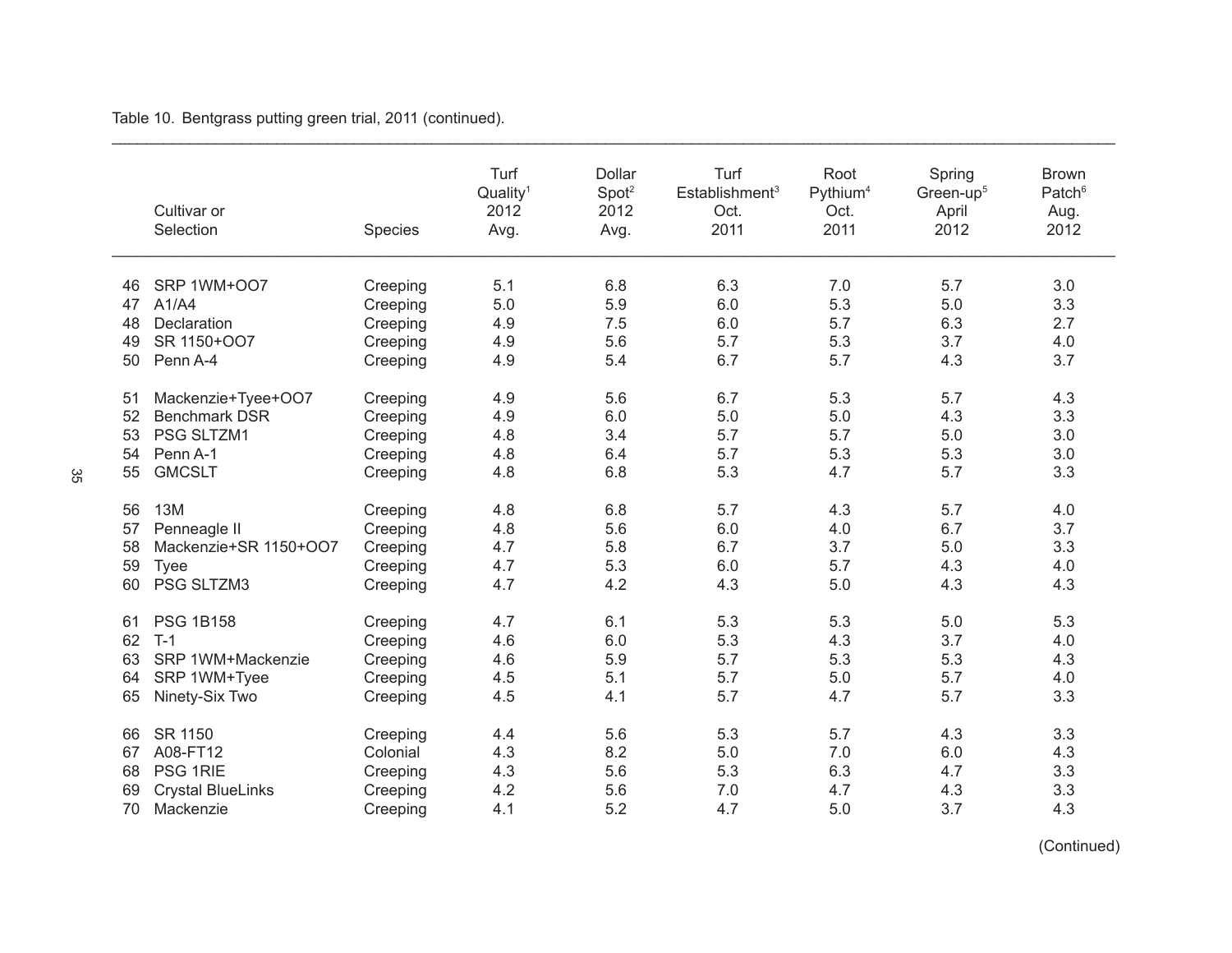Table 10. Bentgrass putting green trial, 2011 (continued).

| | Cultivar or Selection | Species | Turf Quality[1] 2012 Avg. | Dollar Spot[2] 2012 Avg. | Turf Establishment[3] Oct. 2011 | Root Pythium[4] Oct. 2011 | Spring Green-up[5] April 2012 | Brown Patch[6] Aug. 2012 |
|---|---|---|---|---|---|---|---|---|
| 46 | SRP 1WM+OO7 | Creeping | 5.1 | 6.8 | 6.3 | 7.0 | 5.7 | 3.0 |
| 47 | A1/A4 | Creeping | 5.0 | 5.9 | 6.0 | 5.3 | 5.0 | 3.3 |
| 48 | Declaration | Creeping | 4.9 | 7.5 | 6.0 | 5.7 | 6.3 | 2.7 |
| 49 | SR 1150+OO7 | Creeping | 4.9 | 5.6 | 5.7 | 5.3 | 3.7 | 4.0 |
| 50 | Penn A-4 | Creeping | 4.9 | 5.4 | 6.7 | 5.7 | 4.3 | 3.7 |
| 51 | Mackenzie+Tyee+OO7 | Creeping | 4.9 | 5.6 | 6.7 | 5.3 | 5.7 | 4.3 |
| 52 | Benchmark DSR | Creeping | 4.9 | 6.0 | 5.0 | 5.0 | 4.3 | 3.3 |
| 53 | PSG SLTZM1 | Creeping | 4.8 | 3.4 | 5.7 | 5.7 | 5.0 | 3.0 |
| 54 | Penn A-1 | Creeping | 4.8 | 6.4 | 5.7 | 5.3 | 5.3 | 3.0 |
| 55 | GMCSLT | Creeping | 4.8 | 6.8 | 5.3 | 4.7 | 5.7 | 3.3 |
| 56 | 13M | Creeping | 4.8 | 6.8 | 5.7 | 4.3 | 5.7 | 4.0 |
| 57 | Penneagle II | Creeping | 4.8 | 5.6 | 6.0 | 4.0 | 6.7 | 3.7 |
| 58 | Mackenzie+SR 1150+OO7 | Creeping | 4.7 | 5.8 | 6.7 | 3.7 | 5.0 | 3.3 |
| 59 | Tyee | Creeping | 4.7 | 5.3 | 6.0 | 5.7 | 4.3 | 4.0 |
| 60 | PSG SLTZM3 | Creeping | 4.7 | 4.2 | 4.3 | 5.0 | 4.3 | 4.3 |
| 61 | PSG 1B158 | Creeping | 4.7 | 6.1 | 5.3 | 5.3 | 5.0 | 5.3 |
| 62 | T-1 | Creeping | 4.6 | 6.0 | 5.3 | 4.3 | 3.7 | 4.0 |
| 63 | SRP 1WM+Mackenzie | Creeping | 4.6 | 5.9 | 5.7 | 5.3 | 5.3 | 4.3 |
| 64 | SRP 1WM+Tyee | Creeping | 4.5 | 5.1 | 5.7 | 5.0 | 5.7 | 4.0 |
| 65 | Ninety-Six Two | Creeping | 4.5 | 4.1 | 5.7 | 4.7 | 5.7 | 3.3 |
| 66 | SR 1150 | Creeping | 4.4 | 5.6 | 5.3 | 5.7 | 4.3 | 3.3 |
| 67 | A08-FT12 | Colonial | 4.3 | 8.2 | 5.0 | 7.0 | 6.0 | 4.3 |
| 68 | PSG 1RIE | Creeping | 4.3 | 5.6 | 5.3 | 6.3 | 4.7 | 3.3 |
| 69 | Crystal BlueLinks | Creeping | 4.2 | 5.6 | 7.0 | 4.7 | 4.3 | 3.3 |
| 70 | Mackenzie | Creeping | 4.1 | 5.2 | 4.7 | 5.0 | 3.7 | 4.3 |

(Continued)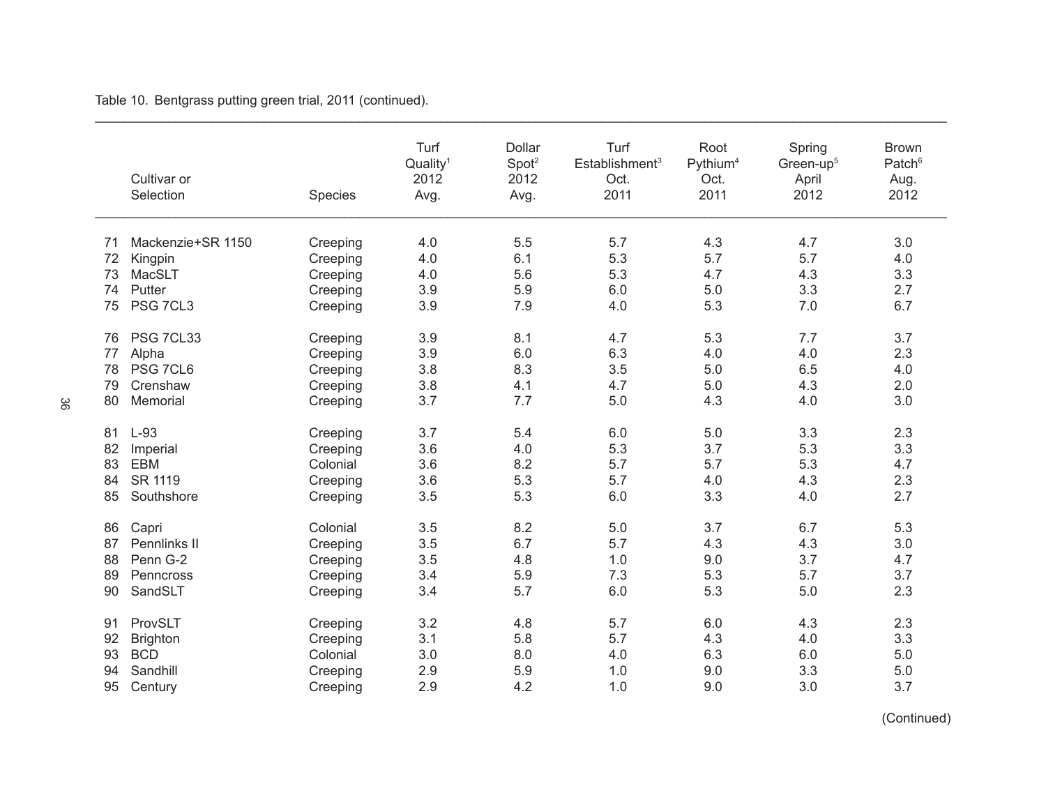Table 10. Bentgrass putting green trial, 2011 (continued).

| | Cultivar or Selection | Species | Turf Quality[1] 2012 Avg. | Dollar Spot[2] 2012 Avg. | Turf Establishment[3] Oct. 2011 | Root Pythium[4] Oct. 2011 | Spring Green-up[5] April 2012 | Brown Patch[6] Aug. 2012 |
|---|---|---|---|---|---|---|---|---|
| 71 | Mackenzie+SR 1150 | Creeping | 4.0 | 5.5 | 5.7 | 4.3 | 4.7 | 3.0 |
| 72 | Kingpin | Creeping | 4.0 | 6.1 | 5.3 | 5.7 | 5.7 | 4.0 |
| 73 | MacSLT | Creeping | 4.0 | 5.6 | 5.3 | 4.7 | 4.3 | 3.3 |
| 74 | Putter | Creeping | 3.9 | 5.9 | 6.0 | 5.0 | 3.3 | 2.7 |
| 75 | PSG 7CL3 | Creeping | 3.9 | 7.9 | 4.0 | 5.3 | 7.0 | 6.7 |
| 76 | PSG 7CL33 | Creeping | 3.9 | 8.1 | 4.7 | 5.3 | 7.7 | 3.7 |
| 77 | Alpha | Creeping | 3.9 | 6.0 | 6.3 | 4.0 | 4.0 | 2.3 |
| 78 | PSG 7CL6 | Creeping | 3.8 | 8.3 | 3.5 | 5.0 | 6.5 | 4.0 |
| 79 | Crenshaw | Creeping | 3.8 | 4.1 | 4.7 | 5.0 | 4.3 | 2.0 |
| 80 | Memorial | Creeping | 3.7 | 7.7 | 5.0 | 4.3 | 4.0 | 3.0 |
| 81 | L-93 | Creeping | 3.7 | 5.4 | 6.0 | 5.0 | 3.3 | 2.3 |
| 82 | Imperial | Creeping | 3.6 | 4.0 | 5.3 | 3.7 | 5.3 | 3.3 |
| 83 | EBM | Colonial | 3.6 | 8.2 | 5.7 | 5.7 | 5.3 | 4.7 |
| 84 | SR 1119 | Creeping | 3.6 | 5.3 | 5.7 | 4.0 | 4.3 | 2.3 |
| 85 | Southshore | Creeping | 3.5 | 5.3 | 6.0 | 3.3 | 4.0 | 2.7 |
| 86 | Capri | Colonial | 3.5 | 8.2 | 5.0 | 3.7 | 6.7 | 5.3 |
| 87 | Pennlinks II | Creeping | 3.5 | 6.7 | 5.7 | 4.3 | 4.3 | 3.0 |
| 88 | Penn G-2 | Creeping | 3.5 | 4.8 | 1.0 | 9.0 | 3.7 | 4.7 |
| 89 | Penncross | Creeping | 3.4 | 5.9 | 7.3 | 5.3 | 5.7 | 3.7 |
| 90 | SandSLT | Creeping | 3.4 | 5.7 | 6.0 | 5.3 | 5.0 | 2.3 |
| 91 | ProvSLT | Creeping | 3.2 | 4.8 | 5.7 | 6.0 | 4.3 | 2.3 |
| 92 | Brighton | Creeping | 3.1 | 5.8 | 5.7 | 4.3 | 4.0 | 3.3 |
| 93 | BCD | Colonial | 3.0 | 8.0 | 4.0 | 6.3 | 6.0 | 5.0 |
| 94 | Sandhill | Creeping | 2.9 | 5.9 | 1.0 | 9.0 | 3.3 | 5.0 |
| 95 | Century | Creeping | 2.9 | 4.2 | 1.0 | 9.0 | 3.0 | 3.7 |

(Continued)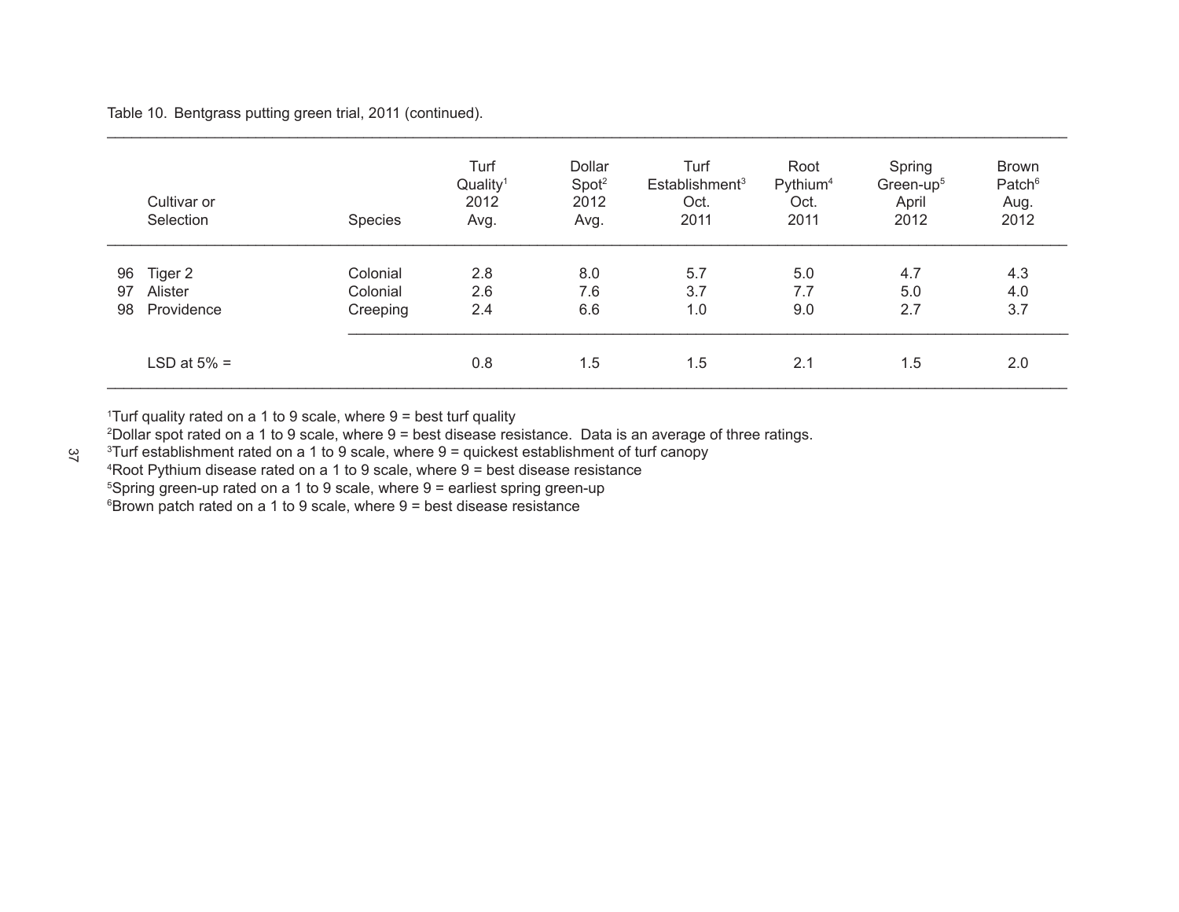Table 10. Bentgrass putting green trial, 2011 (continued).

| | Cultivar or Selection | Species | Turf Quality[1] 2012 Avg. | Dollar Spot[2] 2012 Avg. | Turf Establishment[3] Oct. 2011 | Root Pythium[4] Oct. 2011 | Spring Green-up[5] April 2012 | Brown Patch[6] Aug. 2012 |
|---|---|---|---|---|---|---|---|---|
| 96 | Tiger 2 | Colonial | 2.8 | 8.0 | 5.7 | 5.0 | 4.7 | 4.3 |
| 97 | Alister | Colonial | 2.6 | 7.6 | 3.7 | 7.7 | 5.0 | 4.0 |
| 98 | Providence | Creeping | 2.4 | 6.6 | 1.0 | 9.0 | 2.7 | 3.7 |
| | LSD at 5% = | | 0.8 | 1.5 | 1.5 | 2.1 | 1.5 | 2.0 |

[1]Turf quality rated on a 1 to 9 scale, where 9 = best turf quality

[2]Dollar spot rated on a 1 to 9 scale, where 9 = best disease resistance. Data is an average of three ratings.

[3]Turf establishment rated on a 1 to 9 scale, where 9 = quickest establishment of turf canopy

[4]Root Pythium disease rated on a 1 to 9 scale, where 9 = best disease resistance

[5]Spring green-up rated on a 1 to 9 scale, where 9 = earliest spring green-up

[6]Brown patch rated on a 1 to 9 scale, where 9 = best disease resistance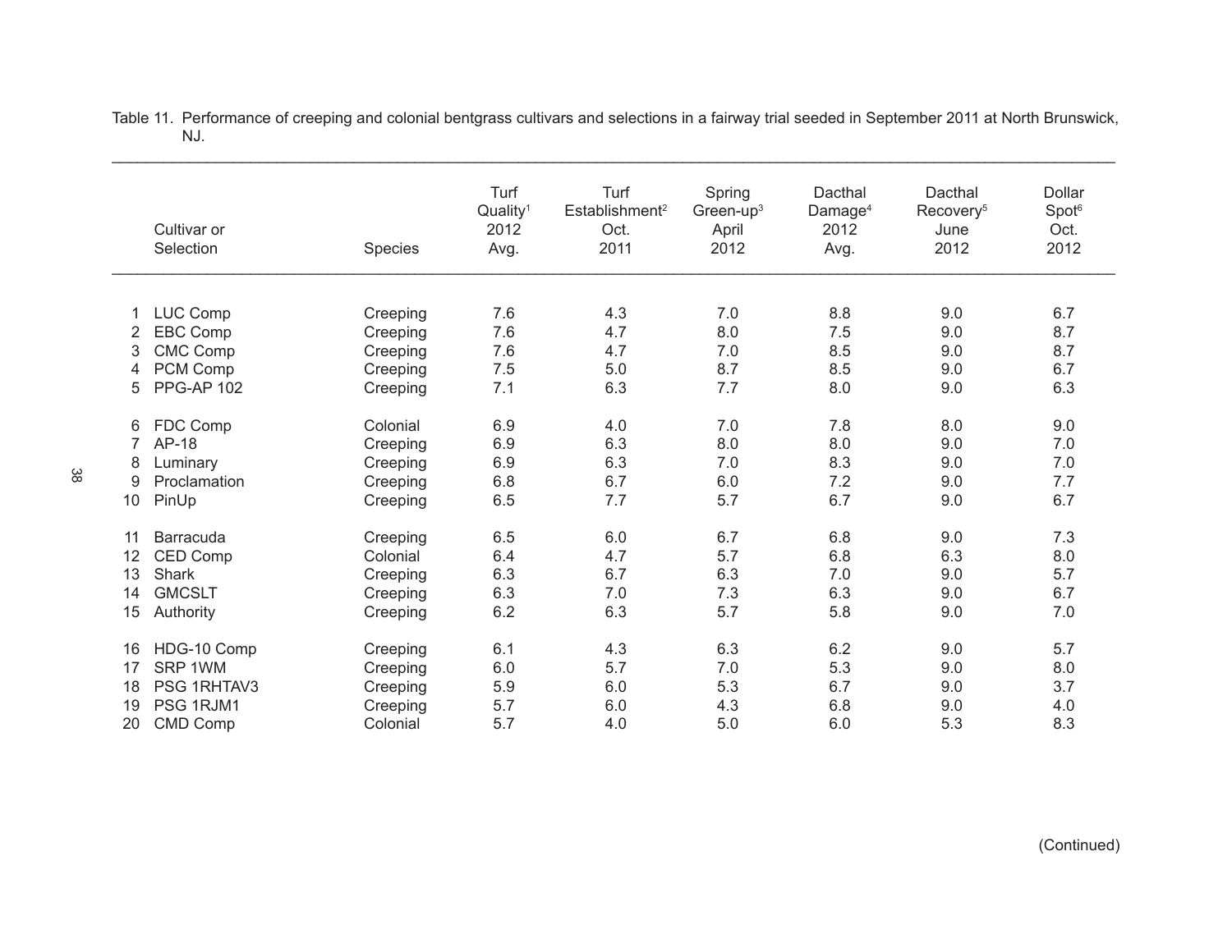Table 11. Performance of creeping and colonial bentgrass cultivars and selections in a fairway trial seeded in September 2011 at North Brunswick, NJ.

| | Cultivar or Selection | Species | Turf Quality[1] 2012 Avg. | Turf Establishment[2] Oct. 2011 | Spring Green-up[3] April 2012 | Dacthal Damage[4] 2012 Avg. | Dacthal Recovery[5] June 2012 | Dollar Spot[6] Oct. 2012 |
|---|---|---|---|---|---|---|---|---|
| 1 | LUC Comp | Creeping | 7.6 | 4.3 | 7.0 | 8.8 | 9.0 | 6.7 |
| 2 | EBC Comp | Creeping | 7.6 | 4.7 | 8.0 | 7.5 | 9.0 | 8.7 |
| 3 | CMC Comp | Creeping | 7.6 | 4.7 | 7.0 | 8.5 | 9.0 | 8.7 |
| 4 | PCM Comp | Creeping | 7.5 | 5.0 | 8.7 | 8.5 | 9.0 | 6.7 |
| 5 | PPG-AP 102 | Creeping | 7.1 | 6.3 | 7.7 | 8.0 | 9.0 | 6.3 |
| 6 | FDC Comp | Colonial | 6.9 | 4.0 | 7.0 | 7.8 | 8.0 | 9.0 |
| 7 | AP-18 | Creeping | 6.9 | 6.3 | 8.0 | 8.0 | 9.0 | 7.0 |
| 8 | Luminary | Creeping | 6.9 | 6.3 | 7.0 | 8.3 | 9.0 | 7.0 |
| 9 | Proclamation | Creeping | 6.8 | 6.7 | 6.0 | 7.2 | 9.0 | 7.7 |
| 10 | PinUp | Creeping | 6.5 | 7.7 | 5.7 | 6.7 | 9.0 | 6.7 |
| 11 | Barracuda | Creeping | 6.5 | 6.0 | 6.7 | 6.8 | 9.0 | 7.3 |
| 12 | CED Comp | Colonial | 6.4 | 4.7 | 5.7 | 6.8 | 6.3 | 8.0 |
| 13 | Shark | Creeping | 6.3 | 6.7 | 6.3 | 7.0 | 9.0 | 5.7 |
| 14 | GMCSLT | Creeping | 6.3 | 7.0 | 7.3 | 6.3 | 9.0 | 6.7 |
| 15 | Authority | Creeping | 6.2 | 6.3 | 5.7 | 5.8 | 9.0 | 7.0 |
| 16 | HDG-10 Comp | Creeping | 6.1 | 4.3 | 6.3 | 6.2 | 9.0 | 5.7 |
| 17 | SRP 1WM | Creeping | 6.0 | 5.7 | 7.0 | 5.3 | 9.0 | 8.0 |
| 18 | PSG 1RHTAV3 | Creeping | 5.9 | 6.0 | 5.3 | 6.7 | 9.0 | 3.7 |
| 19 | PSG 1RJM1 | Creeping | 5.7 | 6.0 | 4.3 | 6.8 | 9.0 | 4.0 |
| 20 | CMD Comp | Colonial | 5.7 | 4.0 | 5.0 | 6.0 | 5.3 | 8.3 |

(Continued)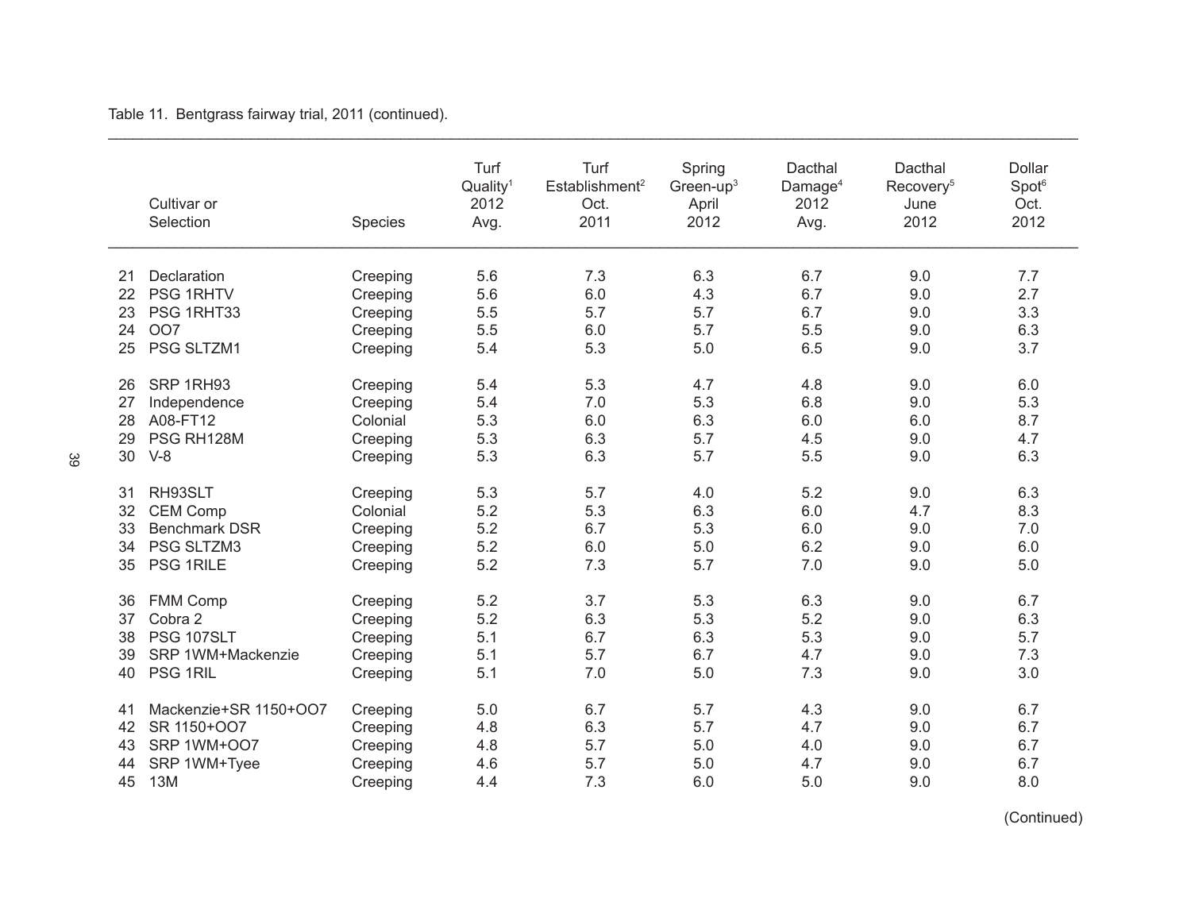Table 11. Bentgrass fairway trial, 2011 (continued).

| | Cultivar or Selection | Species | Turf Quality[1] 2012 Avg. | Turf Establishment[2] Oct. 2011 | Spring Green-up[3] April 2012 | Dacthal Damage[4] 2012 Avg. | Dacthal Recovery[5] June 2012 | Dollar Spot[6] Oct. 2012 |
|---|---|---|---|---|---|---|---|---|
| 21 | Declaration | Creeping | 5.6 | 7.3 | 6.3 | 6.7 | 9.0 | 7.7 |
| 22 | PSG 1RHTV | Creeping | 5.6 | 6.0 | 4.3 | 6.7 | 9.0 | 2.7 |
| 23 | PSG 1RHT33 | Creeping | 5.5 | 5.7 | 5.7 | 6.7 | 9.0 | 3.3 |
| 24 | OO7 | Creeping | 5.5 | 6.0 | 5.7 | 5.5 | 9.0 | 6.3 |
| 25 | PSG SLTZM1 | Creeping | 5.4 | 5.3 | 5.0 | 6.5 | 9.0 | 3.7 |
| 26 | SRP 1RH93 | Creeping | 5.4 | 5.3 | 4.7 | 4.8 | 9.0 | 6.0 |
| 27 | Independence | Creeping | 5.4 | 7.0 | 5.3 | 6.8 | 9.0 | 5.3 |
| 28 | A08-FT12 | Colonial | 5.3 | 6.0 | 6.3 | 6.0 | 6.0 | 8.7 |
| 29 | PSG RH128M | Creeping | 5.3 | 6.3 | 5.7 | 4.5 | 9.0 | 4.7 |
| 30 | V-8 | Creeping | 5.3 | 6.3 | 5.7 | 5.5 | 9.0 | 6.3 |
| 31 | RH93SLT | Creeping | 5.3 | 5.7 | 4.0 | 5.2 | 9.0 | 6.3 |
| 32 | CEM Comp | Colonial | 5.2 | 5.3 | 6.3 | 6.0 | 4.7 | 8.3 |
| 33 | Benchmark DSR | Creeping | 5.2 | 6.7 | 5.3 | 6.0 | 9.0 | 7.0 |
| 34 | PSG SLTZM3 | Creeping | 5.2 | 6.0 | 5.0 | 6.2 | 9.0 | 6.0 |
| 35 | PSG 1RILE | Creeping | 5.2 | 7.3 | 5.7 | 7.0 | 9.0 | 5.0 |
| 36 | FMM Comp | Creeping | 5.2 | 3.7 | 5.3 | 6.3 | 9.0 | 6.7 |
| 37 | Cobra 2 | Creeping | 5.2 | 6.3 | 5.3 | 5.2 | 9.0 | 6.3 |
| 38 | PSG 107SLT | Creeping | 5.1 | 6.7 | 6.3 | 5.3 | 9.0 | 5.7 |
| 39 | SRP 1WM+Mackenzie | Creeping | 5.1 | 5.7 | 6.7 | 4.7 | 9.0 | 7.3 |
| 40 | PSG 1RIL | Creeping | 5.1 | 7.0 | 5.0 | 7.3 | 9.0 | 3.0 |
| 41 | Mackenzie+SR 1150+OO7 | Creeping | 5.0 | 6.7 | 5.7 | 4.3 | 9.0 | 6.7 |
| 42 | SR 1150+OO7 | Creeping | 4.8 | 6.3 | 5.7 | 4.7 | 9.0 | 6.7 |
| 43 | SRP 1WM+OO7 | Creeping | 4.8 | 5.7 | 5.0 | 4.0 | 9.0 | 6.7 |
| 44 | SRP 1WM+Tyee | Creeping | 4.6 | 5.7 | 5.0 | 4.7 | 9.0 | 6.7 |
| 45 | 13M | Creeping | 4.4 | 7.3 | 6.0 | 5.0 | 9.0 | 8.0 |

(Continued)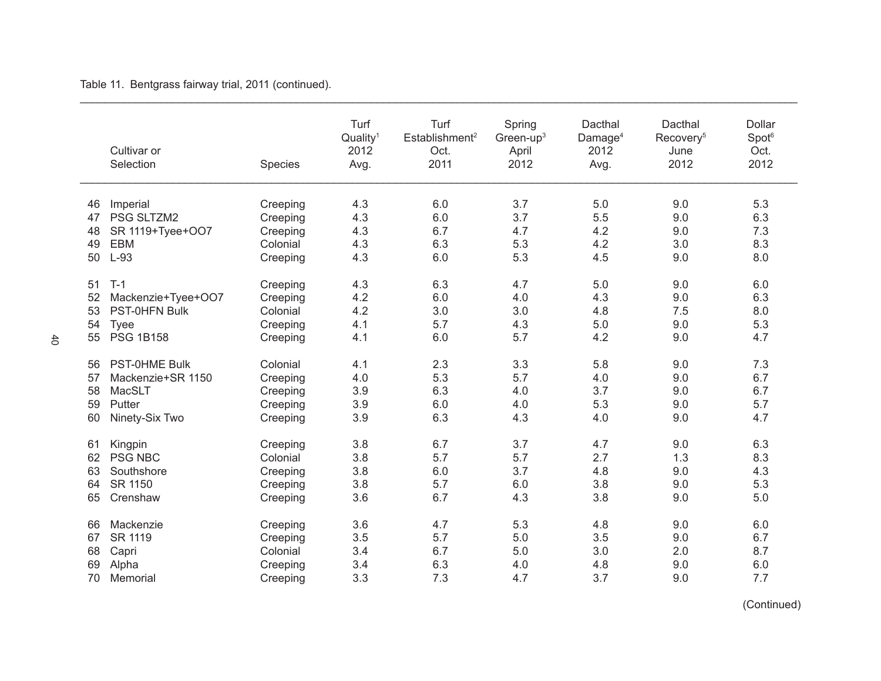Table 11. Bentgrass fairway trial, 2011 (continued).

| | Cultivar or Selection | Species | Turf Quality[1] 2012 Avg. | Turf Establishment[2] Oct. 2011 | Spring Green-up[3] April 2012 | Dacthal Damage[4] 2012 Avg. | Dacthal Recovery[5] June 2012 | Dollar Spot[6] Oct. 2012 |
|---|---|---|---|---|---|---|---|---|
| 46 | Imperial | Creeping | 4.3 | 6.0 | 3.7 | 5.0 | 9.0 | 5.3 |
| 47 | PSG SLTZM2 | Creeping | 4.3 | 6.0 | 3.7 | 5.5 | 9.0 | 6.3 |
| 48 | SR 1119+Tyee+OO7 | Creeping | 4.3 | 6.7 | 4.7 | 4.2 | 9.0 | 7.3 |
| 49 | EBM | Colonial | 4.3 | 6.3 | 5.3 | 4.2 | 3.0 | 8.3 |
| 50 | L-93 | Creeping | 4.3 | 6.0 | 5.3 | 4.5 | 9.0 | 8.0 |
| 51 | T-1 | Creeping | 4.3 | 6.3 | 4.7 | 5.0 | 9.0 | 6.0 |
| 52 | Mackenzie+Tyee+OO7 | Creeping | 4.2 | 6.0 | 4.0 | 4.3 | 9.0 | 6.3 |
| 53 | PST-0HFN Bulk | Colonial | 4.2 | 3.0 | 3.0 | 4.8 | 7.5 | 8.0 |
| 54 | Tyee | Creeping | 4.1 | 5.7 | 4.3 | 5.0 | 9.0 | 5.3 |
| 55 | PSG 1B158 | Creeping | 4.1 | 6.0 | 5.7 | 4.2 | 9.0 | 4.7 |
| 56 | PST-0HME Bulk | Colonial | 4.1 | 2.3 | 3.3 | 5.8 | 9.0 | 7.3 |
| 57 | Mackenzie+SR 1150 | Creeping | 4.0 | 5.3 | 5.7 | 4.0 | 9.0 | 6.7 |
| 58 | MacSLT | Creeping | 3.9 | 6.3 | 4.0 | 3.7 | 9.0 | 6.7 |
| 59 | Putter | Creeping | 3.9 | 6.0 | 4.0 | 5.3 | 9.0 | 5.7 |
| 60 | Ninety-Six Two | Creeping | 3.9 | 6.3 | 4.3 | 4.0 | 9.0 | 4.7 |
| 61 | Kingpin | Creeping | 3.8 | 6.7 | 3.7 | 4.7 | 9.0 | 6.3 |
| 62 | PSG NBC | Colonial | 3.8 | 5.7 | 5.7 | 2.7 | 1.3 | 8.3 |
| 63 | Southshore | Creeping | 3.8 | 6.0 | 3.7 | 4.8 | 9.0 | 4.3 |
| 64 | SR 1150 | Creeping | 3.8 | 5.7 | 6.0 | 3.8 | 9.0 | 5.3 |
| 65 | Crenshaw | Creeping | 3.6 | 6.7 | 4.3 | 3.8 | 9.0 | 5.0 |
| 66 | Mackenzie | Creeping | 3.6 | 4.7 | 5.3 | 4.8 | 9.0 | 6.0 |
| 67 | SR 1119 | Creeping | 3.5 | 5.7 | 5.0 | 3.5 | 9.0 | 6.7 |
| 68 | Capri | Colonial | 3.4 | 6.7 | 5.0 | 3.0 | 2.0 | 8.7 |
| 69 | Alpha | Creeping | 3.4 | 6.3 | 4.0 | 4.8 | 9.0 | 6.0 |
| 70 | Memorial | Creeping | 3.3 | 7.3 | 4.7 | 3.7 | 9.0 | 7.7 |

(Continued)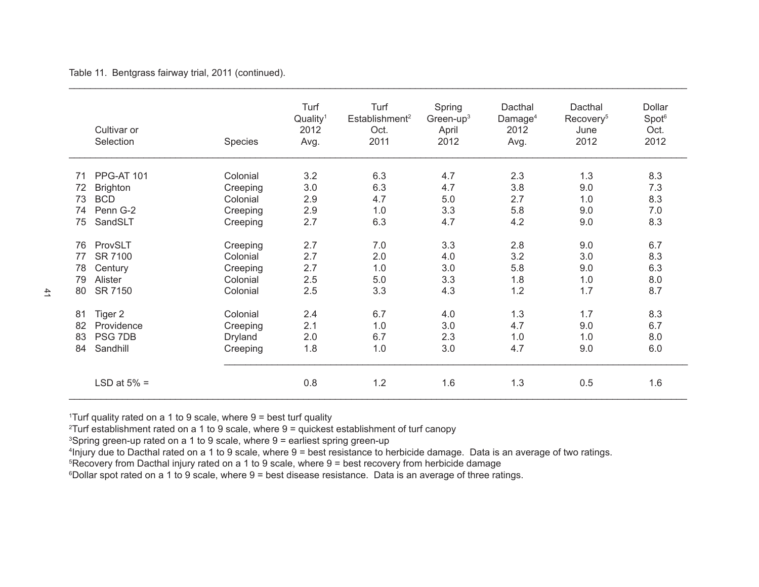Table 11. Bentgrass fairway trial, 2011 (continued).

| | Cultivar or Selection | Species | Turf Quality[1] 2012 Avg. | Turf Establishment[2] Oct. 2011 | Spring Green-up[3] April 2012 | Dacthal Damage[4] 2012 Avg. | Dacthal Recovery[5] June 2012 | Dollar Spot[6] Oct. 2012 |
|---|---|---|---|---|---|---|---|---|
| 71 | PPG-AT 101 | Colonial | 3.2 | 6.3 | 4.7 | 2.3 | 1.3 | 8.3 |
| 72 | Brighton | Creeping | 3.0 | 6.3 | 4.7 | 3.8 | 9.0 | 7.3 |
| 73 | BCD | Colonial | 2.9 | 4.7 | 5.0 | 2.7 | 1.0 | 8.3 |
| 74 | Penn G-2 | Creeping | 2.9 | 1.0 | 3.3 | 5.8 | 9.0 | 7.0 |
| 75 | SandSLT | Creeping | 2.7 | 6.3 | 4.7 | 4.2 | 9.0 | 8.3 |
| 76 | ProvSLT | Creeping | 2.7 | 7.0 | 3.3 | 2.8 | 9.0 | 6.7 |
| 77 | SR 7100 | Colonial | 2.7 | 2.0 | 4.0 | 3.2 | 3.0 | 8.3 |
| 78 | Century | Creeping | 2.7 | 1.0 | 3.0 | 5.8 | 9.0 | 6.3 |
| 79 | Alister | Colonial | 2.5 | 5.0 | 3.3 | 1.8 | 1.0 | 8.0 |
| 80 | SR 7150 | Colonial | 2.5 | 3.3 | 4.3 | 1.2 | 1.7 | 8.7 |
| 81 | Tiger 2 | Colonial | 2.4 | 6.7 | 4.0 | 1.3 | 1.7 | 8.3 |
| 82 | Providence | Creeping | 2.1 | 1.0 | 3.0 | 4.7 | 9.0 | 6.7 |
| 83 | PSG 7DB | Dryland | 2.0 | 6.7 | 2.3 | 1.0 | 1.0 | 8.0 |
| 84 | Sandhill | Creeping | 1.8 | 1.0 | 3.0 | 4.7 | 9.0 | 6.0 |
| | LSD at 5% = | | 0.8 | 1.2 | 1.6 | 1.3 | 0.5 | 1.6 |

[1]Turf quality rated on a 1 to 9 scale, where 9 = best turf quality
[2]Turf establishment rated on a 1 to 9 scale, where 9 = quickest establishment of turf canopy
[3]Spring green-up rated on a 1 to 9 scale, where 9 = earliest spring green-up
[4]Injury due to Dacthal rated on a 1 to 9 scale, where 9 = best resistance to herbicide damage. Data is an average of two ratings.
[5]Recovery from Dacthal injury rated on a 1 to 9 scale, where 9 = best recovery from herbicide damage
[6]Dollar spot rated on a 1 to 9 scale, where 9 = best disease resistance. Data is an average of three ratings.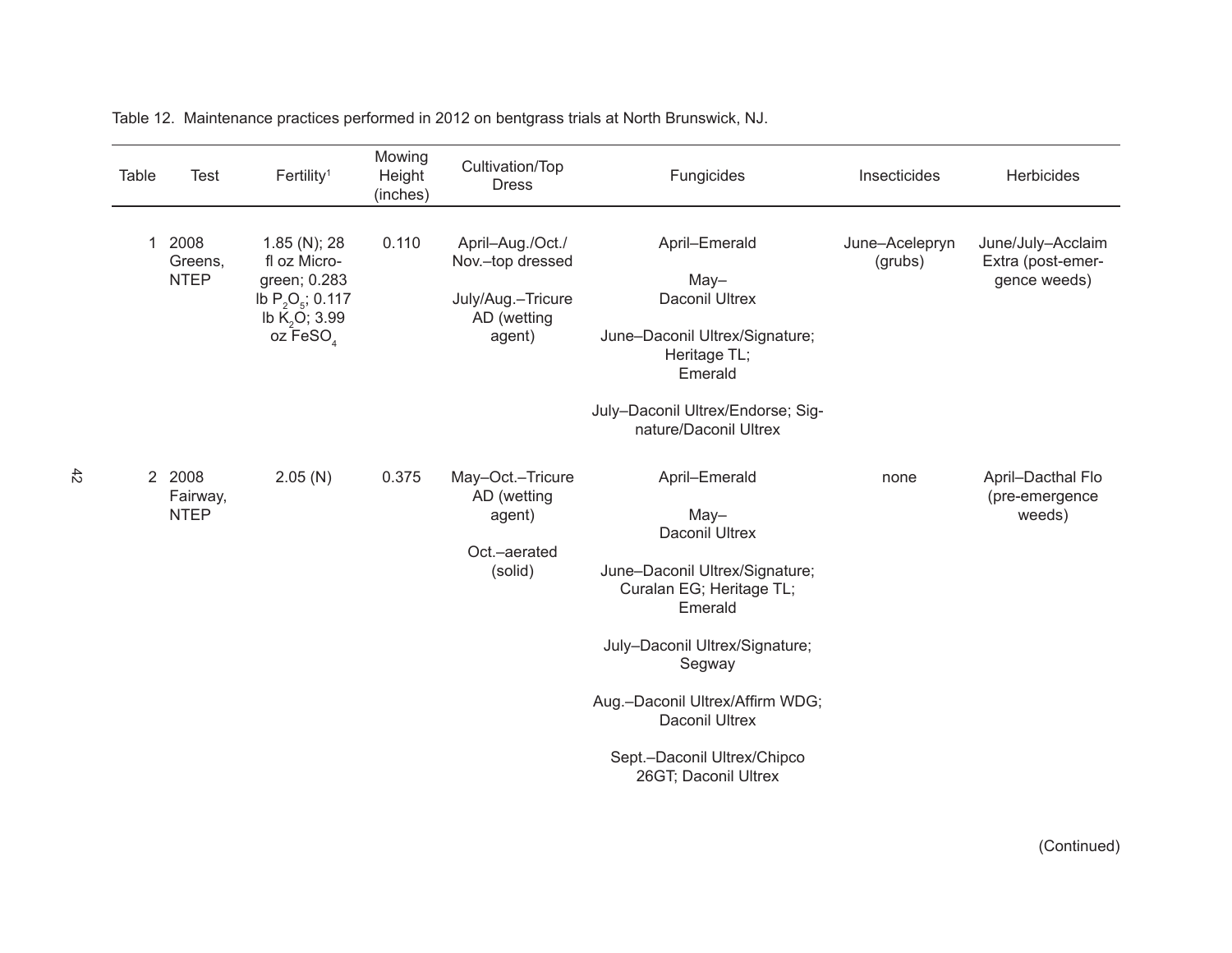Table 12. Maintenance practices performed in 2012 on bentgrass trials at North Brunswick, NJ.

| Table | Test | Fertility[1] | Mowing Height (inches) | Cultivation/Top Dress | Fungicides | Insecticides | Herbicides |
|---|---|---|---|---|---|---|---|
| 1 | 2008 Greens, NTEP | 1.85 (N); 28 fl oz Micro-green; 0.283 lb $P_2O_5$; 0.117 lb $K_2O$; 3.99 oz $FeSO_4$ | 0.110 | April–Aug./Oct./Nov.–top dressed<br><br>July/Aug.–Tricure AD (wetting agent) | April–Emerald<br><br>May–Daconil Ultrex<br><br>June–Daconil Ultrex/Signature; Heritage TL; Emerald<br><br>July–Daconil Ultrex/Endorse; Signature/Daconil Ultrex | June–Acelepryn (grubs) | June/July–Acclaim Extra (post-emergence weeds) |
| 2 | 2008 Fairway, NTEP | 2.05 (N) | 0.375 | May–Oct.–Tricure AD (wetting agent)<br><br>Oct.–aerated (solid) | April–Emerald<br><br>May–Daconil Ultrex<br><br>June–Daconil Ultrex/Signature; Curalan EG; Heritage TL; Emerald<br><br>July–Daconil Ultrex/Signature; Segway<br><br>Aug.–Daconil Ultrex/Affirm WDG; Daconil Ultrex<br><br>Sept.–Daconil Ultrex/Chipco 26GT; Daconil Ultrex | none | April–Dacthal Flo (pre-emergence weeds) |

(Continued)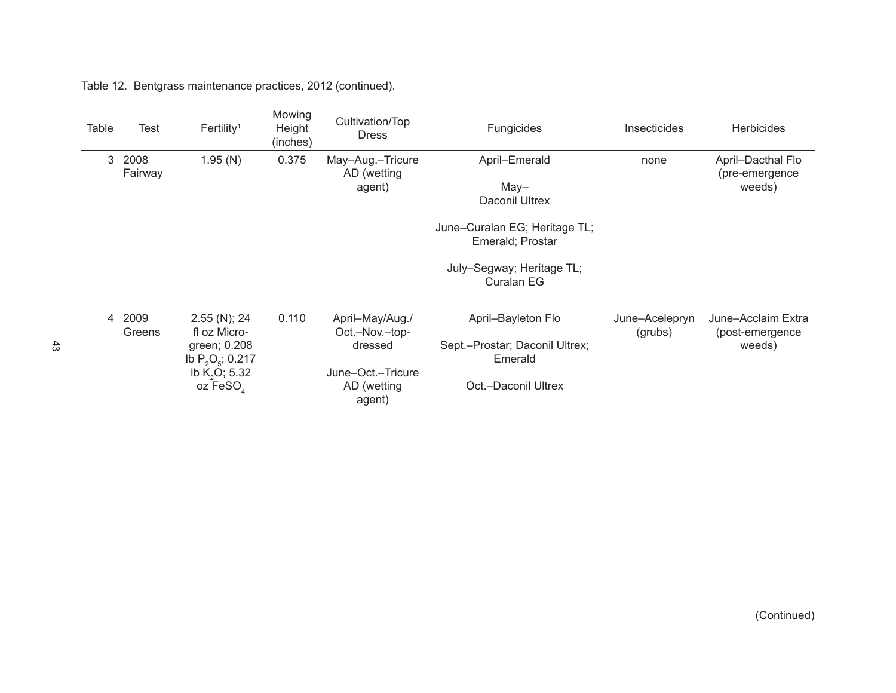Table 12. Bentgrass maintenance practices, 2012 (continued).

| Table | Test | Fertility[1] | Mowing Height (inches) | Cultivation/Top Dress | Fungicides | Insecticides | Herbicides |
|---|---|---|---|---|---|---|---|
| 3 | 2008 Fairway | 1.95 (N) | 0.375 | May–Aug.–Tricure AD (wetting agent) | April–Emerald<br><br>May–Daconil Ultrex<br><br>June–Curalan EG; Heritage TL; Emerald; Prostar<br><br>July–Segway; Heritage TL; Curalan EG | none | April–Dacthal Flo (pre-emergence weeds) |
| 4 | 2009 Greens | 2.55 (N); 24 fl oz Micro-green; 0.208 lb $P_2O_5$; 0.217 lb $K_2O$; 5.32 oz $FeSO_4$ | 0.110 | April–May/Aug./Oct.–Nov.–top-dressed<br><br>June–Oct.–Tricure AD (wetting agent) | April–Bayleton Flo<br><br>Sept.–Prostar; Daconil Ultrex; Emerald<br><br>Oct.–Daconil Ultrex | June–Acelepryn (grubs) | June–Acclaim Extra (post-emergence weeds) |

(Continued)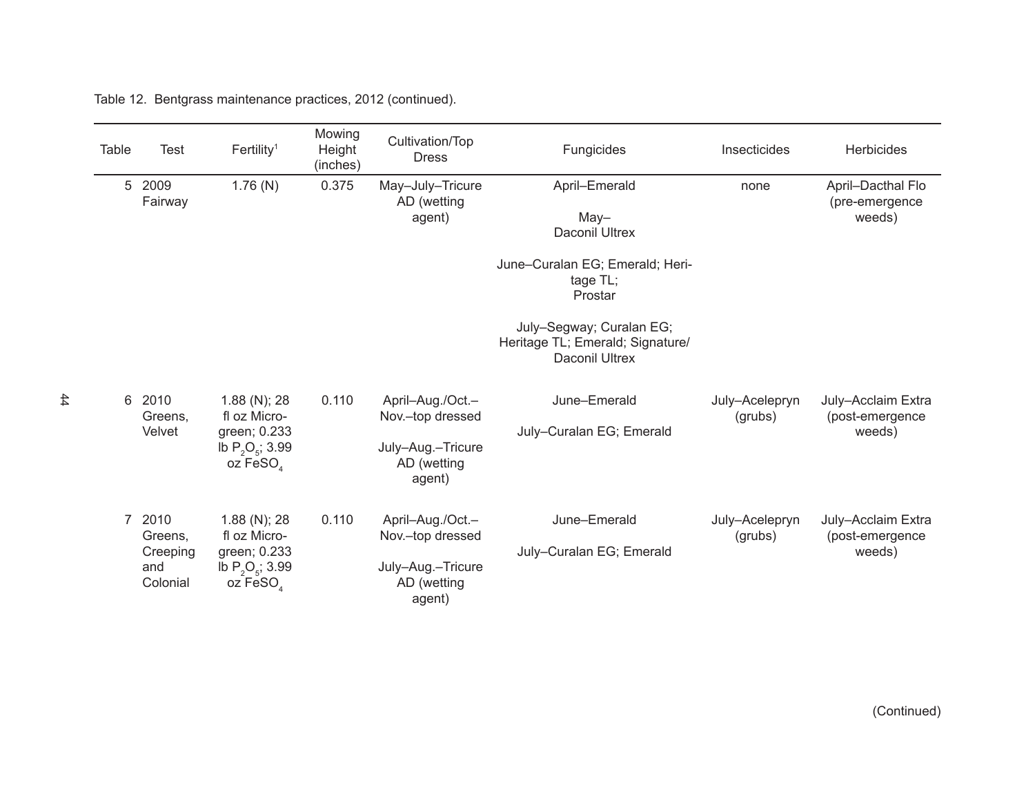Table 12. Bentgrass maintenance practices, 2012 (continued).

| Table | Test | Fertility[1] | Mowing Height (inches) | Cultivation/Top Dress | Fungicides | Insecticides | Herbicides |
|---|---|---|---|---|---|---|---|
| 5 | 2009 Fairway | 1.76 (N) | 0.375 | May–July–Tricure AD (wetting agent) | April–Emerald<br><br>May–Daconil Ultrex<br><br>June–Curalan EG; Emerald; Heritage TL; Prostar<br><br>July–Segway; Curalan EG; Heritage TL; Emerald; Signature/ Daconil Ultrex | none | April–Dacthal Flo (pre-emergence weeds) |
| 6 | 2010 Greens, Velvet | 1.88 (N); 28 fl oz Micro-green; 0.233 lb $P_2O_5$; 3.99 oz $FeSO_4$ | 0.110 | April–Aug./Oct.–Nov.–top dressed<br><br>July–Aug.–Tricure AD (wetting agent) | June–Emerald<br><br>July–Curalan EG; Emerald | July–Acelepryn (grubs) | July–Acclaim Extra (post-emergence weeds) |
| 7 | 2010 Greens, Creeping and Colonial | 1.88 (N); 28 fl oz Micro-green; 0.233 lb $P_2O_5$; 3.99 oz $FeSO_4$ | 0.110 | April–Aug./Oct.–Nov.–top dressed<br><br>July–Aug.–Tricure AD (wetting agent) | June–Emerald<br><br>July–Curalan EG; Emerald | July–Acelepryn (grubs) | July–Acclaim Extra (post-emergence weeds) |

(Continued)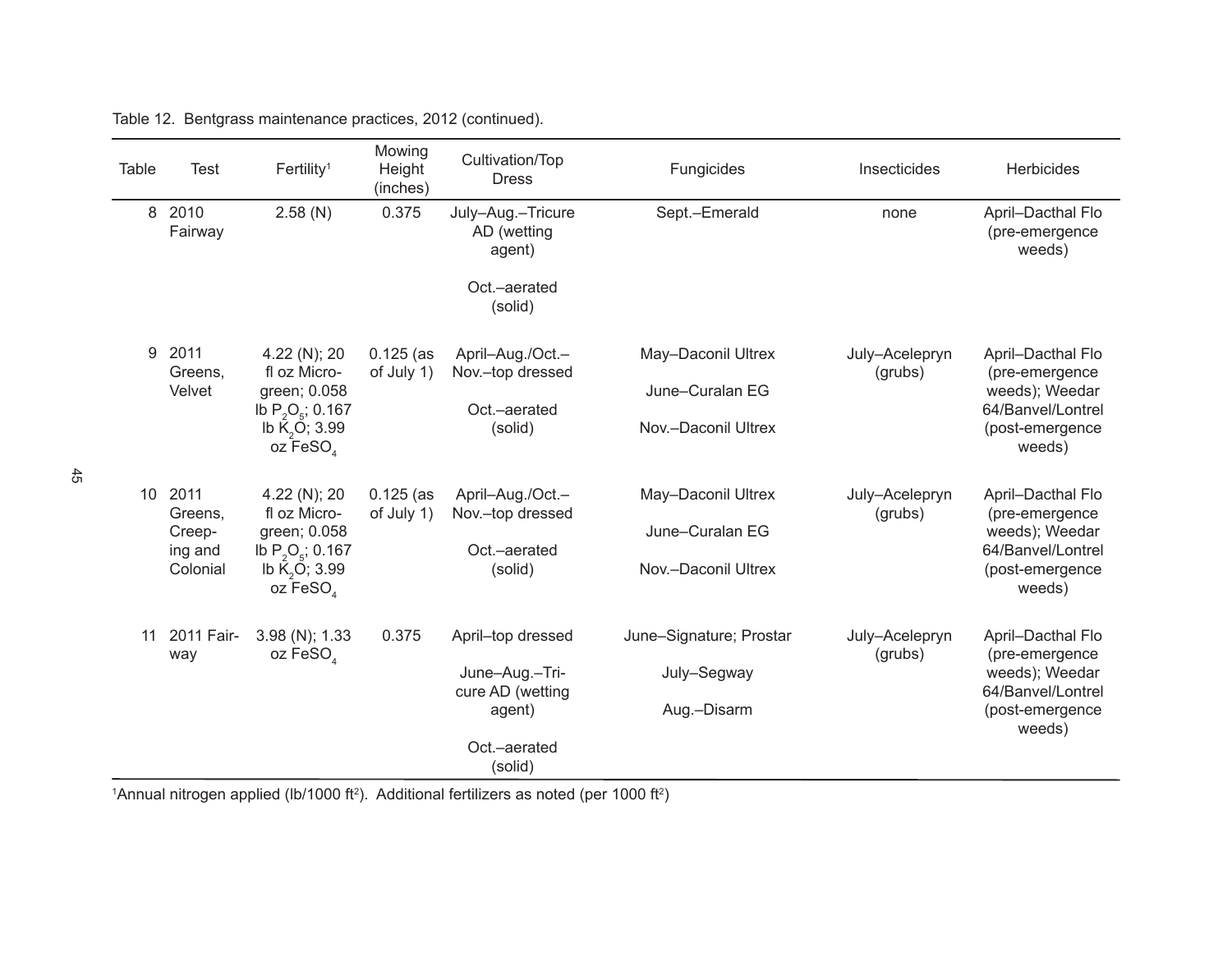Table 12. Bentgrass maintenance practices, 2012 (continued).

| Table | Test | Fertility[1] | Mowing Height (inches) | Cultivation/Top Dress | Fungicides | Insecticides | Herbicides |
|---|---|---|---|---|---|---|---|
| 8 | 2010 Fairway | 2.58 (N) | 0.375 | July–Aug.–Tricure AD (wetting agent)<br><br>Oct.–aerated (solid) | Sept.–Emerald | none | April–Dacthal Flo (pre-emergence weeds) |
| 9 | 2011 Greens, Velvet | 4.22 (N); 20 fl oz Micro-green; 0.058 lb $P_2O_5$; 0.167 lb $K_2O$; 3.99 oz $FeSO_4$ | 0.125 (as of July 1) | April–Aug./Oct.–Nov.–top dressed<br><br>Oct.–aerated (solid) | May–Daconil Ultrex<br><br>June–Curalan EG<br><br>Nov.–Daconil Ultrex | July–Acelepryn (grubs) | April–Dacthal Flo (pre-emergence weeds); Weedar 64/Banvel/Lontrel (post-emergence weeds) |
| 10 | 2011 Greens, Creeping and Colonial | 4.22 (N); 20 fl oz Micro-green; 0.058 lb $P_2O_5$; 0.167 lb $K_2O$; 3.99 oz $FeSO_4$ | 0.125 (as of July 1) | April–Aug./Oct.–Nov.–top dressed<br><br>Oct.–aerated (solid) | May–Daconil Ultrex<br><br>June–Curalan EG<br><br>Nov.–Daconil Ultrex | July–Acelepryn (grubs) | April–Dacthal Flo (pre-emergence weeds); Weedar 64/Banvel/Lontrel (post-emergence weeds) |
| 11 | 2011 Fairway | 3.98 (N); 1.33 oz $FeSO_4$ | 0.375 | April–top dressed<br><br>June–Aug.–Tricure AD (wetting agent)<br><br>Oct.–aerated (solid) | June–Signature; Prostar<br><br>July–Segway<br><br>Aug.–Disarm | July–Acelepryn (grubs) | April–Dacthal Flo (pre-emergence weeds); Weedar 64/Banvel/Lontrel (post-emergence weeds) |

[1]Annual nitrogen applied (lb/1000 $ft^2$). Additional fertilizers as noted (per 1000 $ft^2$)